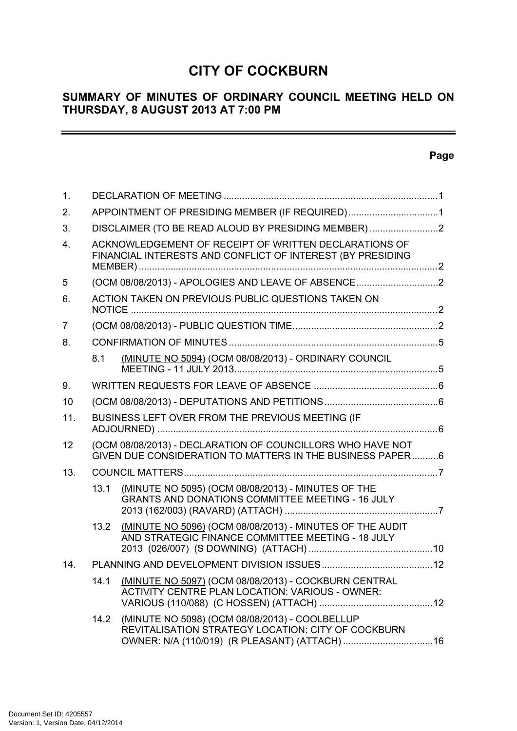# CITY OF COCKBURN

## SUMMARY OF MINUTES OF ORDINARY COUNCIL MEETING HELD ON THURSDAY, 8 AUGUST 2013 AT 7:00 PM

**Page**

| | | Page |
|---|---|---|
| 1. | DECLARATION OF MEETING | 1 |
| 2. | APPOINTMENT OF PRESIDING MEMBER (IF REQUIRED) | 1 |
| 3. | DISCLAIMER (TO BE READ ALOUD BY PRESIDING MEMBER) | 2 |
| 4. | ACKNOWLEDGEMENT OF RECEIPT OF WRITTEN DECLARATIONS OF FINANCIAL INTERESTS AND CONFLICT OF INTEREST (BY PRESIDING MEMBER) | 2 |
| 5 | (OCM 08/08/2013) - APOLOGIES AND LEAVE OF ABSENCE | 2 |
| 6. | ACTION TAKEN ON PREVIOUS PUBLIC QUESTIONS TAKEN ON NOTICE | 2 |
| 7 | (OCM 08/08/2013) - PUBLIC QUESTION TIME | 2 |
| 8. | CONFIRMATION OF MINUTES | 5 |
| 8.1 | (MINUTE NO 5094) (OCM 08/08/2013) - ORDINARY COUNCIL MEETING - 11 JULY 2013 | 5 |
| 9. | WRITTEN REQUESTS FOR LEAVE OF ABSENCE | 6 |
| 10 | (OCM 08/08/2013) - DEPUTATIONS AND PETITIONS | 6 |
| 11. | BUSINESS LEFT OVER FROM THE PREVIOUS MEETING (IF ADJOURNED) | 6 |
| 12 | (OCM 08/08/2013) - DECLARATION OF COUNCILLORS WHO HAVE NOT GIVEN DUE CONSIDERATION TO MATTERS IN THE BUSINESS PAPER | 6 |
| 13. | COUNCIL MATTERS | 7 |
| 13.1 | (MINUTE NO 5095) (OCM 08/08/2013) - MINUTES OF THE GRANTS AND DONATIONS COMMITTEE MEETING - 16 JULY 2013 (162/003) (RAVARD) (ATTACH) | 7 |
| 13.2 | (MINUTE NO 5096) (OCM 08/08/2013) - MINUTES OF THE AUDIT AND STRATEGIC FINANCE COMMITTEE MEETING - 18 JULY 2013 (026/007) (S DOWNING) (ATTACH) | 10 |
| 14. | PLANNING AND DEVELOPMENT DIVISION ISSUES | 12 |
| 14.1 | (MINUTE NO 5097) (OCM 08/08/2013) - COCKBURN CENTRAL ACTIVITY CENTRE PLAN LOCATION: VARIOUS - OWNER: VARIOUS (110/088) (C HOSSEN) (ATTACH) | 12 |
| 14.2 | (MINUTE NO 5098) (OCM 08/08/2013) - COOLBELLUP REVITALISATION STRATEGY LOCATION: CITY OF COCKBURN OWNER: N/A (110/019) (R PLEASANT) (ATTACH) | 16 |

Document Set ID: 4205557
Version: 1, Version Date: 04/12/2014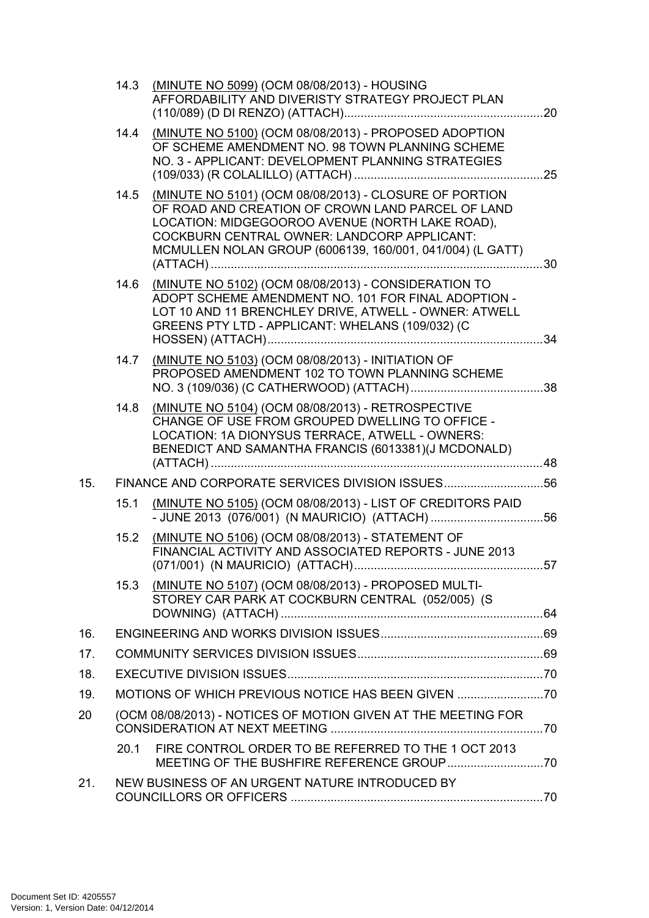14.3 (MINUTE NO 5099) (OCM 08/08/2013) - HOUSING AFFORDABILITY AND DIVERISTY STRATEGY PROJECT PLAN (110/089) (D DI RENZO) (ATTACH) ..... 20

14.4 (MINUTE NO 5100) (OCM 08/08/2013) - PROPOSED ADOPTION OF SCHEME AMENDMENT NO. 98 TOWN PLANNING SCHEME NO. 3 - APPLICANT: DEVELOPMENT PLANNING STRATEGIES (109/033) (R COLALILLO) (ATTACH) ..... 25

14.5 (MINUTE NO 5101) (OCM 08/08/2013) - CLOSURE OF PORTION OF ROAD AND CREATION OF CROWN LAND PARCEL OF LAND LOCATION: MIDGEGOOROO AVENUE (NORTH LAKE ROAD), COCKBURN CENTRAL OWNER: LANDCORP APPLICANT: MCMULLEN NOLAN GROUP (6006139, 160/001, 041/004) (L GATT) (ATTACH) ..... 30

14.6 (MINUTE NO 5102) (OCM 08/08/2013) - CONSIDERATION TO ADOPT SCHEME AMENDMENT NO. 101 FOR FINAL ADOPTION - LOT 10 AND 11 BRENCHLEY DRIVE, ATWELL - OWNER: ATWELL GREENS PTY LTD - APPLICANT: WHELANS (109/032) (C HOSSEN) (ATTACH) ..... 34

14.7 (MINUTE NO 5103) (OCM 08/08/2013) - INITIATION OF PROPOSED AMENDMENT 102 TO TOWN PLANNING SCHEME NO. 3 (109/036) (C CATHERWOOD) (ATTACH) ..... 38

14.8 (MINUTE NO 5104) (OCM 08/08/2013) - RETROSPECTIVE CHANGE OF USE FROM GROUPED DWELLING TO OFFICE - LOCATION: 1A DIONYSUS TERRACE, ATWELL - OWNERS: BENEDICT AND SAMANTHA FRANCIS (6013381)(J MCDONALD) (ATTACH) ..... 48

15. FINANCE AND CORPORATE SERVICES DIVISION ISSUES ..... 56

15.1 (MINUTE NO 5105) (OCM 08/08/2013) - LIST OF CREDITORS PAID - JUNE 2013 (076/001) (N MAURICIO) (ATTACH) ..... 56

15.2 (MINUTE NO 5106) (OCM 08/08/2013) - STATEMENT OF FINANCIAL ACTIVITY AND ASSOCIATED REPORTS - JUNE 2013 (071/001) (N MAURICIO) (ATTACH) ..... 57

15.3 (MINUTE NO 5107) (OCM 08/08/2013) - PROPOSED MULTI-STOREY CAR PARK AT COCKBURN CENTRAL (052/005) (S DOWNING) (ATTACH) ..... 64

16. ENGINEERING AND WORKS DIVISION ISSUES ..... 69

17. COMMUNITY SERVICES DIVISION ISSUES ..... 69

18. EXECUTIVE DIVISION ISSUES ..... 70

19. MOTIONS OF WHICH PREVIOUS NOTICE HAS BEEN GIVEN ..... 70

20 (OCM 08/08/2013) - NOTICES OF MOTION GIVEN AT THE MEETING FOR CONSIDERATION AT NEXT MEETING ..... 70

20.1 FIRE CONTROL ORDER TO BE REFERRED TO THE 1 OCT 2013 MEETING OF THE BUSHFIRE REFERENCE GROUP ..... 70

21. NEW BUSINESS OF AN URGENT NATURE INTRODUCED BY COUNCILLORS OR OFFICERS ..... 70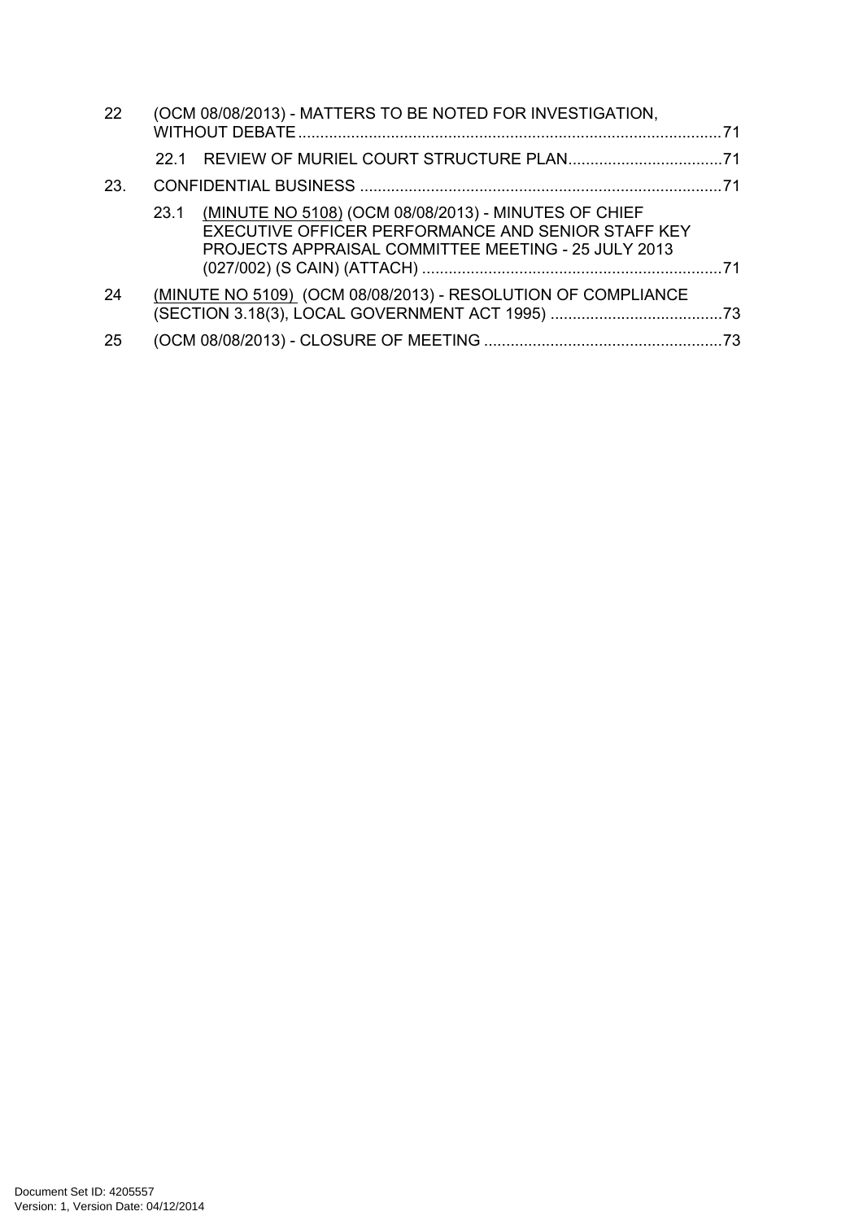22 (OCM 08/08/2013) - MATTERS TO BE NOTED FOR INVESTIGATION, WITHOUT DEBATE ..... 71

22.1 REVIEW OF MURIEL COURT STRUCTURE PLAN ..... 71

23. CONFIDENTIAL BUSINESS ..... 71

23.1 (MINUTE NO 5108) (OCM 08/08/2013) - MINUTES OF CHIEF EXECUTIVE OFFICER PERFORMANCE AND SENIOR STAFF KEY PROJECTS APPRAISAL COMMITTEE MEETING - 25 JULY 2013 (027/002) (S CAIN) (ATTACH) ..... 71

24 (MINUTE NO 5109) (OCM 08/08/2013) - RESOLUTION OF COMPLIANCE (SECTION 3.18(3), LOCAL GOVERNMENT ACT 1995) ..... 73

25 (OCM 08/08/2013) - CLOSURE OF MEETING ..... 73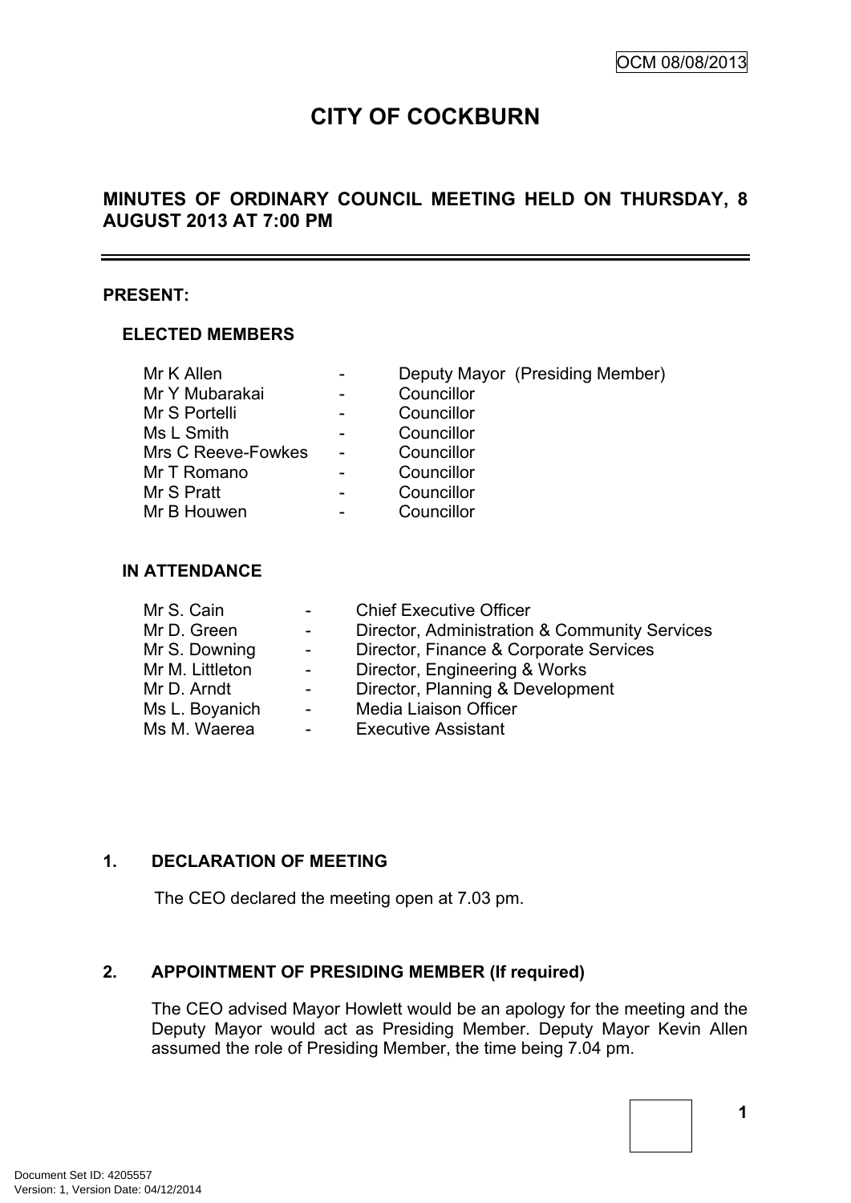OCM 08/08/2013

# CITY OF COCKBURN

## MINUTES OF ORDINARY COUNCIL MEETING HELD ON THURSDAY, 8 AUGUST 2013 AT 7:00 PM

---

**PRESENT:**

**ELECTED MEMBERS**

| | | |
|---|---|---|
| Mr K Allen | - | Deputy Mayor (Presiding Member) |
| Mr Y Mubarakai | - | Councillor |
| Mr S Portelli | - | Councillor |
| Ms L Smith | - | Councillor |
| Mrs C Reeve-Fowkes | - | Councillor |
| Mr T Romano | - | Councillor |
| Mr S Pratt | - | Councillor |
| Mr B Houwen | - | Councillor |

**IN ATTENDANCE**

| | | |
|---|---|---|
| Mr S. Cain | - | Chief Executive Officer |
| Mr D. Green | - | Director, Administration & Community Services |
| Mr S. Downing | - | Director, Finance & Corporate Services |
| Mr M. Littleton | - | Director, Engineering & Works |
| Mr D. Arndt | - | Director, Planning & Development |
| Ms L. Boyanich | - | Media Liaison Officer |
| Ms M. Waerea | - | Executive Assistant |

**1. DECLARATION OF MEETING**

The CEO declared the meeting open at 7.03 pm.

**2. APPOINTMENT OF PRESIDING MEMBER (If required)**

The CEO advised Mayor Howlett would be an apology for the meeting and the Deputy Mayor would act as Presiding Member. Deputy Mayor Kevin Allen assumed the role of Presiding Member, the time being 7.04 pm.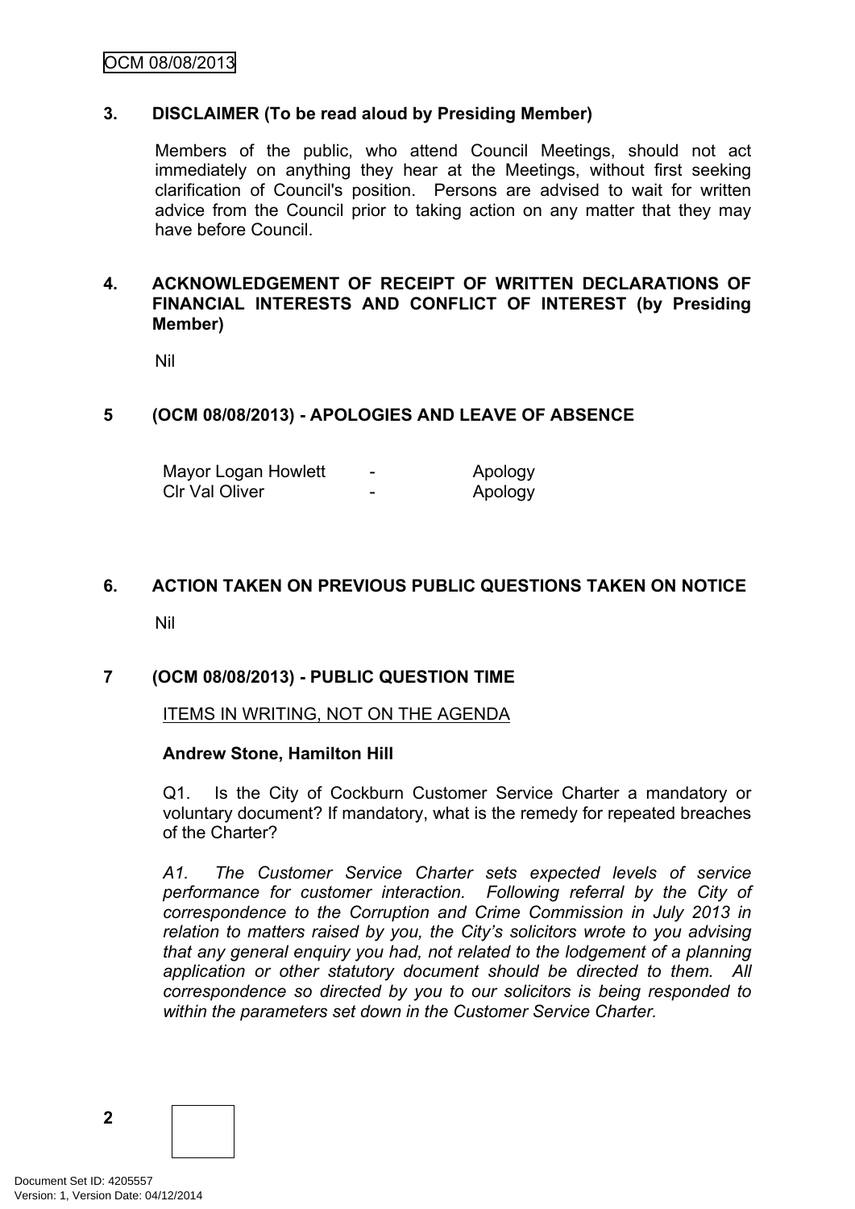## 3. DISCLAIMER (To be read aloud by Presiding Member)

Members of the public, who attend Council Meetings, should not act immediately on anything they hear at the Meetings, without first seeking clarification of Council's position. Persons are advised to wait for written advice from the Council prior to taking action on any matter that they may have before Council.

## 4. ACKNOWLEDGEMENT OF RECEIPT OF WRITTEN DECLARATIONS OF FINANCIAL INTERESTS AND CONFLICT OF INTEREST (by Presiding Member)

Nil

## 5 (OCM 08/08/2013) - APOLOGIES AND LEAVE OF ABSENCE

| | | |
|---|---|---|
| Mayor Logan Howlett | - | Apology |
| Clr Val Oliver | - | Apology |

## 6. ACTION TAKEN ON PREVIOUS PUBLIC QUESTIONS TAKEN ON NOTICE

Nil

## 7 (OCM 08/08/2013) - PUBLIC QUESTION TIME

ITEMS IN WRITING, NOT ON THE AGENDA

**Andrew Stone, Hamilton Hill**

Q1. Is the City of Cockburn Customer Service Charter a mandatory or voluntary document? If mandatory, what is the remedy for repeated breaches of the Charter?

*A1. The Customer Service Charter sets expected levels of service performance for customer interaction. Following referral by the City of correspondence to the Corruption and Crime Commission in July 2013 in relation to matters raised by you, the City's solicitors wrote to you advising that any general enquiry you had, not related to the lodgement of a planning application or other statutory document should be directed to them. All correspondence so directed by you to our solicitors is being responded to within the parameters set down in the Customer Service Charter.*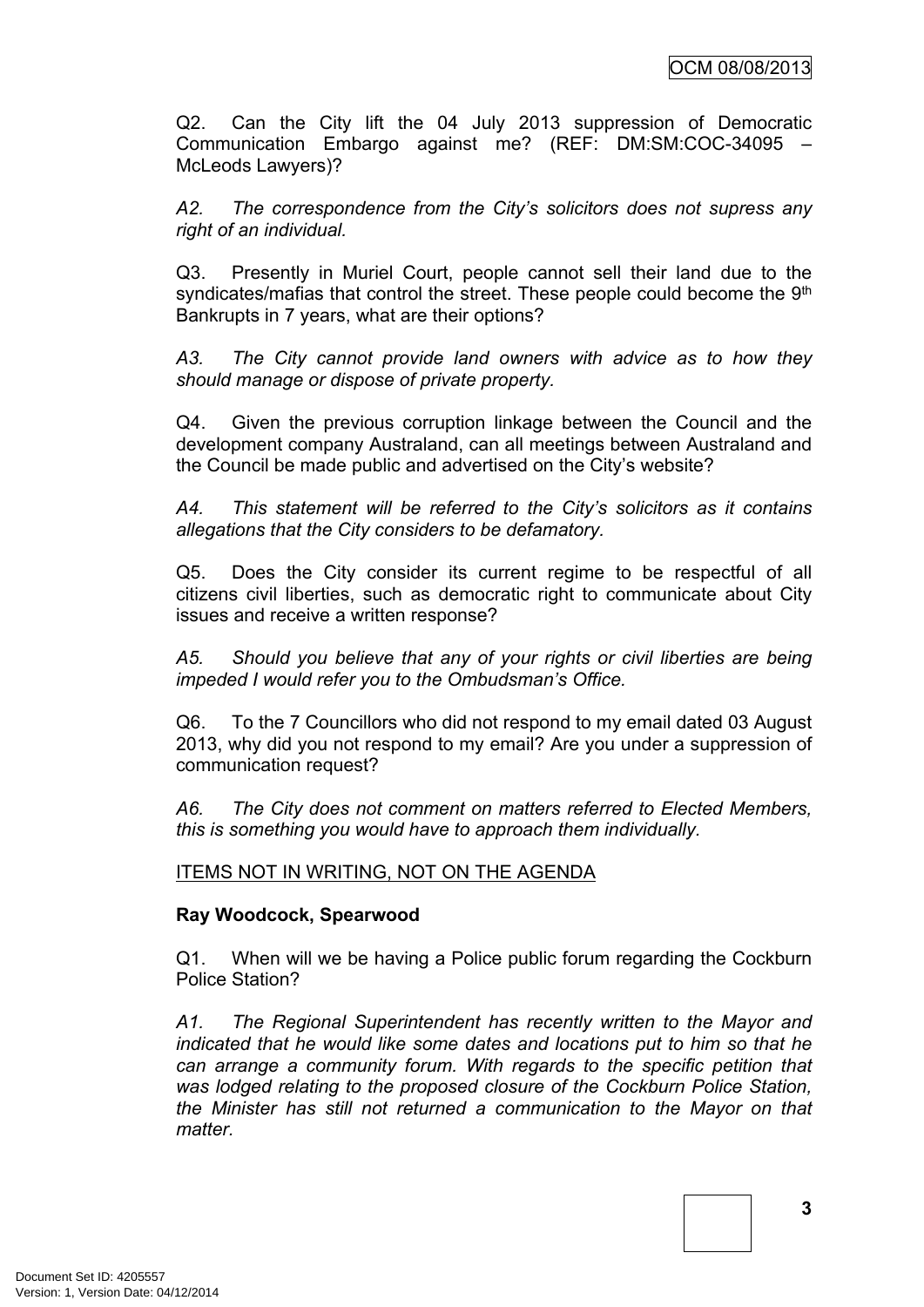Q2. Can the City lift the 04 July 2013 suppression of Democratic Communication Embargo against me? (REF: DM:SM:COC-34095 – McLeods Lawyers)?

*A2. The correspondence from the City's solicitors does not supress any right of an individual.*

Q3. Presently in Muriel Court, people cannot sell their land due to the syndicates/mafias that control the street. These people could become the 9th Bankrupts in 7 years, what are their options?

*A3. The City cannot provide land owners with advice as to how they should manage or dispose of private property.*

Q4. Given the previous corruption linkage between the Council and the development company Australand, can all meetings between Australand and the Council be made public and advertised on the City's website?

*A4. This statement will be referred to the City's solicitors as it contains allegations that the City considers to be defamatory.*

Q5. Does the City consider its current regime to be respectful of all citizens civil liberties, such as democratic right to communicate about City issues and receive a written response?

*A5. Should you believe that any of your rights or civil liberties are being impeded I would refer you to the Ombudsman's Office.*

Q6. To the 7 Councillors who did not respond to my email dated 03 August 2013, why did you not respond to my email? Are you under a suppression of communication request?

*A6. The City does not comment on matters referred to Elected Members, this is something you would have to approach them individually.*

ITEMS NOT IN WRITING, NOT ON THE AGENDA

**Ray Woodcock, Spearwood**

Q1. When will we be having a Police public forum regarding the Cockburn Police Station?

*A1. The Regional Superintendent has recently written to the Mayor and indicated that he would like some dates and locations put to him so that he can arrange a community forum. With regards to the specific petition that was lodged relating to the proposed closure of the Cockburn Police Station, the Minister has still not returned a communication to the Mayor on that matter.*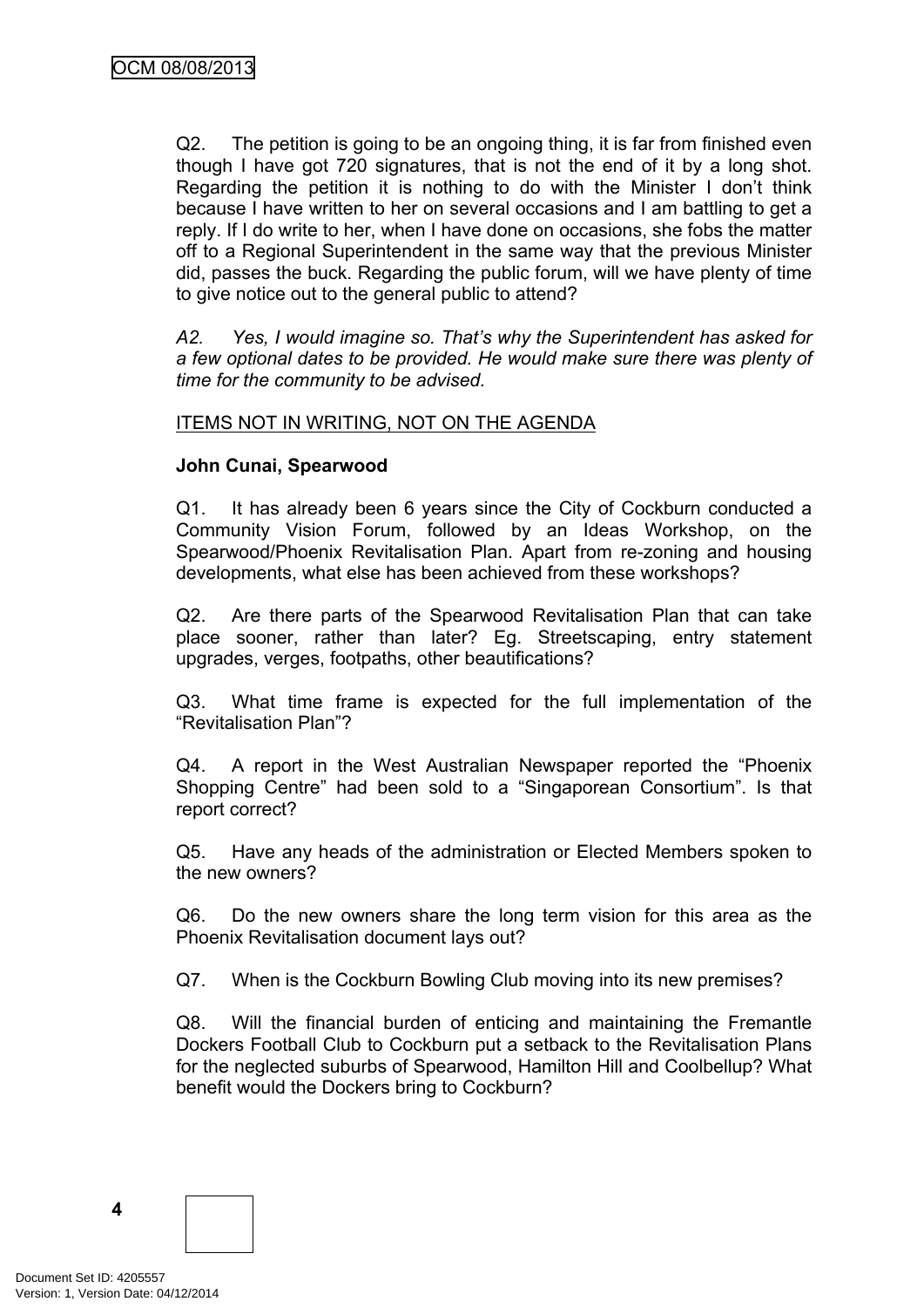Q2. The petition is going to be an ongoing thing, it is far from finished even though I have got 720 signatures, that is not the end of it by a long shot. Regarding the petition it is nothing to do with the Minister I don't think because I have written to her on several occasions and I am battling to get a reply. If I do write to her, when I have done on occasions, she fobs the matter off to a Regional Superintendent in the same way that the previous Minister did, passes the buck. Regarding the public forum, will we have plenty of time to give notice out to the general public to attend?

*A2. Yes, I would imagine so. That's why the Superintendent has asked for a few optional dates to be provided. He would make sure there was plenty of time for the community to be advised.*

<u>ITEMS NOT IN WRITING, NOT ON THE AGENDA</u>

**John Cunai, Spearwood**

Q1. It has already been 6 years since the City of Cockburn conducted a Community Vision Forum, followed by an Ideas Workshop, on the Spearwood/Phoenix Revitalisation Plan. Apart from re-zoning and housing developments, what else has been achieved from these workshops?

Q2. Are there parts of the Spearwood Revitalisation Plan that can take place sooner, rather than later? Eg. Streetscaping, entry statement upgrades, verges, footpaths, other beautifications?

Q3. What time frame is expected for the full implementation of the "Revitalisation Plan"?

Q4. A report in the West Australian Newspaper reported the "Phoenix Shopping Centre" had been sold to a "Singaporean Consortium". Is that report correct?

Q5. Have any heads of the administration or Elected Members spoken to the new owners?

Q6. Do the new owners share the long term vision for this area as the Phoenix Revitalisation document lays out?

Q7. When is the Cockburn Bowling Club moving into its new premises?

Q8. Will the financial burden of enticing and maintaining the Fremantle Dockers Football Club to Cockburn put a setback to the Revitalisation Plans for the neglected suburbs of Spearwood, Hamilton Hill and Coolbellup? What benefit would the Dockers bring to Cockburn?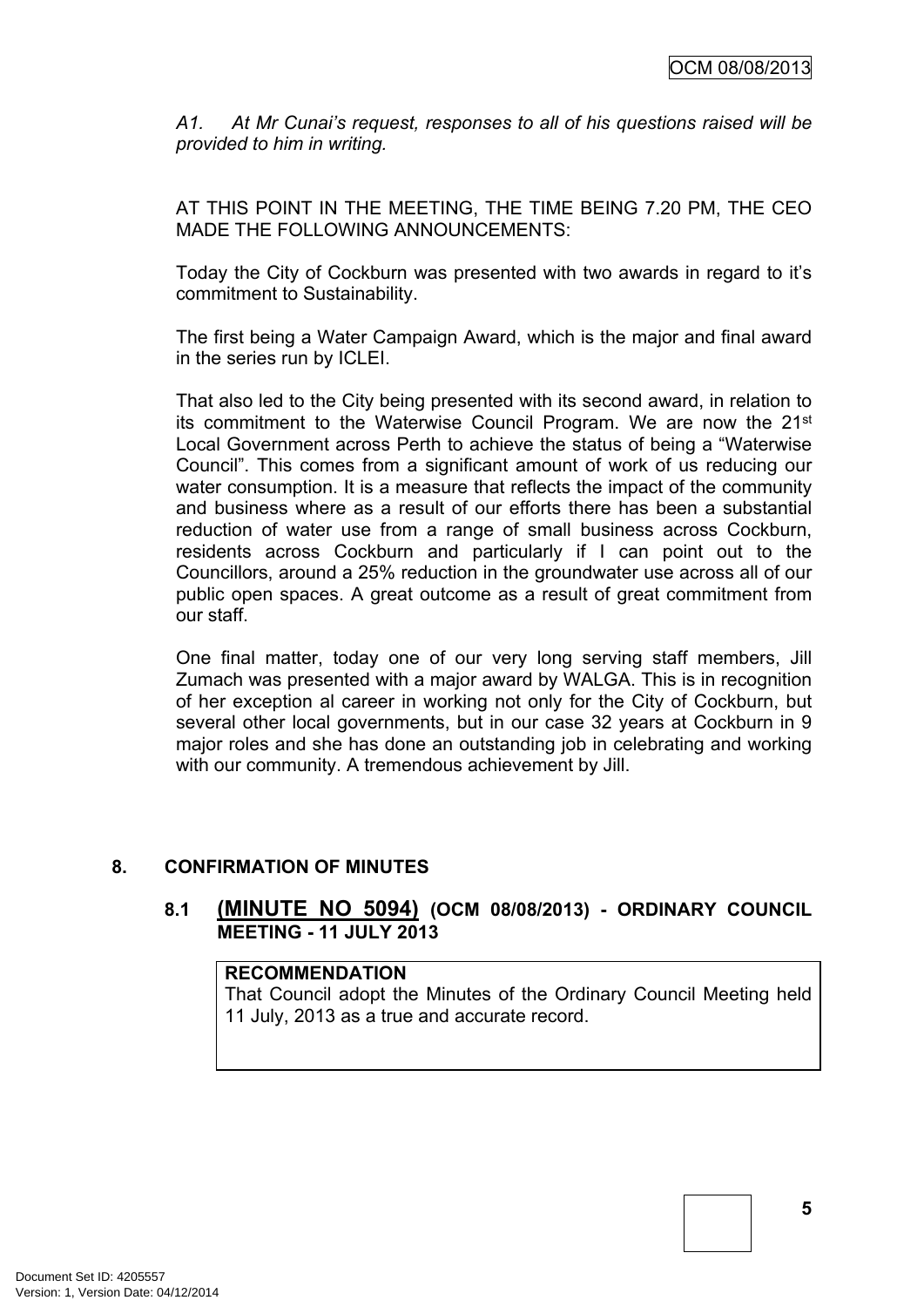*A1. At Mr Cunai's request, responses to all of his questions raised will be provided to him in writing.*

AT THIS POINT IN THE MEETING, THE TIME BEING 7.20 PM, THE CEO MADE THE FOLLOWING ANNOUNCEMENTS:

Today the City of Cockburn was presented with two awards in regard to it's commitment to Sustainability.

The first being a Water Campaign Award, which is the major and final award in the series run by ICLEI.

That also led to the City being presented with its second award, in relation to its commitment to the Waterwise Council Program. We are now the 21st Local Government across Perth to achieve the status of being a "Waterwise Council". This comes from a significant amount of work of us reducing our water consumption. It is a measure that reflects the impact of the community and business where as a result of our efforts there has been a substantial reduction of water use from a range of small business across Cockburn, residents across Cockburn and particularly if I can point out to the Councillors, around a 25% reduction in the groundwater use across all of our public open spaces. A great outcome as a result of great commitment from our staff.

One final matter, today one of our very long serving staff members, Jill Zumach was presented with a major award by WALGA. This is in recognition of her exception al career in working not only for the City of Cockburn, but several other local governments, but in our case 32 years at Cockburn in 9 major roles and she has done an outstanding job in celebrating and working with our community. A tremendous achievement by Jill.

## 8. CONFIRMATION OF MINUTES

### 8.1 (MINUTE NO 5094) (OCM 08/08/2013) - ORDINARY COUNCIL MEETING - 11 JULY 2013

**RECOMMENDATION**
That Council adopt the Minutes of the Ordinary Council Meeting held 11 July, 2013 as a true and accurate record.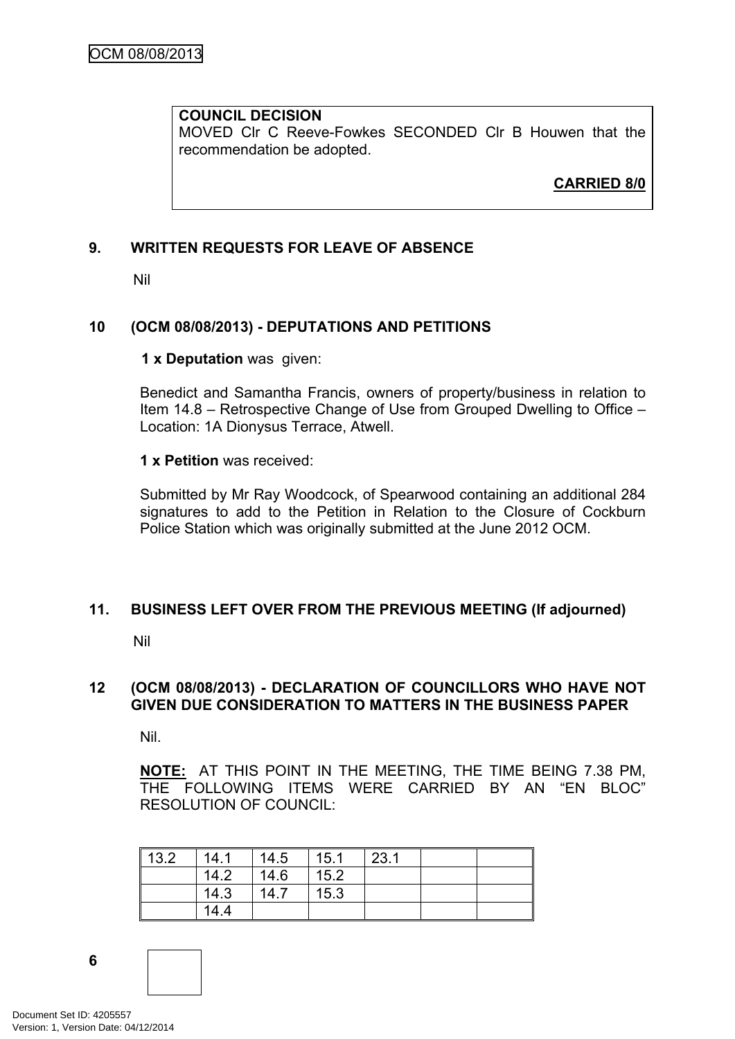**COUNCIL DECISION**
MOVED Clr C Reeve-Fowkes SECONDED Clr B Houwen that the recommendation be adopted.

**CARRIED 8/0**

## 9. WRITTEN REQUESTS FOR LEAVE OF ABSENCE

Nil

## 10 (OCM 08/08/2013) - DEPUTATIONS AND PETITIONS

**1 x Deputation** was given:

Benedict and Samantha Francis, owners of property/business in relation to Item 14.8 – Retrospective Change of Use from Grouped Dwelling to Office – Location: 1A Dionysus Terrace, Atwell.

**1 x Petition** was received:

Submitted by Mr Ray Woodcock, of Spearwood containing an additional 284 signatures to add to the Petition in Relation to the Closure of Cockburn Police Station which was originally submitted at the June 2012 OCM.

## 11. BUSINESS LEFT OVER FROM THE PREVIOUS MEETING (If adjourned)

Nil

## 12 (OCM 08/08/2013) - DECLARATION OF COUNCILLORS WHO HAVE NOT GIVEN DUE CONSIDERATION TO MATTERS IN THE BUSINESS PAPER

Nil.

**NOTE:** AT THIS POINT IN THE MEETING, THE TIME BEING 7.38 PM, THE FOLLOWING ITEMS WERE CARRIED BY AN "EN BLOC" RESOLUTION OF COUNCIL:

| 13.2 | 14.1 | 14.5 | 15.1 | 23.1 | | |
|---|---|---|---|---|---|---|
| | 14.2 | 14.6 | 15.2 | | | |
| | 14.3 | 14.7 | 15.3 | | | |
| | 14.4 | | | | | |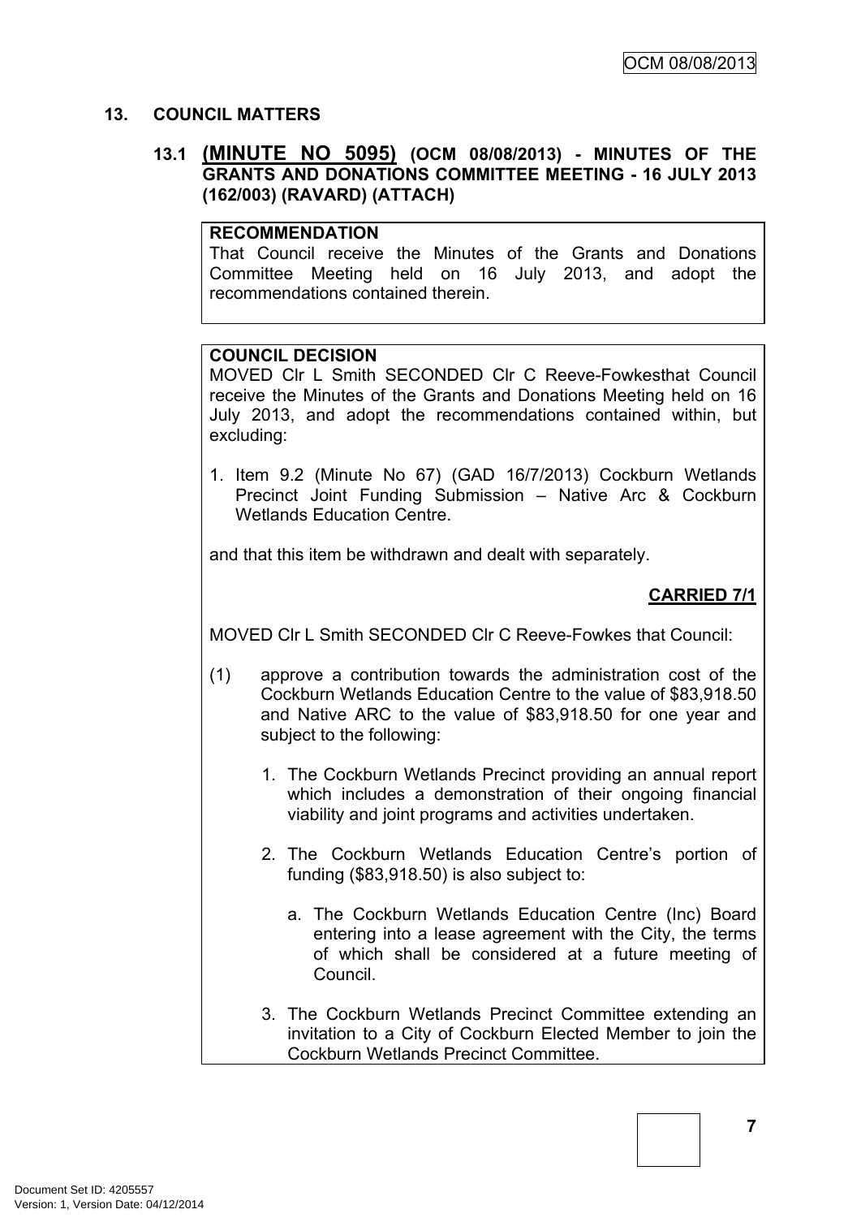## 13. COUNCIL MATTERS

### 13.1 (MINUTE NO 5095) (OCM 08/08/2013) - MINUTES OF THE GRANTS AND DONATIONS COMMITTEE MEETING - 16 JULY 2013 (162/003) (RAVARD) (ATTACH)

**RECOMMENDATION**

That Council receive the Minutes of the Grants and Donations Committee Meeting held on 16 July 2013, and adopt the recommendations contained therein.

**COUNCIL DECISION**

MOVED Clr L Smith SECONDED Clr C Reeve-Fowkesthat Council receive the Minutes of the Grants and Donations Meeting held on 16 July 2013, and adopt the recommendations contained within, but excluding:

1. Item 9.2 (Minute No 67) (GAD 16/7/2013) Cockburn Wetlands Precinct Joint Funding Submission – Native Arc & Cockburn Wetlands Education Centre.

and that this item be withdrawn and dealt with separately.

**CARRIED 7/1**

MOVED Clr L Smith SECONDED Clr C Reeve-Fowkes that Council:

(1) approve a contribution towards the administration cost of the Cockburn Wetlands Education Centre to the value of $83,918.50 and Native ARC to the value of $83,918.50 for one year and subject to the following:

   1. The Cockburn Wetlands Precinct providing an annual report which includes a demonstration of their ongoing financial viability and joint programs and activities undertaken.

   2. The Cockburn Wetlands Education Centre's portion of funding ($83,918.50) is also subject to:

      a. The Cockburn Wetlands Education Centre (Inc) Board entering into a lease agreement with the City, the terms of which shall be considered at a future meeting of Council.

   3. The Cockburn Wetlands Precinct Committee extending an invitation to a City of Cockburn Elected Member to join the Cockburn Wetlands Precinct Committee.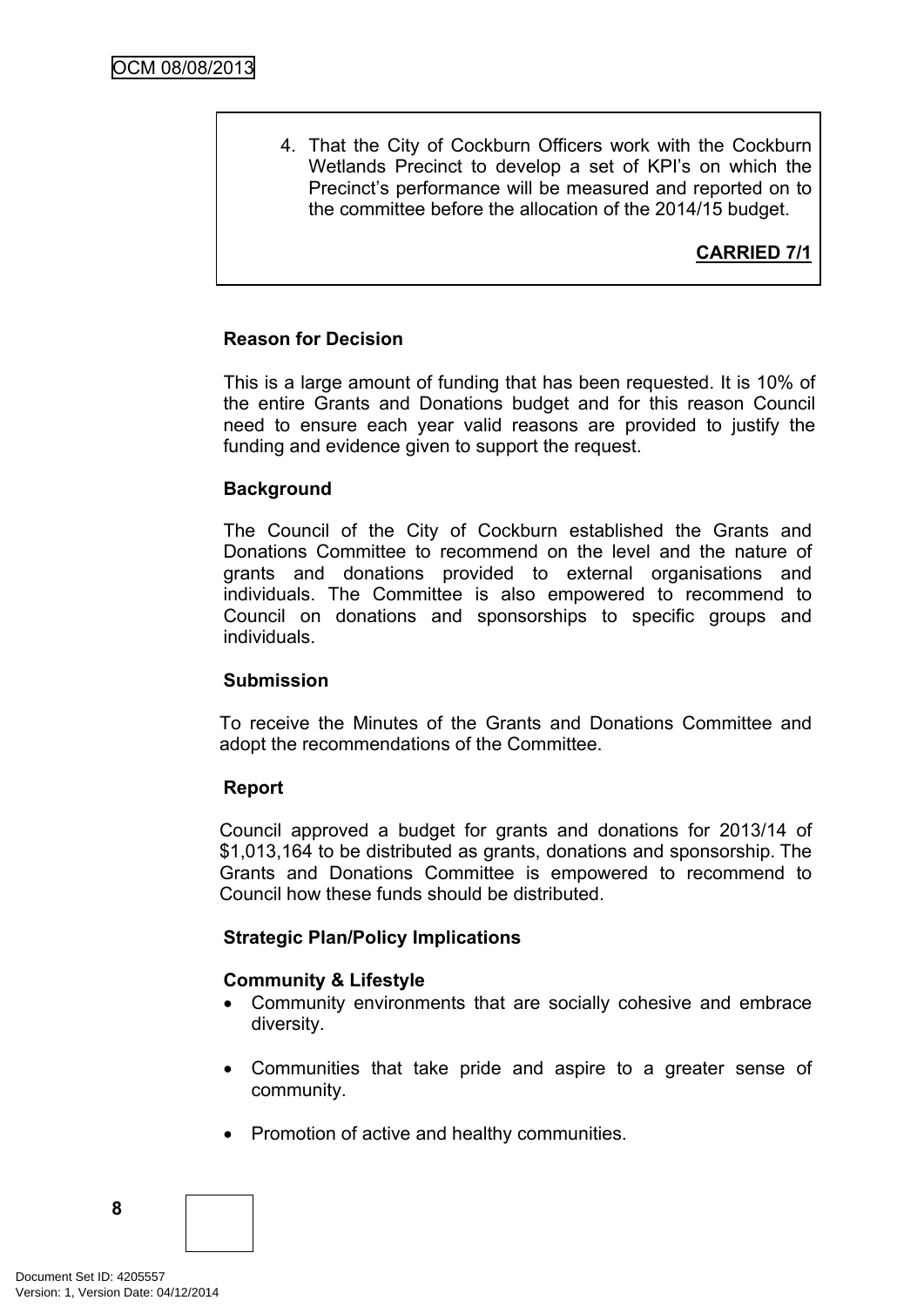4. That the City of Cockburn Officers work with the Cockburn Wetlands Precinct to develop a set of KPI's on which the Precinct's performance will be measured and reported on to the committee before the allocation of the 2014/15 budget.

**CARRIED 7/1**

**Reason for Decision**

This is a large amount of funding that has been requested. It is 10% of the entire Grants and Donations budget and for this reason Council need to ensure each year valid reasons are provided to justify the funding and evidence given to support the request.

**Background**

The Council of the City of Cockburn established the Grants and Donations Committee to recommend on the level and the nature of grants and donations provided to external organisations and individuals. The Committee is also empowered to recommend to Council on donations and sponsorships to specific groups and individuals.

**Submission**

To receive the Minutes of the Grants and Donations Committee and adopt the recommendations of the Committee.

**Report**

Council approved a budget for grants and donations for 2013/14 of $1,013,164 to be distributed as grants, donations and sponsorship. The Grants and Donations Committee is empowered to recommend to Council how these funds should be distributed.

**Strategic Plan/Policy Implications**

**Community & Lifestyle**

- Community environments that are socially cohesive and embrace diversity.
- Communities that take pride and aspire to a greater sense of community.
- Promotion of active and healthy communities.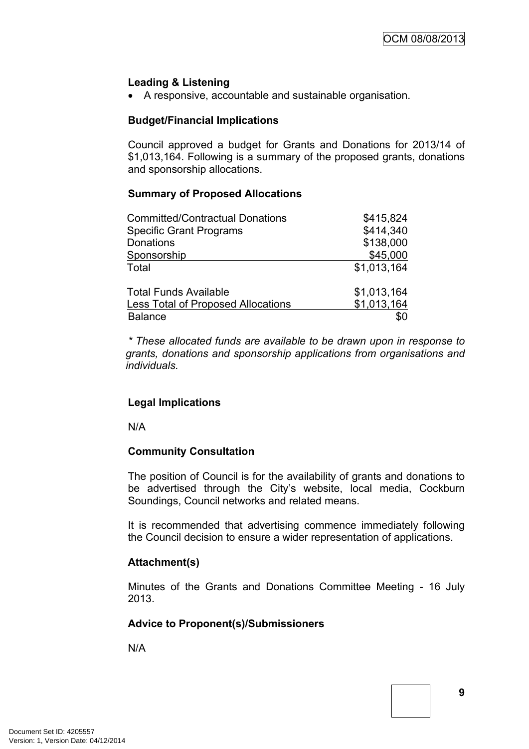**Leading & Listening**

- A responsive, accountable and sustainable organisation.

**Budget/Financial Implications**

Council approved a budget for Grants and Donations for 2013/14 of $1,013,164. Following is a summary of the proposed grants, donations and sponsorship allocations.

**Summary of Proposed Allocations**

| | |
|---|---|
| Committed/Contractual Donations | $415,824 |
| Specific Grant Programs | $414,340 |
| Donations | $138,000 |
| Sponsorship | $45,000 |
| Total | $1,013,164 |
| | |
| Total Funds Available | $1,013,164 |
| Less Total of Proposed Allocations | $1,013,164 |
| Balance | $0 |

*\* These allocated funds are available to be drawn upon in response to grants, donations and sponsorship applications from organisations and individuals.*

**Legal Implications**

N/A

**Community Consultation**

The position of Council is for the availability of grants and donations to be advertised through the City's website, local media, Cockburn Soundings, Council networks and related means.

It is recommended that advertising commence immediately following the Council decision to ensure a wider representation of applications.

**Attachment(s)**

Minutes of the Grants and Donations Committee Meeting - 16 July 2013.

**Advice to Proponent(s)/Submissioners**

N/A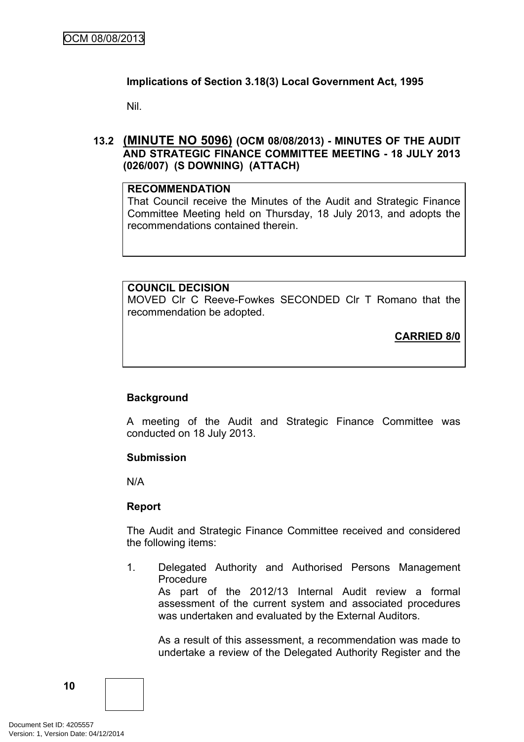**Implications of Section 3.18(3) Local Government Act, 1995**

Nil.

### 13.2 **(MINUTE NO 5096)** (OCM 08/08/2013) - MINUTES OF THE AUDIT AND STRATEGIC FINANCE COMMITTEE MEETING - 18 JULY 2013 (026/007) (S DOWNING) (ATTACH)

**RECOMMENDATION**
That Council receive the Minutes of the Audit and Strategic Finance Committee Meeting held on Thursday, 18 July 2013, and adopts the recommendations contained therein.

**COUNCIL DECISION**
MOVED Clr C Reeve-Fowkes SECONDED Clr T Romano that the recommendation be adopted.

**CARRIED 8/0**

**Background**

A meeting of the Audit and Strategic Finance Committee was conducted on 18 July 2013.

**Submission**

N/A

**Report**

The Audit and Strategic Finance Committee received and considered the following items:

1. Delegated Authority and Authorised Persons Management Procedure
   As part of the 2012/13 Internal Audit review a formal assessment of the current system and associated procedures was undertaken and evaluated by the External Auditors.

   As a result of this assessment, a recommendation was made to undertake a review of the Delegated Authority Register and the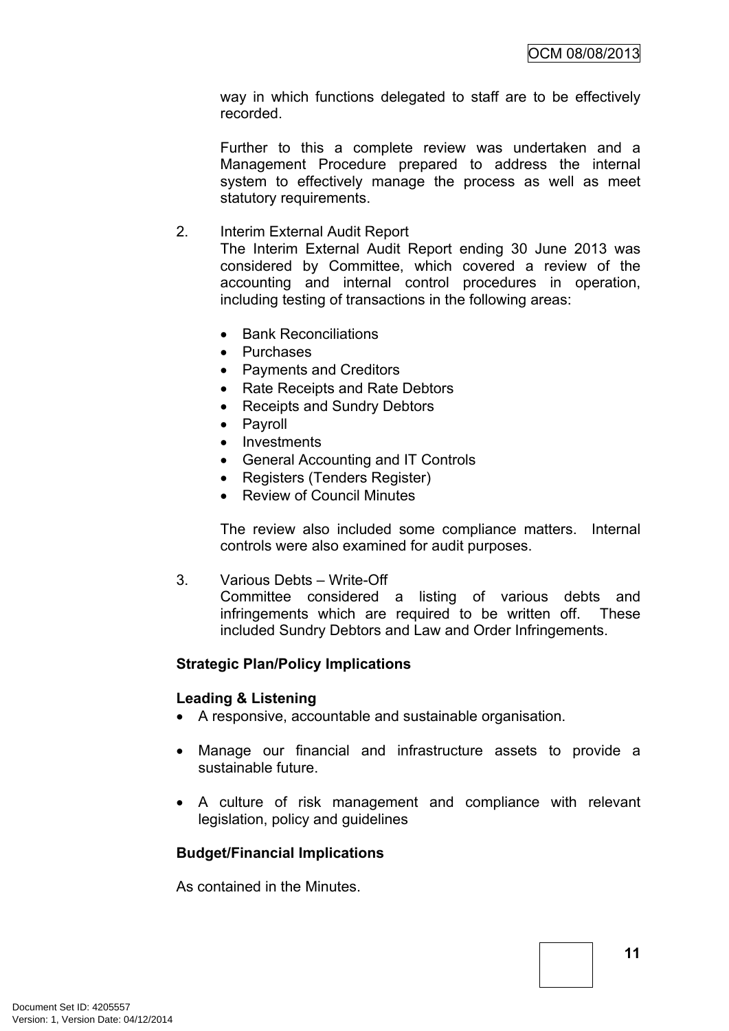way in which functions delegated to staff are to be effectively recorded.

Further to this a complete review was undertaken and a Management Procedure prepared to address the internal system to effectively manage the process as well as meet statutory requirements.

2. Interim External Audit Report

   The Interim External Audit Report ending 30 June 2013 was considered by Committee, which covered a review of the accounting and internal control procedures in operation, including testing of transactions in the following areas:

   - Bank Reconciliations
   - Purchases
   - Payments and Creditors
   - Rate Receipts and Rate Debtors
   - Receipts and Sundry Debtors
   - Payroll
   - Investments
   - General Accounting and IT Controls
   - Registers (Tenders Register)
   - Review of Council Minutes

   The review also included some compliance matters. Internal controls were also examined for audit purposes.

3. Various Debts – Write-Off

   Committee considered a listing of various debts and infringements which are required to be written off. These included Sundry Debtors and Law and Order Infringements.

**Strategic Plan/Policy Implications**

**Leading & Listening**

- A responsive, accountable and sustainable organisation.
- Manage our financial and infrastructure assets to provide a sustainable future.
- A culture of risk management and compliance with relevant legislation, policy and guidelines

**Budget/Financial Implications**

As contained in the Minutes.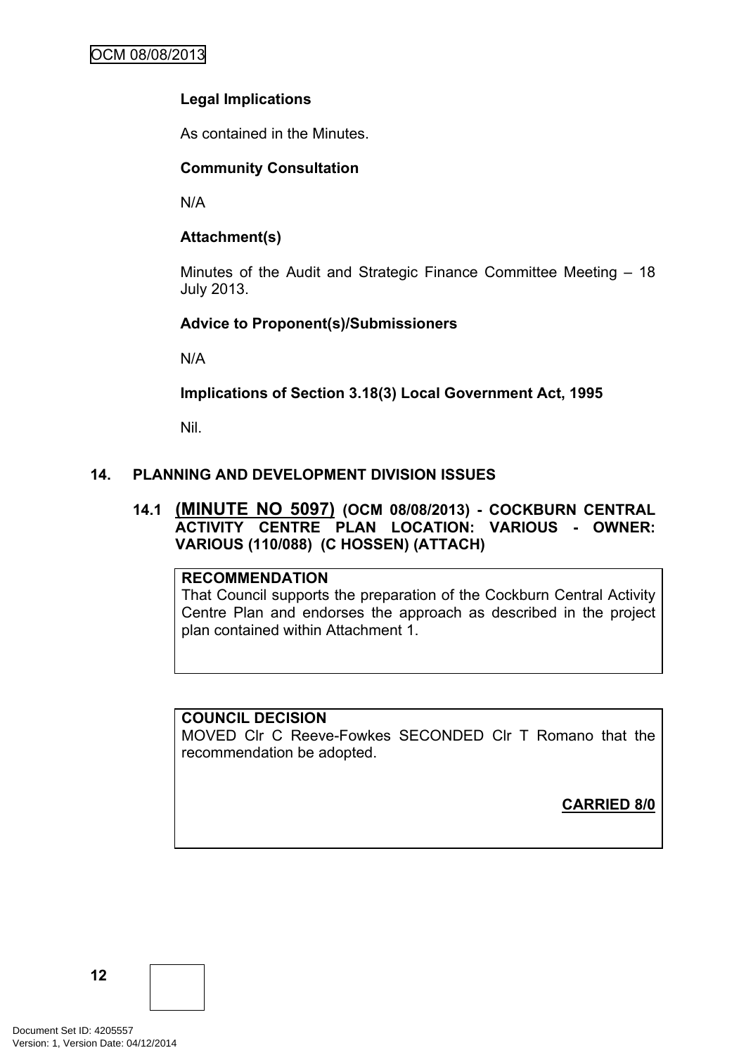**Legal Implications**

As contained in the Minutes.

**Community Consultation**

N/A

**Attachment(s)**

Minutes of the Audit and Strategic Finance Committee Meeting – 18 July 2013.

**Advice to Proponent(s)/Submissioners**

N/A

**Implications of Section 3.18(3) Local Government Act, 1995**

Nil.

## 14. PLANNING AND DEVELOPMENT DIVISION ISSUES

### 14.1 (MINUTE NO 5097) (OCM 08/08/2013) - COCKBURN CENTRAL ACTIVITY CENTRE PLAN LOCATION: VARIOUS - OWNER: VARIOUS (110/088) (C HOSSEN) (ATTACH)

**RECOMMENDATION**
That Council supports the preparation of the Cockburn Central Activity Centre Plan and endorses the approach as described in the project plan contained within Attachment 1.

**COUNCIL DECISION**
MOVED Clr C Reeve-Fowkes SECONDED Clr T Romano that the recommendation be adopted.

**CARRIED 8/0**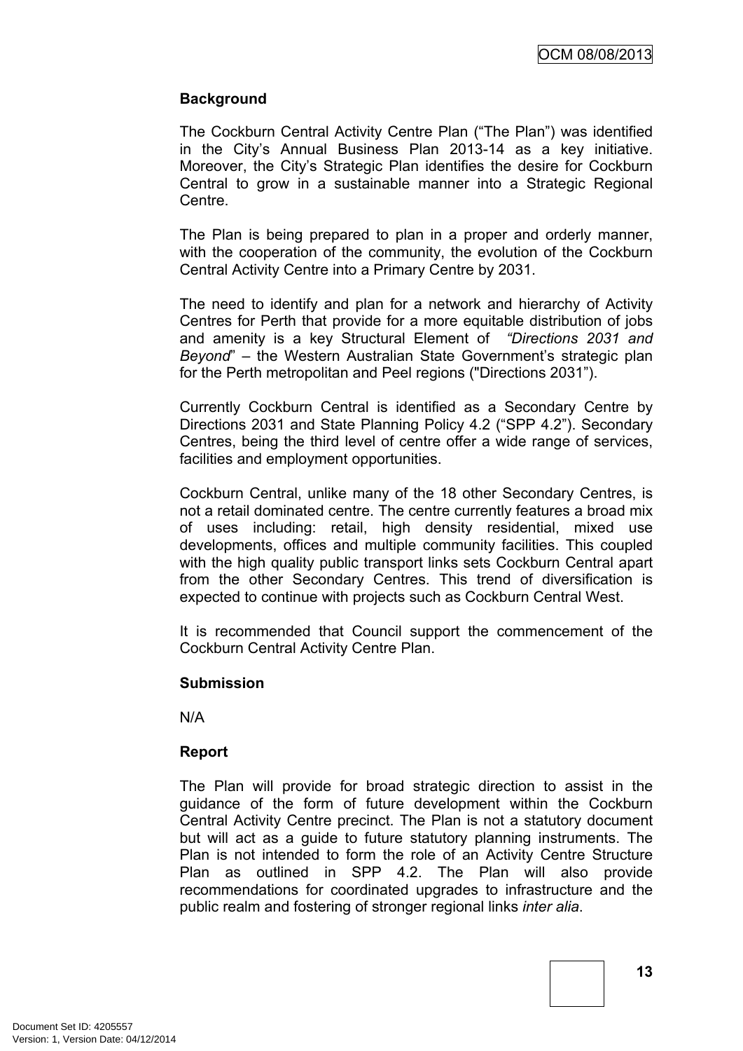**Background**

The Cockburn Central Activity Centre Plan ("The Plan") was identified in the City's Annual Business Plan 2013-14 as a key initiative. Moreover, the City's Strategic Plan identifies the desire for Cockburn Central to grow in a sustainable manner into a Strategic Regional Centre.

The Plan is being prepared to plan in a proper and orderly manner, with the cooperation of the community, the evolution of the Cockburn Central Activity Centre into a Primary Centre by 2031.

The need to identify and plan for a network and hierarchy of Activity Centres for Perth that provide for a more equitable distribution of jobs and amenity is a key Structural Element of *"Directions 2031 and Beyond*" – the Western Australian State Government's strategic plan for the Perth metropolitan and Peel regions ("Directions 2031").

Currently Cockburn Central is identified as a Secondary Centre by Directions 2031 and State Planning Policy 4.2 ("SPP 4.2"). Secondary Centres, being the third level of centre offer a wide range of services, facilities and employment opportunities.

Cockburn Central, unlike many of the 18 other Secondary Centres, is not a retail dominated centre. The centre currently features a broad mix of uses including: retail, high density residential, mixed use developments, offices and multiple community facilities. This coupled with the high quality public transport links sets Cockburn Central apart from the other Secondary Centres. This trend of diversification is expected to continue with projects such as Cockburn Central West.

It is recommended that Council support the commencement of the Cockburn Central Activity Centre Plan.

**Submission**

N/A

**Report**

The Plan will provide for broad strategic direction to assist in the guidance of the form of future development within the Cockburn Central Activity Centre precinct. The Plan is not a statutory document but will act as a guide to future statutory planning instruments. The Plan is not intended to form the role of an Activity Centre Structure Plan as outlined in SPP 4.2. The Plan will also provide recommendations for coordinated upgrades to infrastructure and the public realm and fostering of stronger regional links *inter alia*.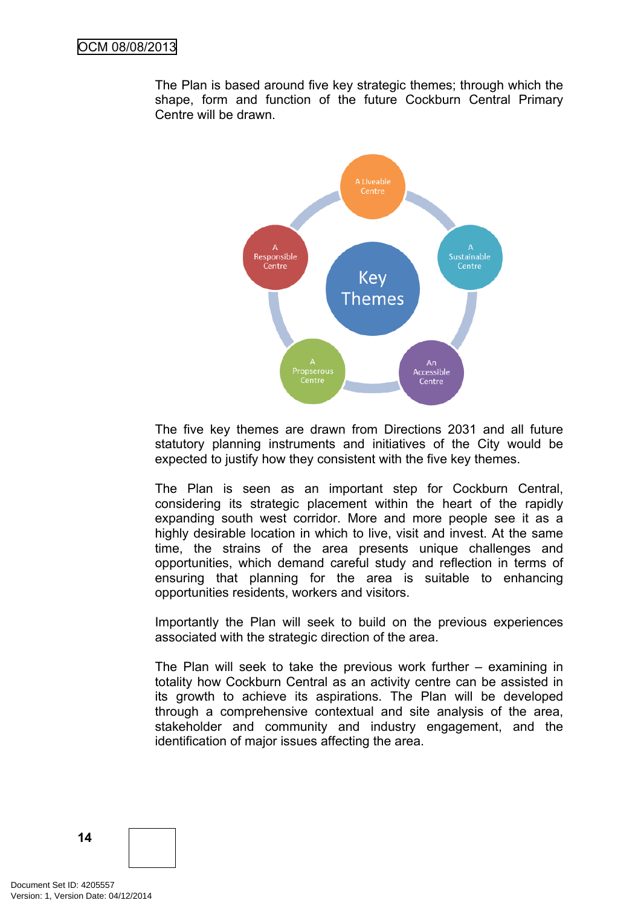The Plan is based around five key strategic themes; through which the shape, form and function of the future Cockburn Central Primary Centre will be drawn.

Key Themes

A Liveable Centre

A Sustainable Centre

An Accessible Centre

A Propserous Centre

A Responsible Centre

The five key themes are drawn from Directions 2031 and all future statutory planning instruments and initiatives of the City would be expected to justify how they consistent with the five key themes.

The Plan is seen as an important step for Cockburn Central, considering its strategic placement within the heart of the rapidly expanding south west corridor. More and more people see it as a highly desirable location in which to live, visit and invest. At the same time, the strains of the area presents unique challenges and opportunities, which demand careful study and reflection in terms of ensuring that planning for the area is suitable to enhancing opportunities residents, workers and visitors.

Importantly the Plan will seek to build on the previous experiences associated with the strategic direction of the area.

The Plan will seek to take the previous work further – examining in totality how Cockburn Central as an activity centre can be assisted in its growth to achieve its aspirations. The Plan will be developed through a comprehensive contextual and site analysis of the area, stakeholder and community and industry engagement, and the identification of major issues affecting the area.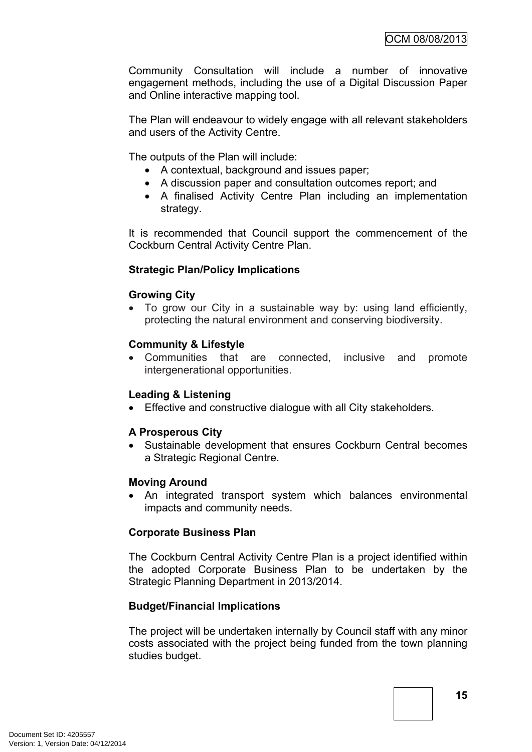Community Consultation will include a number of innovative engagement methods, including the use of a Digital Discussion Paper and Online interactive mapping tool.

The Plan will endeavour to widely engage with all relevant stakeholders and users of the Activity Centre.

The outputs of the Plan will include:

- A contextual, background and issues paper;
- A discussion paper and consultation outcomes report; and
- A finalised Activity Centre Plan including an implementation strategy.

It is recommended that Council support the commencement of the Cockburn Central Activity Centre Plan.

**Strategic Plan/Policy Implications**

**Growing City**

- To grow our City in a sustainable way by: using land efficiently, protecting the natural environment and conserving biodiversity.

**Community & Lifestyle**

- Communities that are connected, inclusive and promote intergenerational opportunities.

**Leading & Listening**

- Effective and constructive dialogue with all City stakeholders.

**A Prosperous City**

- Sustainable development that ensures Cockburn Central becomes a Strategic Regional Centre.

**Moving Around**

- An integrated transport system which balances environmental impacts and community needs.

**Corporate Business Plan**

The Cockburn Central Activity Centre Plan is a project identified within the adopted Corporate Business Plan to be undertaken by the Strategic Planning Department in 2013/2014.

**Budget/Financial Implications**

The project will be undertaken internally by Council staff with any minor costs associated with the project being funded from the town planning studies budget.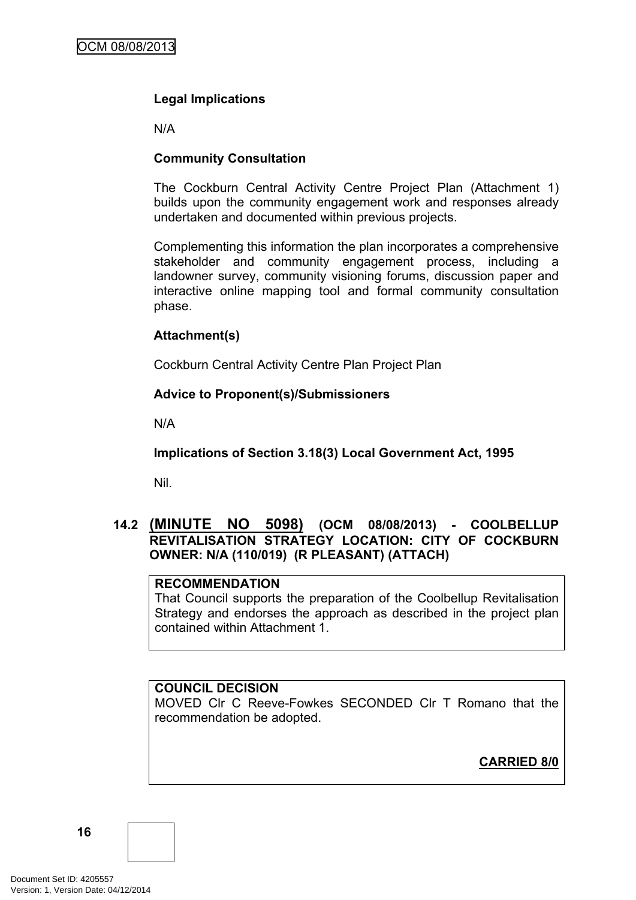**Legal Implications**

N/A

**Community Consultation**

The Cockburn Central Activity Centre Project Plan (Attachment 1) builds upon the community engagement work and responses already undertaken and documented within previous projects.

Complementing this information the plan incorporates a comprehensive stakeholder and community engagement process, including a landowner survey, community visioning forums, discussion paper and interactive online mapping tool and formal community consultation phase.

**Attachment(s)**

Cockburn Central Activity Centre Plan Project Plan

**Advice to Proponent(s)/Submissioners**

N/A

**Implications of Section 3.18(3) Local Government Act, 1995**

Nil.

## 14.2 (MINUTE NO 5098) (OCM 08/08/2013) - COOLBELLUP REVITALISATION STRATEGY LOCATION: CITY OF COCKBURN OWNER: N/A (110/019) (R PLEASANT) (ATTACH)

**RECOMMENDATION**
That Council supports the preparation of the Coolbellup Revitalisation Strategy and endorses the approach as described in the project plan contained within Attachment 1.

**COUNCIL DECISION**
MOVED Clr C Reeve-Fowkes SECONDED Clr T Romano that the recommendation be adopted.

**CARRIED 8/0**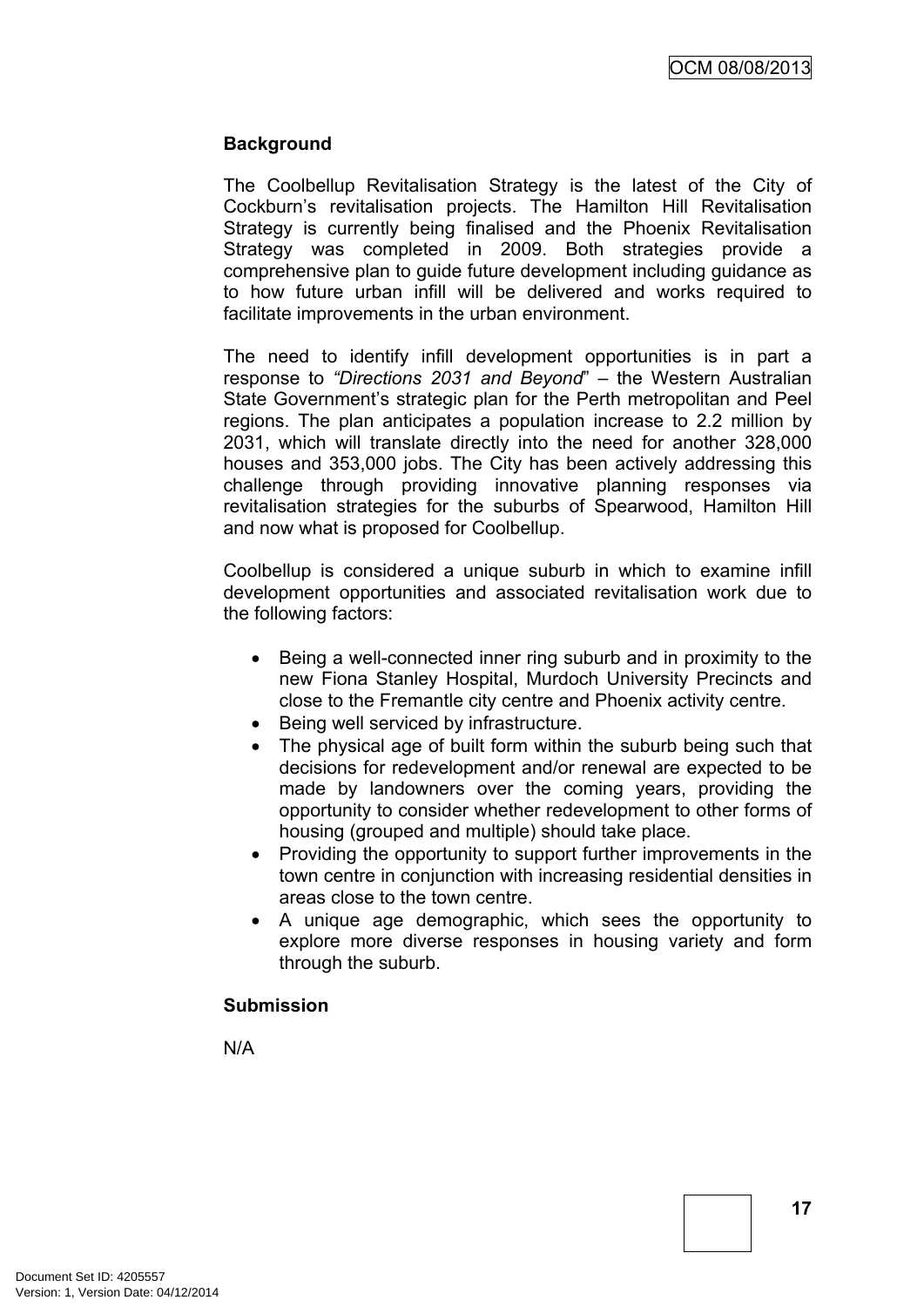## Background

The Coolbellup Revitalisation Strategy is the latest of the City of Cockburn's revitalisation projects. The Hamilton Hill Revitalisation Strategy is currently being finalised and the Phoenix Revitalisation Strategy was completed in 2009. Both strategies provide a comprehensive plan to guide future development including guidance as to how future urban infill will be delivered and works required to facilitate improvements in the urban environment.

The need to identify infill development opportunities is in part a response to *"Directions 2031 and Beyond*" – the Western Australian State Government's strategic plan for the Perth metropolitan and Peel regions. The plan anticipates a population increase to 2.2 million by 2031, which will translate directly into the need for another 328,000 houses and 353,000 jobs. The City has been actively addressing this challenge through providing innovative planning responses via revitalisation strategies for the suburbs of Spearwood, Hamilton Hill and now what is proposed for Coolbellup.

Coolbellup is considered a unique suburb in which to examine infill development opportunities and associated revitalisation work due to the following factors:

- Being a well-connected inner ring suburb and in proximity to the new Fiona Stanley Hospital, Murdoch University Precincts and close to the Fremantle city centre and Phoenix activity centre.
- Being well serviced by infrastructure.
- The physical age of built form within the suburb being such that decisions for redevelopment and/or renewal are expected to be made by landowners over the coming years, providing the opportunity to consider whether redevelopment to other forms of housing (grouped and multiple) should take place.
- Providing the opportunity to support further improvements in the town centre in conjunction with increasing residential densities in areas close to the town centre.
- A unique age demographic, which sees the opportunity to explore more diverse responses in housing variety and form through the suburb.

## Submission

N/A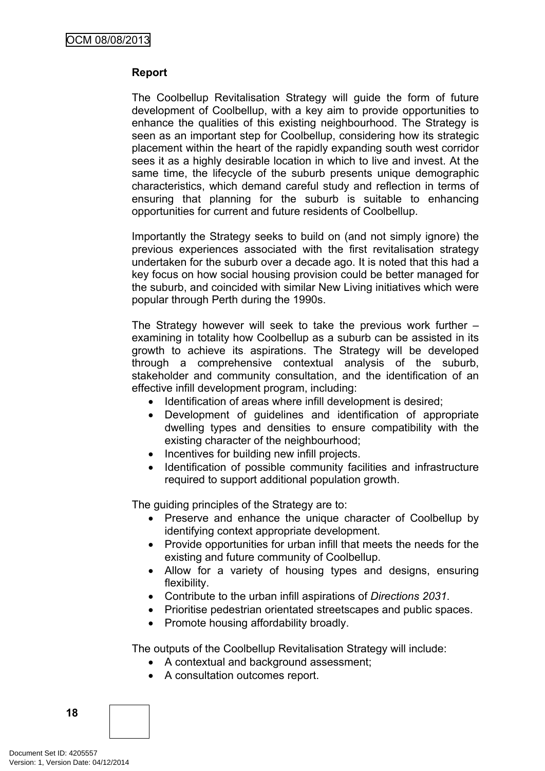**Report**

The Coolbellup Revitalisation Strategy will guide the form of future development of Coolbellup, with a key aim to provide opportunities to enhance the qualities of this existing neighbourhood. The Strategy is seen as an important step for Coolbellup, considering how its strategic placement within the heart of the rapidly expanding south west corridor sees it as a highly desirable location in which to live and invest. At the same time, the lifecycle of the suburb presents unique demographic characteristics, which demand careful study and reflection in terms of ensuring that planning for the suburb is suitable to enhancing opportunities for current and future residents of Coolbellup.

Importantly the Strategy seeks to build on (and not simply ignore) the previous experiences associated with the first revitalisation strategy undertaken for the suburb over a decade ago. It is noted that this had a key focus on how social housing provision could be better managed for the suburb, and coincided with similar New Living initiatives which were popular through Perth during the 1990s.

The Strategy however will seek to take the previous work further – examining in totality how Coolbellup as a suburb can be assisted in its growth to achieve its aspirations. The Strategy will be developed through a comprehensive contextual analysis of the suburb, stakeholder and community consultation, and the identification of an effective infill development program, including:

- Identification of areas where infill development is desired;
- Development of guidelines and identification of appropriate dwelling types and densities to ensure compatibility with the existing character of the neighbourhood;
- Incentives for building new infill projects.
- Identification of possible community facilities and infrastructure required to support additional population growth.

The guiding principles of the Strategy are to:

- Preserve and enhance the unique character of Coolbellup by identifying context appropriate development.
- Provide opportunities for urban infill that meets the needs for the existing and future community of Coolbellup.
- Allow for a variety of housing types and designs, ensuring flexibility.
- Contribute to the urban infill aspirations of *Directions 2031*.
- Prioritise pedestrian orientated streetscapes and public spaces.
- Promote housing affordability broadly.

The outputs of the Coolbellup Revitalisation Strategy will include:

- A contextual and background assessment;
- A consultation outcomes report.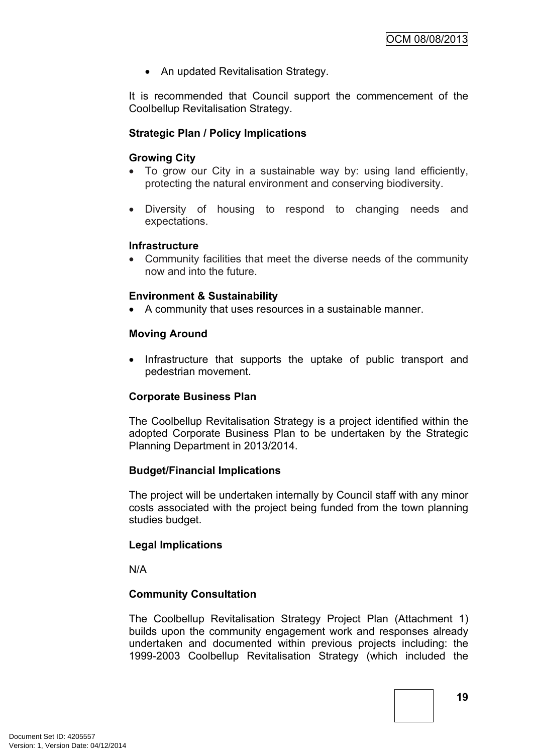- An updated Revitalisation Strategy.

It is recommended that Council support the commencement of the Coolbellup Revitalisation Strategy.

**Strategic Plan / Policy Implications**

**Growing City**

- To grow our City in a sustainable way by: using land efficiently, protecting the natural environment and conserving biodiversity.
- Diversity of housing to respond to changing needs and expectations.

**Infrastructure**

- Community facilities that meet the diverse needs of the community now and into the future.

**Environment & Sustainability**

- A community that uses resources in a sustainable manner.

**Moving Around**

- Infrastructure that supports the uptake of public transport and pedestrian movement.

**Corporate Business Plan**

The Coolbellup Revitalisation Strategy is a project identified within the adopted Corporate Business Plan to be undertaken by the Strategic Planning Department in 2013/2014.

**Budget/Financial Implications**

The project will be undertaken internally by Council staff with any minor costs associated with the project being funded from the town planning studies budget.

**Legal Implications**

N/A

**Community Consultation**

The Coolbellup Revitalisation Strategy Project Plan (Attachment 1) builds upon the community engagement work and responses already undertaken and documented within previous projects including: the 1999-2003 Coolbellup Revitalisation Strategy (which included the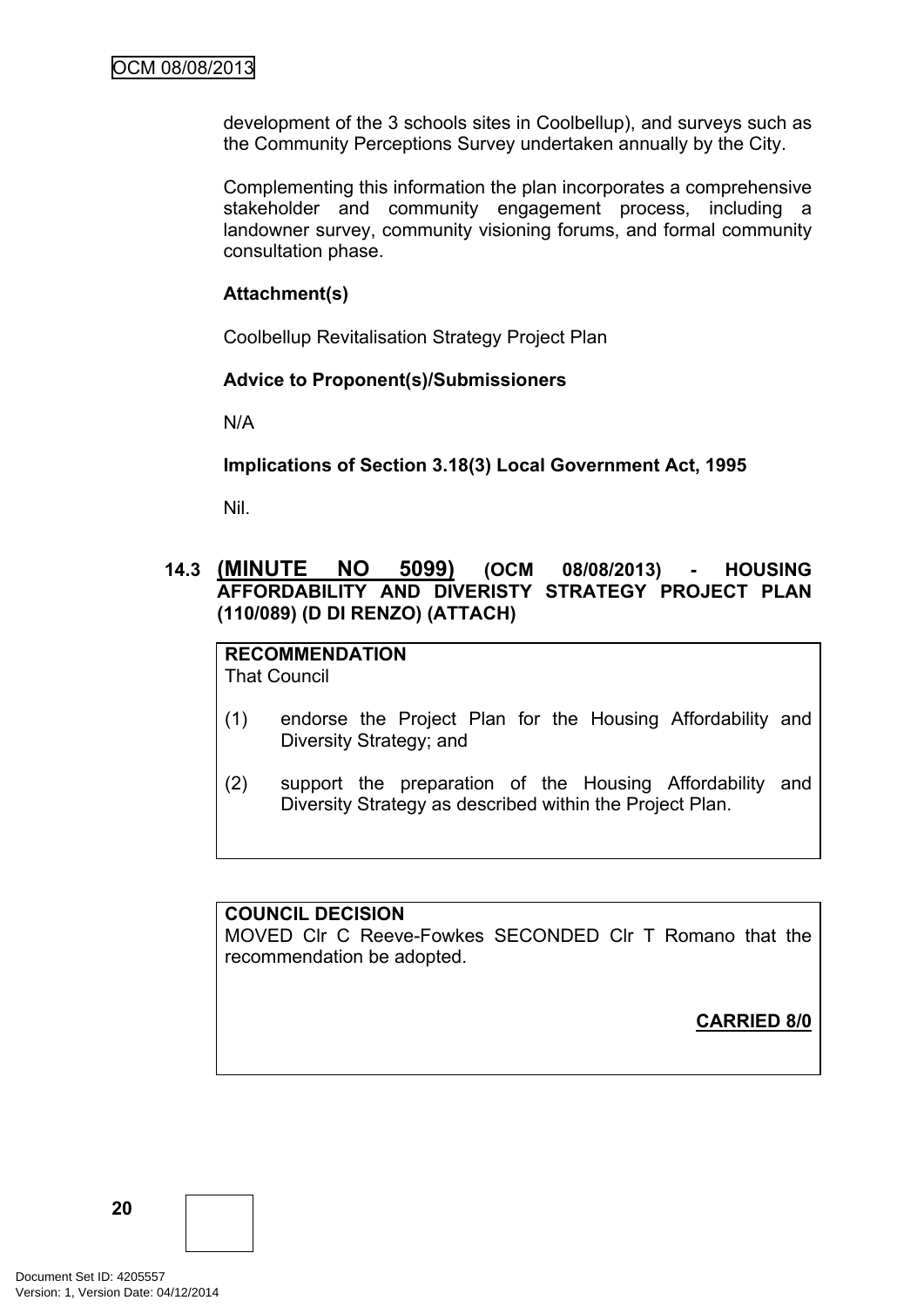development of the 3 schools sites in Coolbellup), and surveys such as the Community Perceptions Survey undertaken annually by the City.

Complementing this information the plan incorporates a comprehensive stakeholder and community engagement process, including a landowner survey, community visioning forums, and formal community consultation phase.

**Attachment(s)**

Coolbellup Revitalisation Strategy Project Plan

**Advice to Proponent(s)/Submissioners**

N/A

**Implications of Section 3.18(3) Local Government Act, 1995**

Nil.

### 14.3 (MINUTE NO 5099) (OCM 08/08/2013) - HOUSING AFFORDABILITY AND DIVERISTY STRATEGY PROJECT PLAN (110/089) (D DI RENZO) (ATTACH)

**RECOMMENDATION**
That Council

(1) endorse the Project Plan for the Housing Affordability and Diversity Strategy; and

(2) support the preparation of the Housing Affordability and Diversity Strategy as described within the Project Plan.

**COUNCIL DECISION**
MOVED Clr C Reeve-Fowkes SECONDED Clr T Romano that the recommendation be adopted.

**CARRIED 8/0**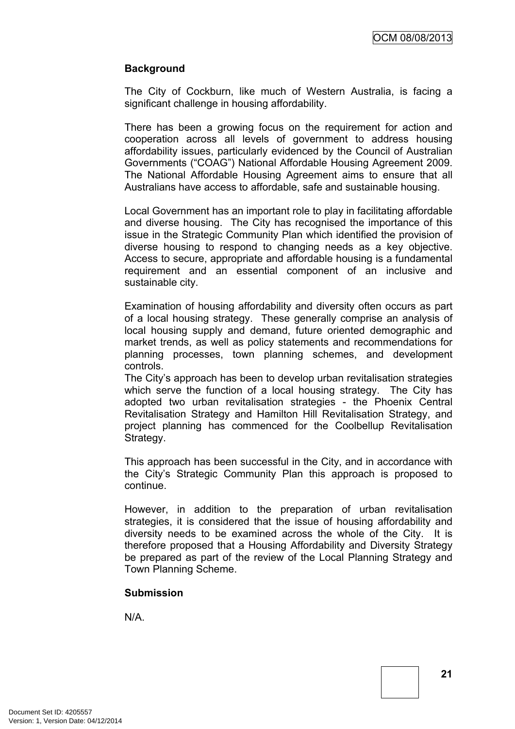**Background**

The City of Cockburn, like much of Western Australia, is facing a significant challenge in housing affordability.

There has been a growing focus on the requirement for action and cooperation across all levels of government to address housing affordability issues, particularly evidenced by the Council of Australian Governments ("COAG") National Affordable Housing Agreement 2009. The National Affordable Housing Agreement aims to ensure that all Australians have access to affordable, safe and sustainable housing.

Local Government has an important role to play in facilitating affordable and diverse housing. The City has recognised the importance of this issue in the Strategic Community Plan which identified the provision of diverse housing to respond to changing needs as a key objective. Access to secure, appropriate and affordable housing is a fundamental requirement and an essential component of an inclusive and sustainable city.

Examination of housing affordability and diversity often occurs as part of a local housing strategy. These generally comprise an analysis of local housing supply and demand, future oriented demographic and market trends, as well as policy statements and recommendations for planning processes, town planning schemes, and development controls.

The City's approach has been to develop urban revitalisation strategies which serve the function of a local housing strategy. The City has adopted two urban revitalisation strategies - the Phoenix Central Revitalisation Strategy and Hamilton Hill Revitalisation Strategy, and project planning has commenced for the Coolbellup Revitalisation Strategy.

This approach has been successful in the City, and in accordance with the City's Strategic Community Plan this approach is proposed to continue.

However, in addition to the preparation of urban revitalisation strategies, it is considered that the issue of housing affordability and diversity needs to be examined across the whole of the City. It is therefore proposed that a Housing Affordability and Diversity Strategy be prepared as part of the review of the Local Planning Strategy and Town Planning Scheme.

**Submission**

N/A.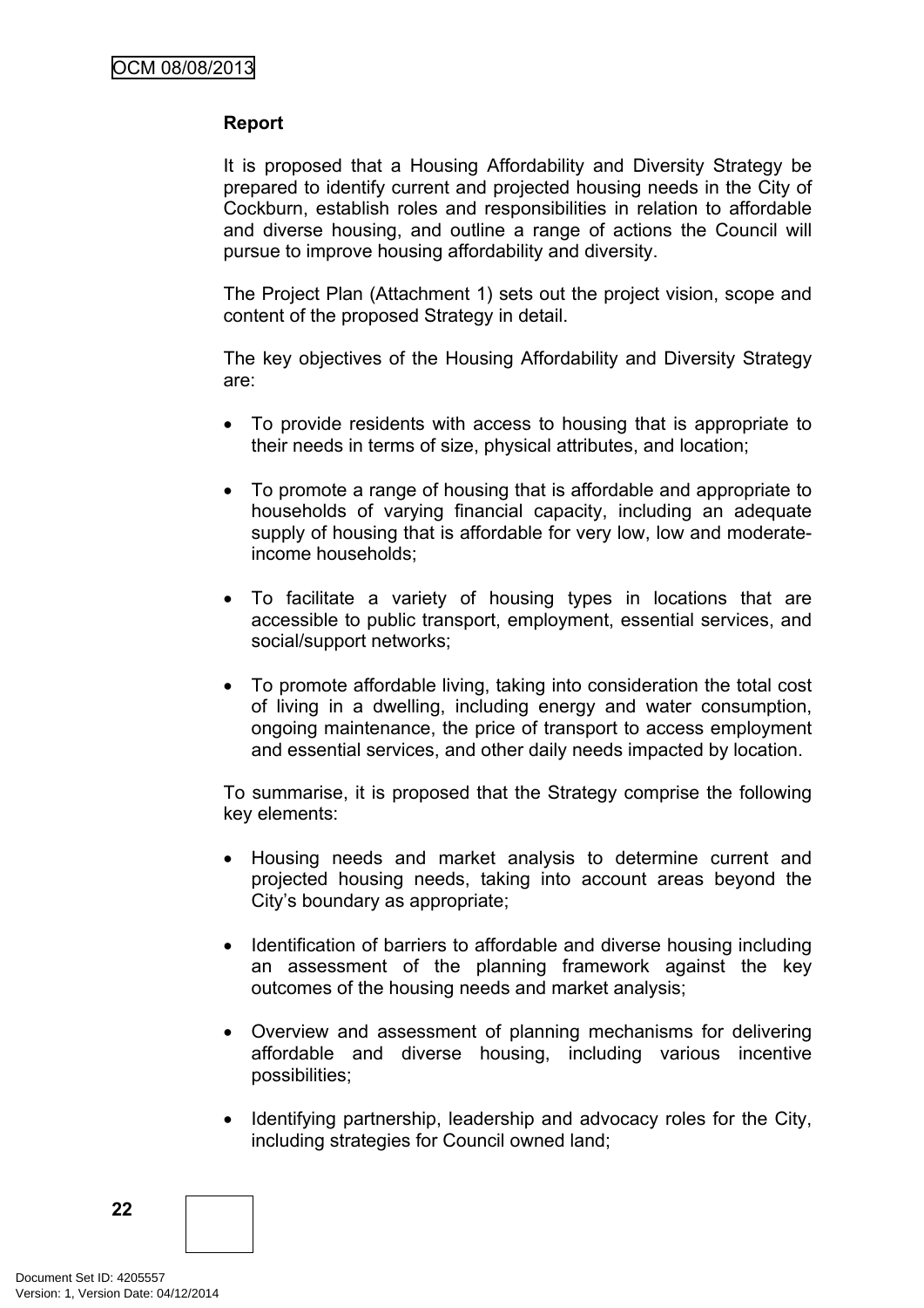**Report**

It is proposed that a Housing Affordability and Diversity Strategy be prepared to identify current and projected housing needs in the City of Cockburn, establish roles and responsibilities in relation to affordable and diverse housing, and outline a range of actions the Council will pursue to improve housing affordability and diversity.

The Project Plan (Attachment 1) sets out the project vision, scope and content of the proposed Strategy in detail.

The key objectives of the Housing Affordability and Diversity Strategy are:

- To provide residents with access to housing that is appropriate to their needs in terms of size, physical attributes, and location;

- To promote a range of housing that is affordable and appropriate to households of varying financial capacity, including an adequate supply of housing that is affordable for very low, low and moderate-income households;

- To facilitate a variety of housing types in locations that are accessible to public transport, employment, essential services, and social/support networks;

- To promote affordable living, taking into consideration the total cost of living in a dwelling, including energy and water consumption, ongoing maintenance, the price of transport to access employment and essential services, and other daily needs impacted by location.

To summarise, it is proposed that the Strategy comprise the following key elements:

- Housing needs and market analysis to determine current and projected housing needs, taking into account areas beyond the City's boundary as appropriate;

- Identification of barriers to affordable and diverse housing including an assessment of the planning framework against the key outcomes of the housing needs and market analysis;

- Overview and assessment of planning mechanisms for delivering affordable and diverse housing, including various incentive possibilities;

- Identifying partnership, leadership and advocacy roles for the City, including strategies for Council owned land;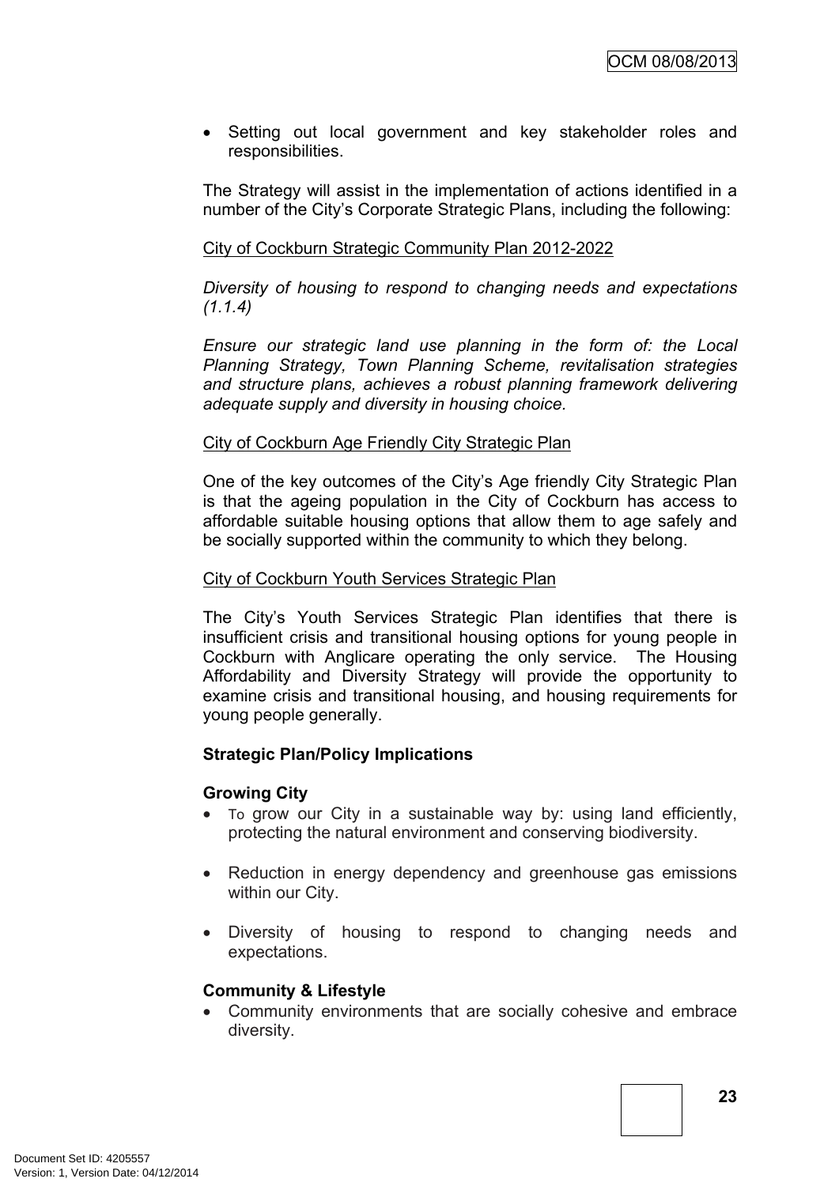- Setting out local government and key stakeholder roles and responsibilities.

The Strategy will assist in the implementation of actions identified in a number of the City's Corporate Strategic Plans, including the following:

City of Cockburn Strategic Community Plan 2012-2022

*Diversity of housing to respond to changing needs and expectations (1.1.4)*

*Ensure our strategic land use planning in the form of: the Local Planning Strategy, Town Planning Scheme, revitalisation strategies and structure plans, achieves a robust planning framework delivering adequate supply and diversity in housing choice.*

City of Cockburn Age Friendly City Strategic Plan

One of the key outcomes of the City's Age friendly City Strategic Plan is that the ageing population in the City of Cockburn has access to affordable suitable housing options that allow them to age safely and be socially supported within the community to which they belong.

City of Cockburn Youth Services Strategic Plan

The City's Youth Services Strategic Plan identifies that there is insufficient crisis and transitional housing options for young people in Cockburn with Anglicare operating the only service. The Housing Affordability and Diversity Strategy will provide the opportunity to examine crisis and transitional housing, and housing requirements for young people generally.

**Strategic Plan/Policy Implications**

**Growing City**

- To grow our City in a sustainable way by: using land efficiently, protecting the natural environment and conserving biodiversity.
- Reduction in energy dependency and greenhouse gas emissions within our City.
- Diversity of housing to respond to changing needs and expectations.

**Community & Lifestyle**

- Community environments that are socially cohesive and embrace diversity.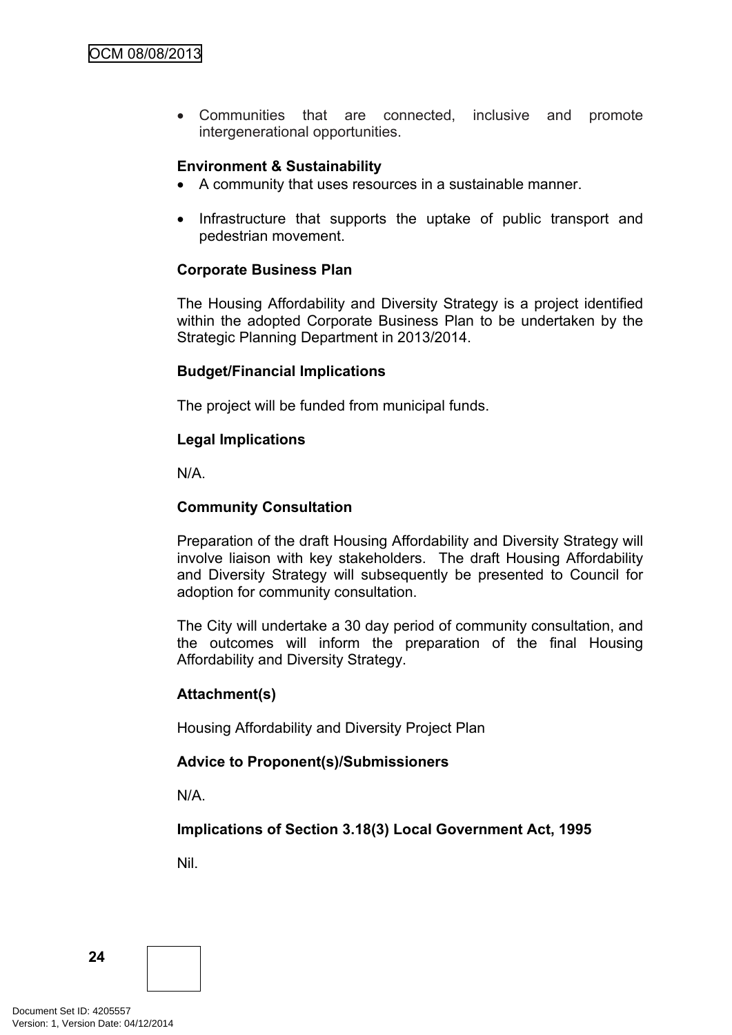- Communities that are connected, inclusive and promote intergenerational opportunities.

**Environment & Sustainability**

- A community that uses resources in a sustainable manner.
- Infrastructure that supports the uptake of public transport and pedestrian movement.

**Corporate Business Plan**

The Housing Affordability and Diversity Strategy is a project identified within the adopted Corporate Business Plan to be undertaken by the Strategic Planning Department in 2013/2014.

**Budget/Financial Implications**

The project will be funded from municipal funds.

**Legal Implications**

N/A.

**Community Consultation**

Preparation of the draft Housing Affordability and Diversity Strategy will involve liaison with key stakeholders. The draft Housing Affordability and Diversity Strategy will subsequently be presented to Council for adoption for community consultation.

The City will undertake a 30 day period of community consultation, and the outcomes will inform the preparation of the final Housing Affordability and Diversity Strategy.

**Attachment(s)**

Housing Affordability and Diversity Project Plan

**Advice to Proponent(s)/Submissioners**

N/A.

**Implications of Section 3.18(3) Local Government Act, 1995**

Nil.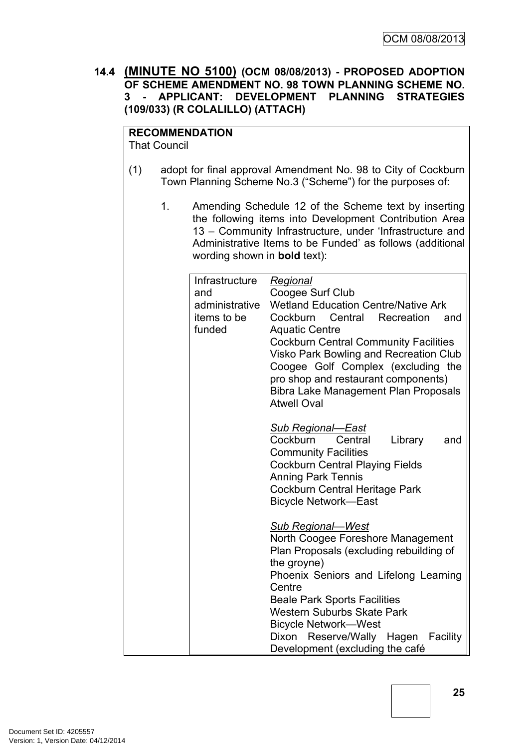### 14.4 **(MINUTE NO 5100)** (OCM 08/08/2013) - PROPOSED ADOPTION OF SCHEME AMENDMENT NO. 98 TOWN PLANNING SCHEME NO. 3 - APPLICANT: DEVELOPMENT PLANNING STRATEGIES (109/033) (R COLALILLO) (ATTACH)

**RECOMMENDATION**

That Council

(1) adopt for final approval Amendment No. 98 to City of Cockburn Town Planning Scheme No.3 ("Scheme") for the purposes of:

1. Amending Schedule 12 of the Scheme text by inserting the following items into Development Contribution Area 13 – Community Infrastructure, under 'Infrastructure and Administrative Items to be Funded' as follows (additional wording shown in **bold** text):

| Infrastructure and administrative items to be funded | *Regional*<br>Coogee Surf Club<br>Wetland Education Centre/Native Ark<br>Cockburn Central Recreation and Aquatic Centre<br>Cockburn Central Community Facilities<br>Visko Park Bowling and Recreation Club<br>Coogee Golf Complex (excluding the pro shop and restaurant components)<br>Bibra Lake Management Plan Proposals<br>Atwell Oval<br><br>*Sub Regional—East*<br>Cockburn Central Library and Community Facilities<br>Cockburn Central Playing Fields<br>Anning Park Tennis<br>Cockburn Central Heritage Park<br>Bicycle Network—East<br><br>*Sub Regional—West*<br>North Coogee Foreshore Management Plan Proposals (excluding rebuilding of the groyne)<br>Phoenix Seniors and Lifelong Learning Centre<br>Beale Park Sports Facilities<br>Western Suburbs Skate Park<br>Bicycle Network—West<br>Dixon Reserve/Wally Hagen Facility Development (excluding the café |
|---|---|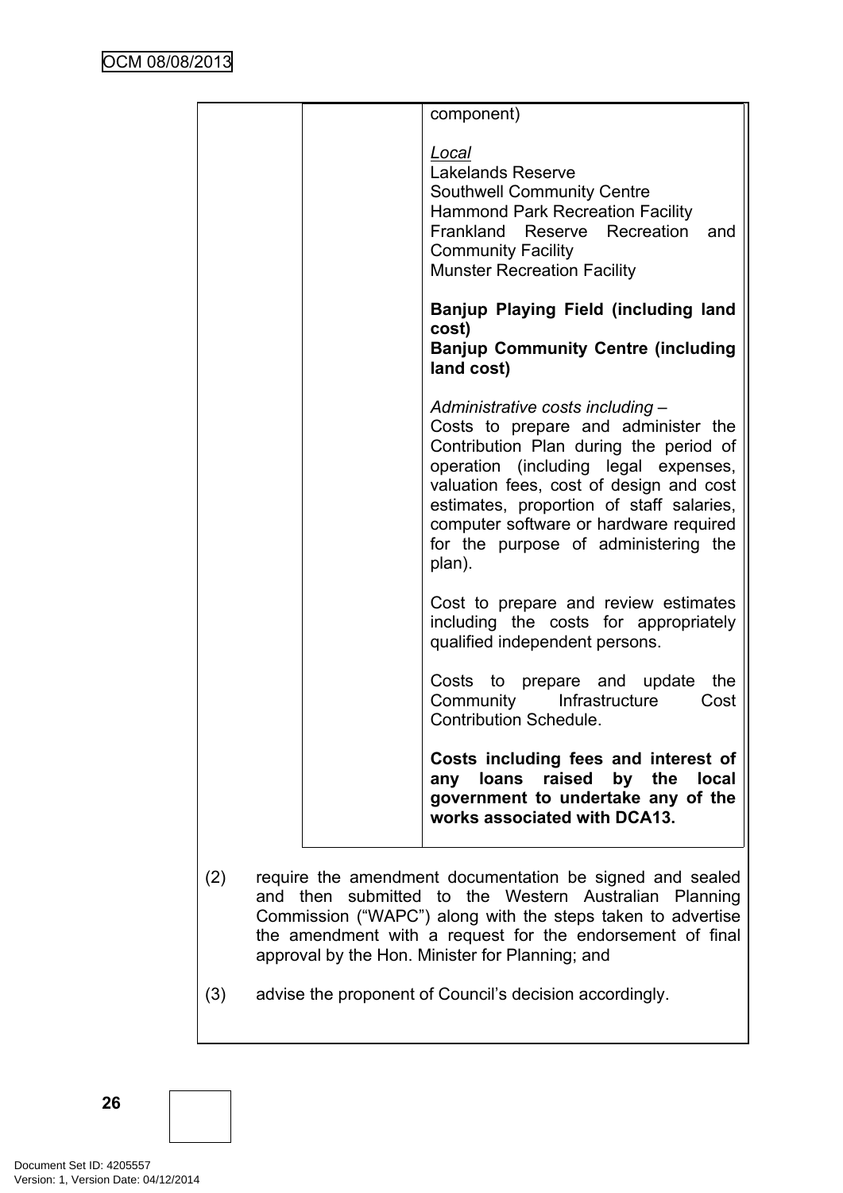| | | |
|---|---|---|
| | | component)<br><br>*Local*<br>Lakelands Reserve<br>Southwell Community Centre<br>Hammond Park Recreation Facility<br>Frankland Reserve Recreation and Community Facility<br>Munster Recreation Facility<br><br>**Banjup Playing Field (including land cost)**<br>**Banjup Community Centre (including land cost)**<br><br>*Administrative costs including –*<br>Costs to prepare and administer the Contribution Plan during the period of operation (including legal expenses, valuation fees, cost of design and cost estimates, proportion of staff salaries, computer software or hardware required for the purpose of administering the plan).<br><br>Cost to prepare and review estimates including the costs for appropriately qualified independent persons.<br><br>Costs to prepare and update the Community Infrastructure Cost Contribution Schedule.<br><br>**Costs including fees and interest of any loans raised by the local government to undertake any of the works associated with DCA13.** |

(2) require the amendment documentation be signed and sealed and then submitted to the Western Australian Planning Commission ("WAPC") along with the steps taken to advertise the amendment with a request for the endorsement of final approval by the Hon. Minister for Planning; and

(3) advise the proponent of Council's decision accordingly.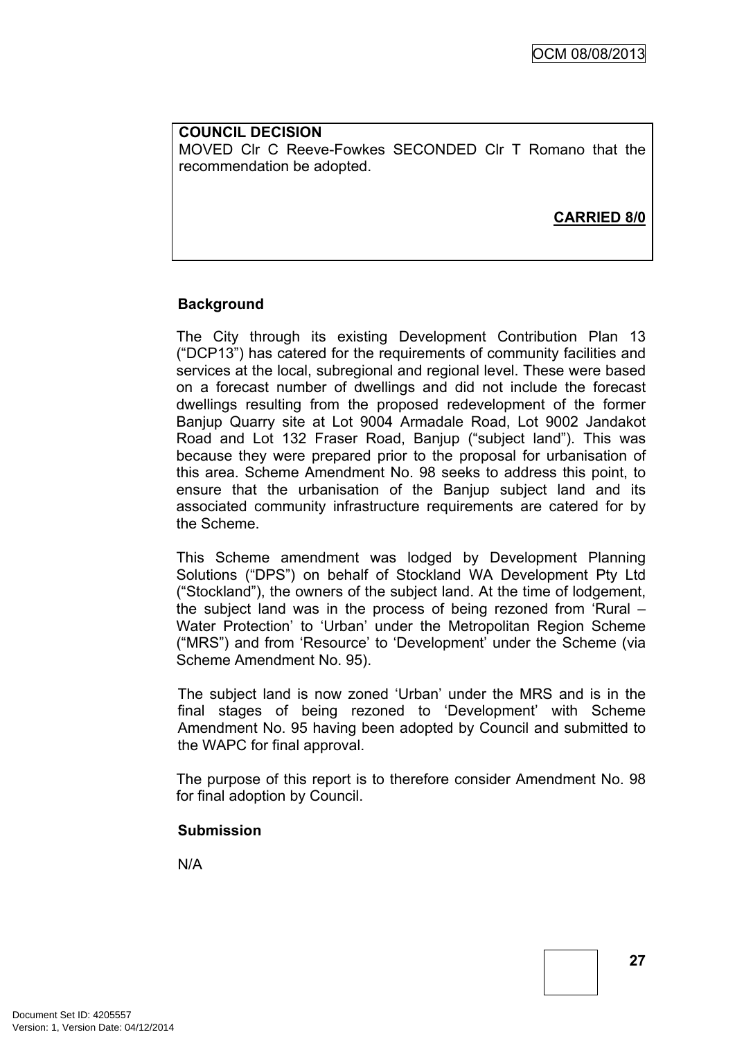**COUNCIL DECISION**

MOVED Clr C Reeve-Fowkes SECONDED Clr T Romano that the recommendation be adopted.

**CARRIED 8/0**

### Background

The City through its existing Development Contribution Plan 13 ("DCP13") has catered for the requirements of community facilities and services at the local, subregional and regional level. These were based on a forecast number of dwellings and did not include the forecast dwellings resulting from the proposed redevelopment of the former Banjup Quarry site at Lot 9004 Armadale Road, Lot 9002 Jandakot Road and Lot 132 Fraser Road, Banjup ("subject land"). This was because they were prepared prior to the proposal for urbanisation of this area. Scheme Amendment No. 98 seeks to address this point, to ensure that the urbanisation of the Banjup subject land and its associated community infrastructure requirements are catered for by the Scheme.

This Scheme amendment was lodged by Development Planning Solutions ("DPS") on behalf of Stockland WA Development Pty Ltd ("Stockland"), the owners of the subject land. At the time of lodgement, the subject land was in the process of being rezoned from 'Rural – Water Protection' to 'Urban' under the Metropolitan Region Scheme ("MRS") and from 'Resource' to 'Development' under the Scheme (via Scheme Amendment No. 95).

The subject land is now zoned 'Urban' under the MRS and is in the final stages of being rezoned to 'Development' with Scheme Amendment No. 95 having been adopted by Council and submitted to the WAPC for final approval.

The purpose of this report is to therefore consider Amendment No. 98 for final adoption by Council.

### Submission

N/A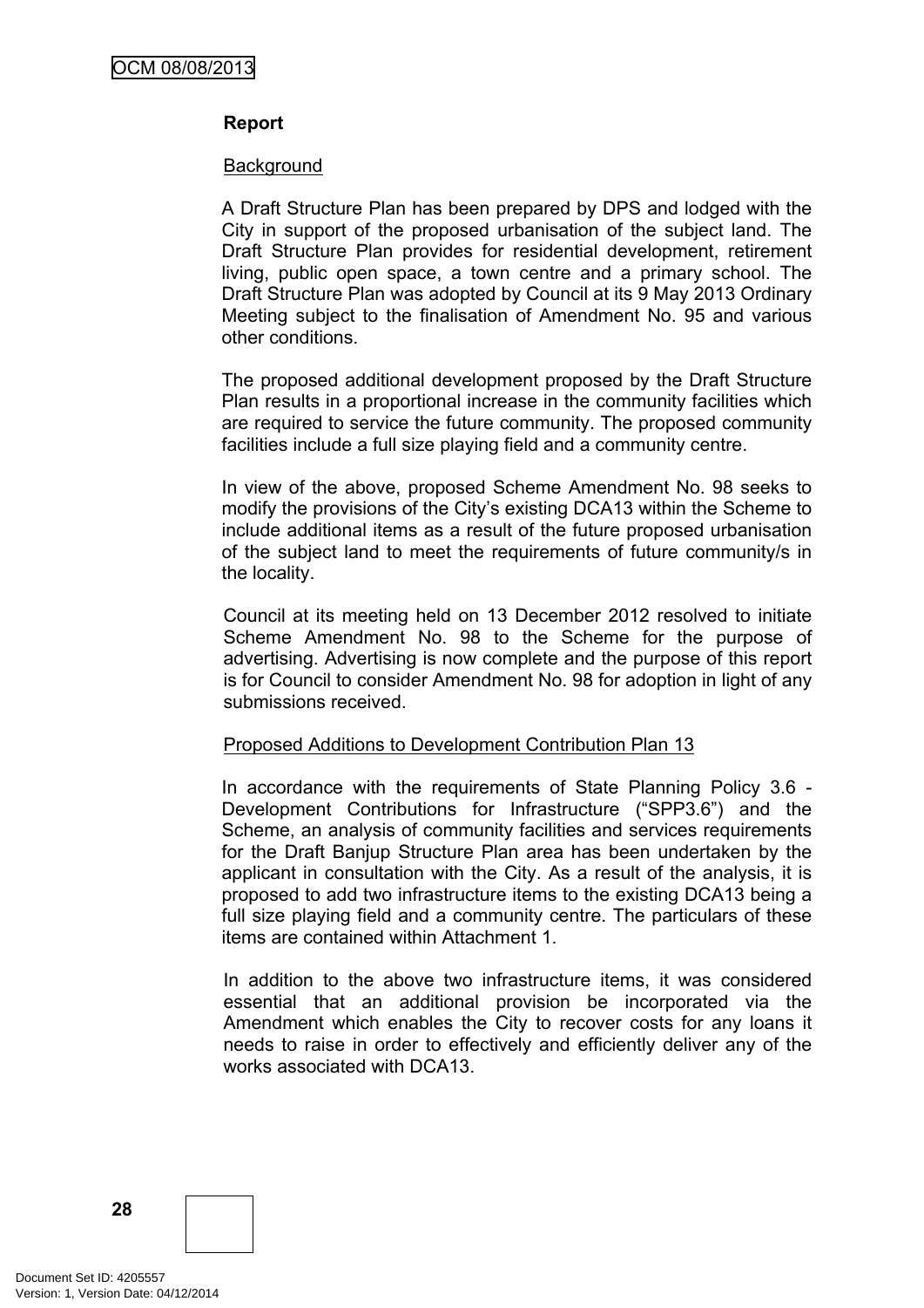**Report**

Background

A Draft Structure Plan has been prepared by DPS and lodged with the City in support of the proposed urbanisation of the subject land. The Draft Structure Plan provides for residential development, retirement living, public open space, a town centre and a primary school. The Draft Structure Plan was adopted by Council at its 9 May 2013 Ordinary Meeting subject to the finalisation of Amendment No. 95 and various other conditions.

The proposed additional development proposed by the Draft Structure Plan results in a proportional increase in the community facilities which are required to service the future community. The proposed community facilities include a full size playing field and a community centre.

In view of the above, proposed Scheme Amendment No. 98 seeks to modify the provisions of the City's existing DCA13 within the Scheme to include additional items as a result of the future proposed urbanisation of the subject land to meet the requirements of future community/s in the locality.

Council at its meeting held on 13 December 2012 resolved to initiate Scheme Amendment No. 98 to the Scheme for the purpose of advertising. Advertising is now complete and the purpose of this report is for Council to consider Amendment No. 98 for adoption in light of any submissions received.

Proposed Additions to Development Contribution Plan 13

In accordance with the requirements of State Planning Policy 3.6 - Development Contributions for Infrastructure ("SPP3.6") and the Scheme, an analysis of community facilities and services requirements for the Draft Banjup Structure Plan area has been undertaken by the applicant in consultation with the City. As a result of the analysis, it is proposed to add two infrastructure items to the existing DCA13 being a full size playing field and a community centre. The particulars of these items are contained within Attachment 1.

In addition to the above two infrastructure items, it was considered essential that an additional provision be incorporated via the Amendment which enables the City to recover costs for any loans it needs to raise in order to effectively and efficiently deliver any of the works associated with DCA13.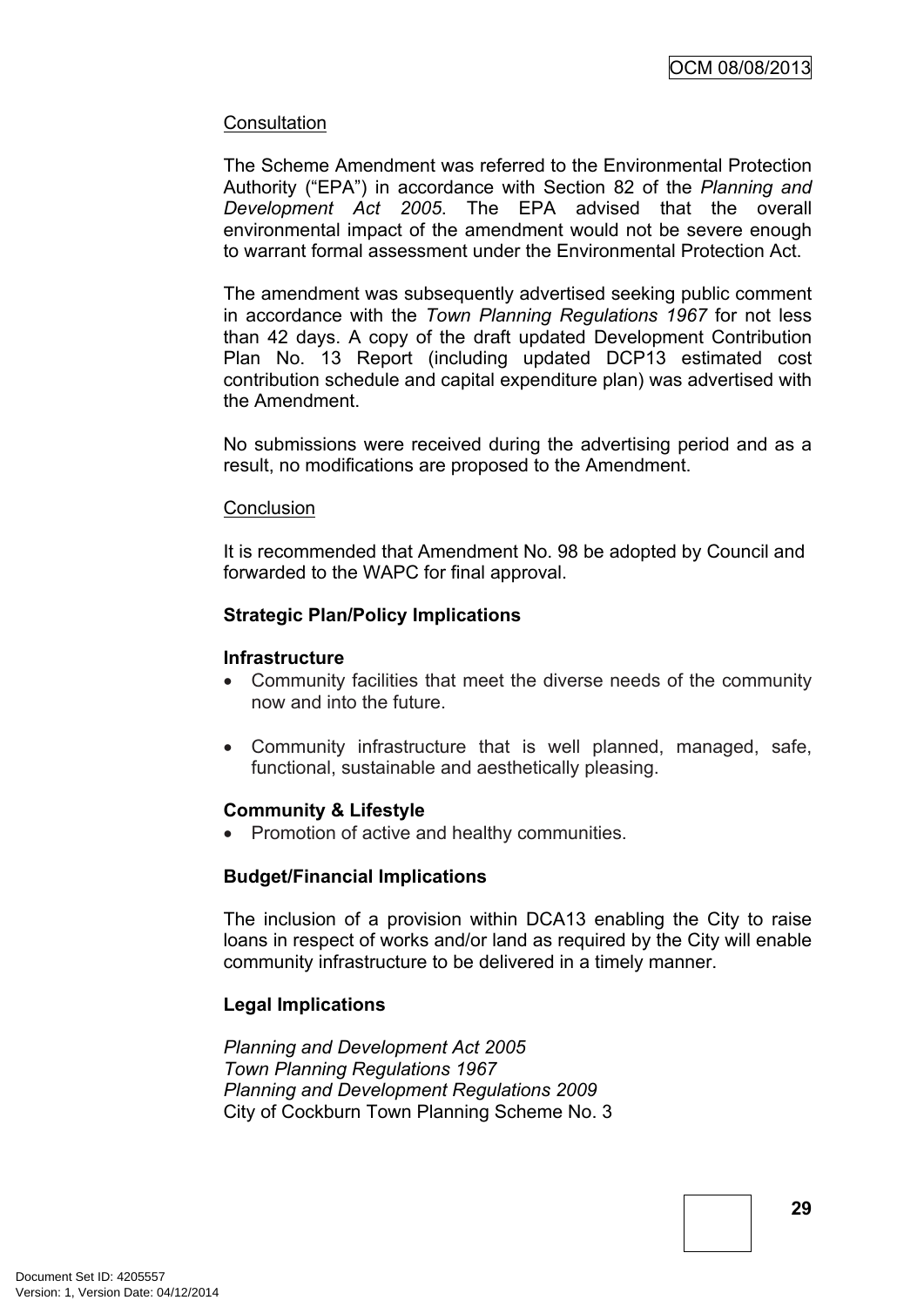Consultation

The Scheme Amendment was referred to the Environmental Protection Authority ("EPA") in accordance with Section 82 of the *Planning and Development Act 2005*. The EPA advised that the overall environmental impact of the amendment would not be severe enough to warrant formal assessment under the Environmental Protection Act.

The amendment was subsequently advertised seeking public comment in accordance with the *Town Planning Regulations 1967* for not less than 42 days. A copy of the draft updated Development Contribution Plan No. 13 Report (including updated DCP13 estimated cost contribution schedule and capital expenditure plan) was advertised with the Amendment.

No submissions were received during the advertising period and as a result, no modifications are proposed to the Amendment.

Conclusion

It is recommended that Amendment No. 98 be adopted by Council and forwarded to the WAPC for final approval.

**Strategic Plan/Policy Implications**

**Infrastructure**

- Community facilities that meet the diverse needs of the community now and into the future.
- Community infrastructure that is well planned, managed, safe, functional, sustainable and aesthetically pleasing.

**Community & Lifestyle**

- Promotion of active and healthy communities.

**Budget/Financial Implications**

The inclusion of a provision within DCA13 enabling the City to raise loans in respect of works and/or land as required by the City will enable community infrastructure to be delivered in a timely manner.

**Legal Implications**

*Planning and Development Act 2005*
*Town Planning Regulations 1967*
*Planning and Development Regulations 2009*
City of Cockburn Town Planning Scheme No. 3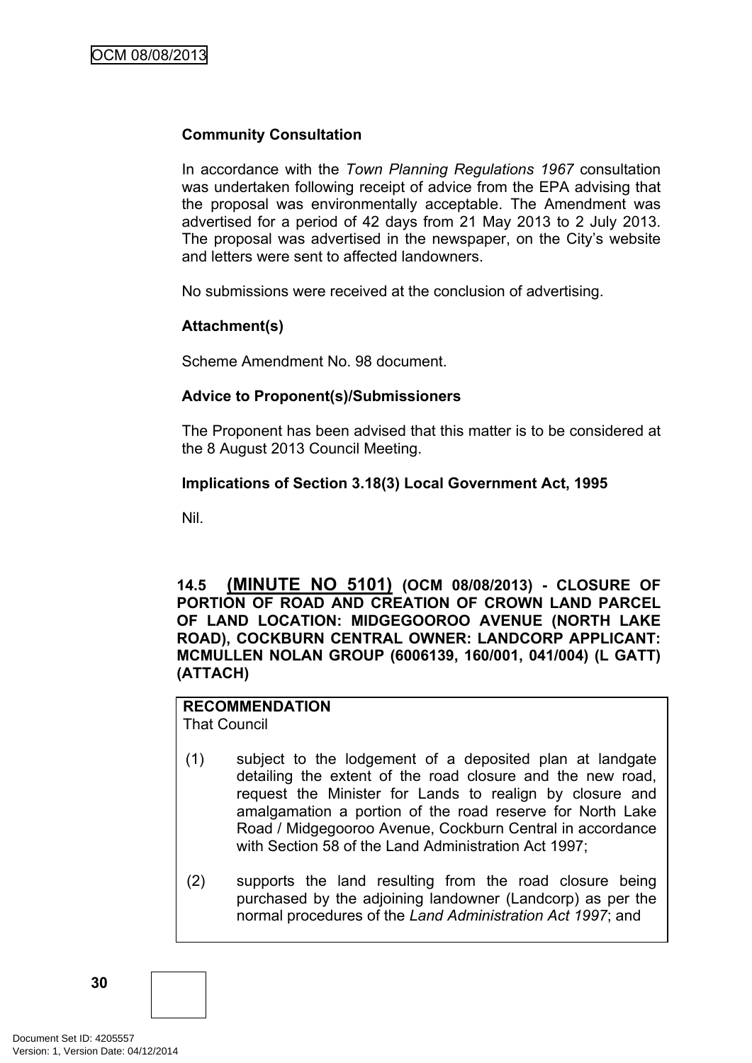**Community Consultation**

In accordance with the *Town Planning Regulations 1967* consultation was undertaken following receipt of advice from the EPA advising that the proposal was environmentally acceptable. The Amendment was advertised for a period of 42 days from 21 May 2013 to 2 July 2013. The proposal was advertised in the newspaper, on the City's website and letters were sent to affected landowners.

No submissions were received at the conclusion of advertising.

**Attachment(s)**

Scheme Amendment No. 98 document.

**Advice to Proponent(s)/Submissioners**

The Proponent has been advised that this matter is to be considered at the 8 August 2013 Council Meeting.

**Implications of Section 3.18(3) Local Government Act, 1995**

Nil.

**14.5 (MINUTE NO 5101) (OCM 08/08/2013) - CLOSURE OF PORTION OF ROAD AND CREATION OF CROWN LAND PARCEL OF LAND LOCATION: MIDGEGOOROO AVENUE (NORTH LAKE ROAD), COCKBURN CENTRAL OWNER: LANDCORP APPLICANT: MCMULLEN NOLAN GROUP (6006139, 160/001, 041/004) (L GATT) (ATTACH)**

**RECOMMENDATION**
That Council

(1) subject to the lodgement of a deposited plan at landgate detailing the extent of the road closure and the new road, request the Minister for Lands to realign by closure and amalgamation a portion of the road reserve for North Lake Road / Midgegooroo Avenue, Cockburn Central in accordance with Section 58 of the Land Administration Act 1997;

(2) supports the land resulting from the road closure being purchased by the adjoining landowner (Landcorp) as per the normal procedures of the *Land Administration Act 1997*; and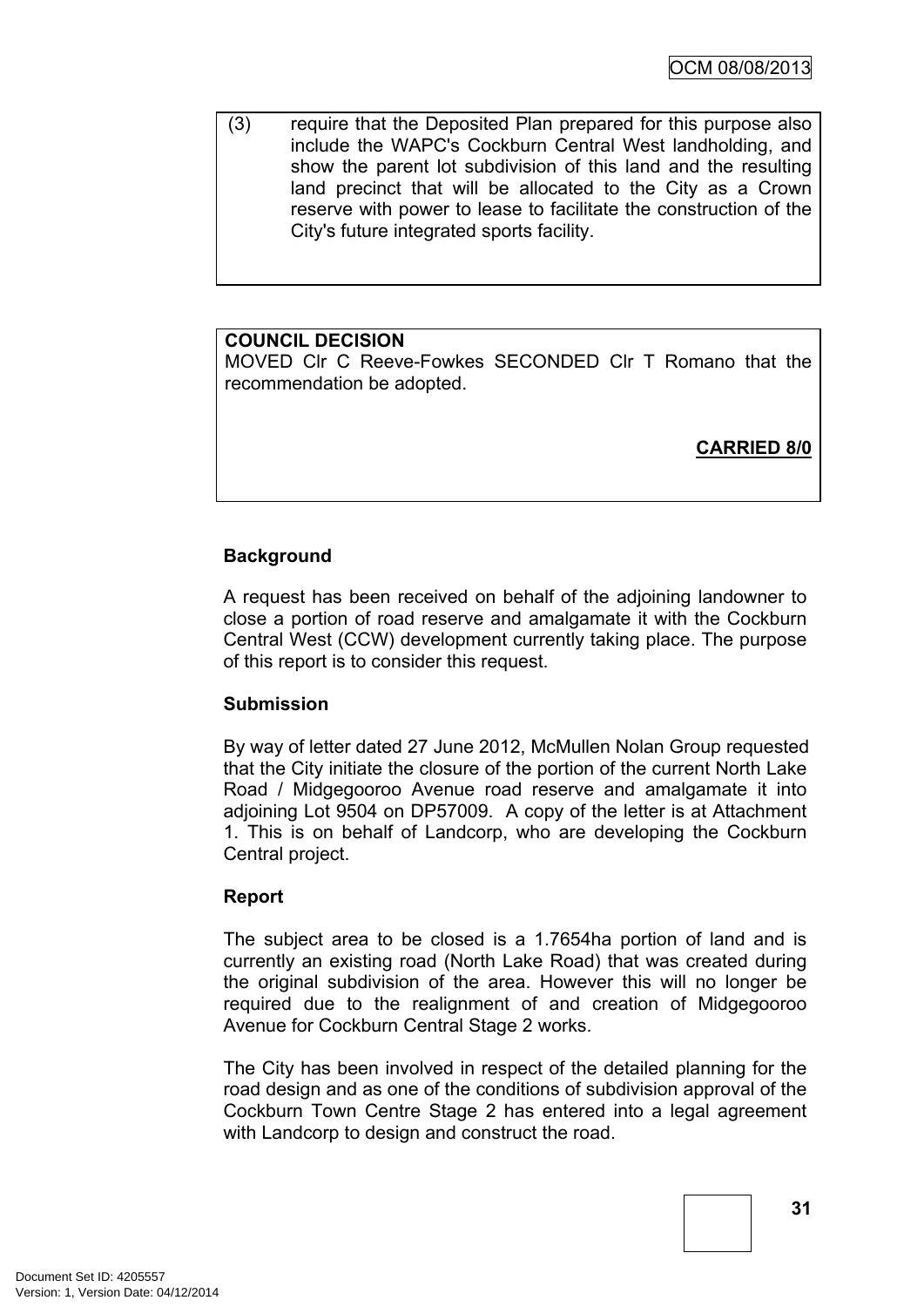(3) require that the Deposited Plan prepared for this purpose also include the WAPC's Cockburn Central West landholding, and show the parent lot subdivision of this land and the resulting land precinct that will be allocated to the City as a Crown reserve with power to lease to facilitate the construction of the City's future integrated sports facility.

**COUNCIL DECISION**

MOVED Clr C Reeve-Fowkes SECONDED Clr T Romano that the recommendation be adopted.

**CARRIED 8/0**

**Background**

A request has been received on behalf of the adjoining landowner to close a portion of road reserve and amalgamate it with the Cockburn Central West (CCW) development currently taking place. The purpose of this report is to consider this request.

**Submission**

By way of letter dated 27 June 2012, McMullen Nolan Group requested that the City initiate the closure of the portion of the current North Lake Road / Midgegooroo Avenue road reserve and amalgamate it into adjoining Lot 9504 on DP57009. A copy of the letter is at Attachment 1. This is on behalf of Landcorp, who are developing the Cockburn Central project.

**Report**

The subject area to be closed is a 1.7654ha portion of land and is currently an existing road (North Lake Road) that was created during the original subdivision of the area. However this will no longer be required due to the realignment of and creation of Midgegooroo Avenue for Cockburn Central Stage 2 works.

The City has been involved in respect of the detailed planning for the road design and as one of the conditions of subdivision approval of the Cockburn Town Centre Stage 2 has entered into a legal agreement with Landcorp to design and construct the road.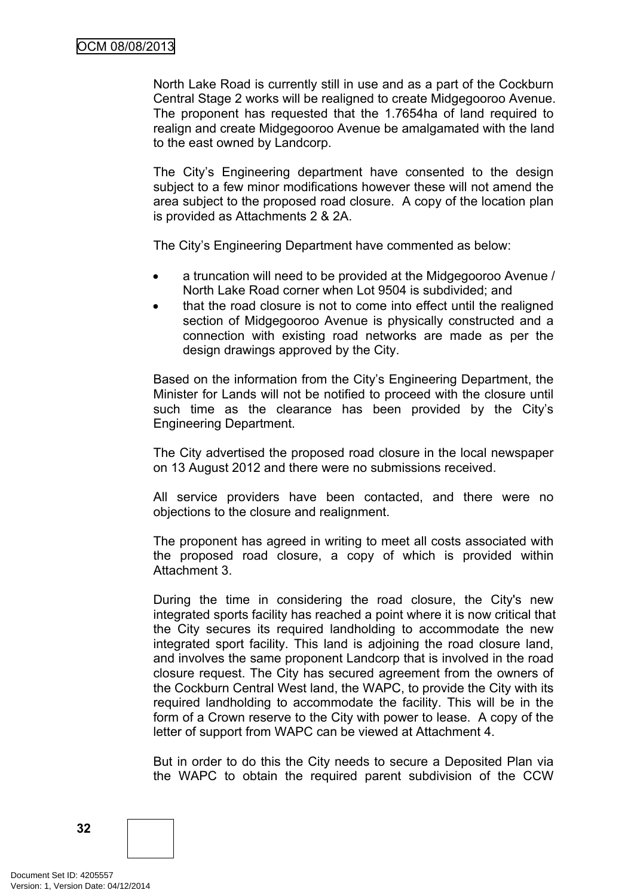North Lake Road is currently still in use and as a part of the Cockburn Central Stage 2 works will be realigned to create Midgegooroo Avenue. The proponent has requested that the 1.7654ha of land required to realign and create Midgegooroo Avenue be amalgamated with the land to the east owned by Landcorp.

The City's Engineering department have consented to the design subject to a few minor modifications however these will not amend the area subject to the proposed road closure. A copy of the location plan is provided as Attachments 2 & 2A.

The City's Engineering Department have commented as below:

- a truncation will need to be provided at the Midgegooroo Avenue / North Lake Road corner when Lot 9504 is subdivided; and
- that the road closure is not to come into effect until the realigned section of Midgegooroo Avenue is physically constructed and a connection with existing road networks are made as per the design drawings approved by the City.

Based on the information from the City's Engineering Department, the Minister for Lands will not be notified to proceed with the closure until such time as the clearance has been provided by the City's Engineering Department.

The City advertised the proposed road closure in the local newspaper on 13 August 2012 and there were no submissions received.

All service providers have been contacted, and there were no objections to the closure and realignment.

The proponent has agreed in writing to meet all costs associated with the proposed road closure, a copy of which is provided within Attachment 3.

During the time in considering the road closure, the City's new integrated sports facility has reached a point where it is now critical that the City secures its required landholding to accommodate the new integrated sport facility. This land is adjoining the road closure land, and involves the same proponent Landcorp that is involved in the road closure request. The City has secured agreement from the owners of the Cockburn Central West land, the WAPC, to provide the City with its required landholding to accommodate the facility. This will be in the form of a Crown reserve to the City with power to lease. A copy of the letter of support from WAPC can be viewed at Attachment 4.

But in order to do this the City needs to secure a Deposited Plan via the WAPC to obtain the required parent subdivision of the CCW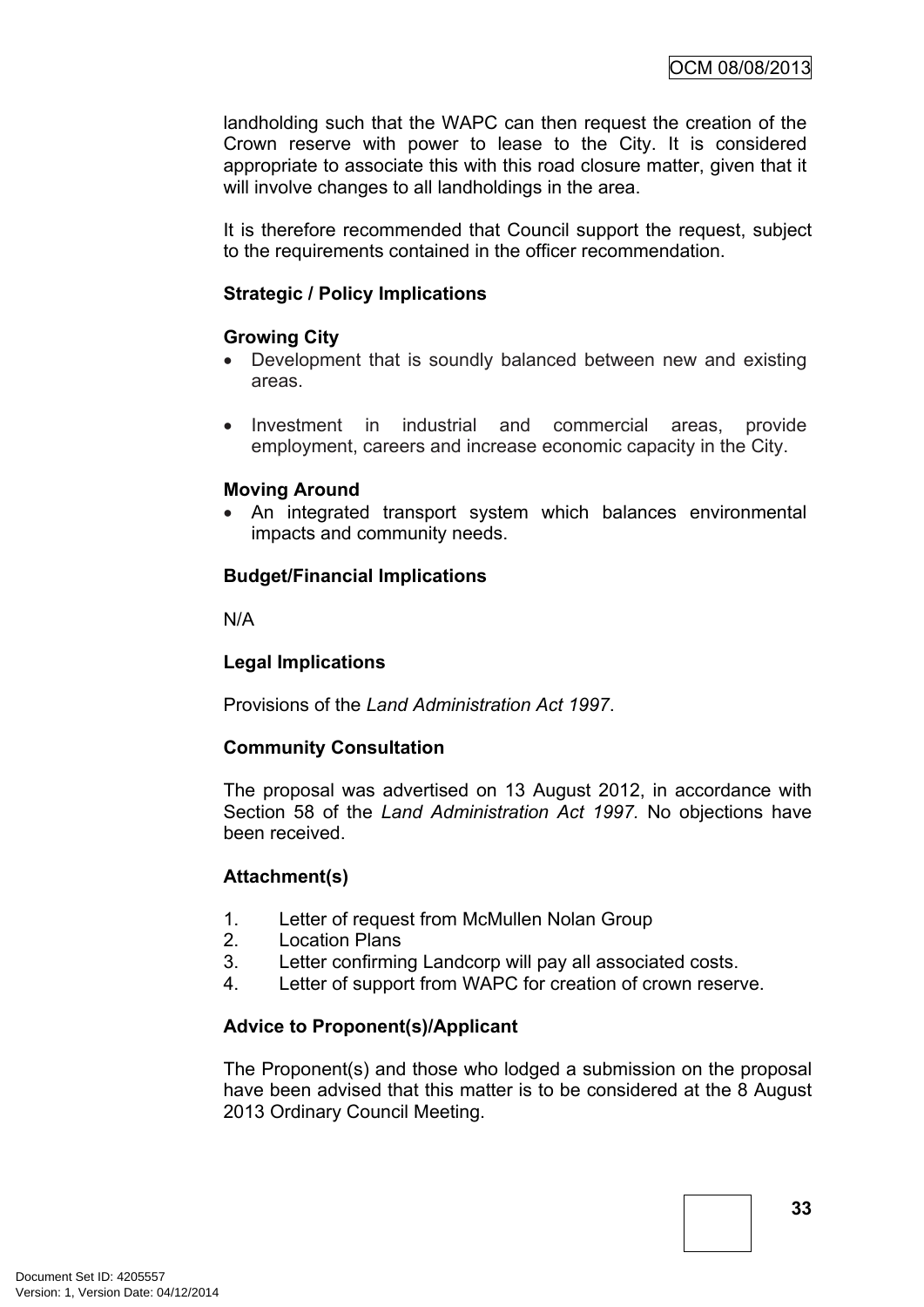landholding such that the WAPC can then request the creation of the Crown reserve with power to lease to the City. It is considered appropriate to associate this with this road closure matter, given that it will involve changes to all landholdings in the area.

It is therefore recommended that Council support the request, subject to the requirements contained in the officer recommendation.

**Strategic / Policy Implications**

**Growing City**

- Development that is soundly balanced between new and existing areas.

- Investment in industrial and commercial areas, provide employment, careers and increase economic capacity in the City.

**Moving Around**

- An integrated transport system which balances environmental impacts and community needs.

**Budget/Financial Implications**

N/A

**Legal Implications**

Provisions of the *Land Administration Act 1997*.

**Community Consultation**

The proposal was advertised on 13 August 2012, in accordance with Section 58 of the *Land Administration Act 1997*. No objections have been received.

**Attachment(s)**

1. Letter of request from McMullen Nolan Group
2. Location Plans
3. Letter confirming Landcorp will pay all associated costs.
4. Letter of support from WAPC for creation of crown reserve.

**Advice to Proponent(s)/Applicant**

The Proponent(s) and those who lodged a submission on the proposal have been advised that this matter is to be considered at the 8 August 2013 Ordinary Council Meeting.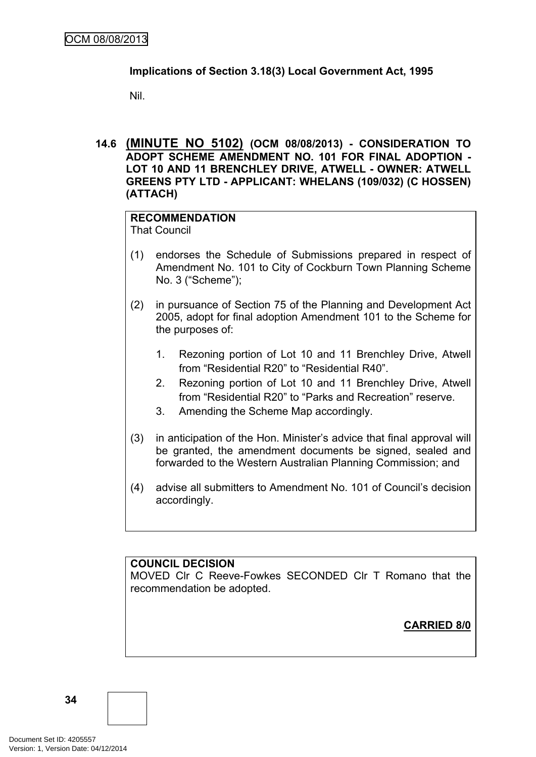**Implications of Section 3.18(3) Local Government Act, 1995**

Nil.

### 14.6 (MINUTE NO 5102) (OCM 08/08/2013) - CONSIDERATION TO ADOPT SCHEME AMENDMENT NO. 101 FOR FINAL ADOPTION - LOT 10 AND 11 BRENCHLEY DRIVE, ATWELL - OWNER: ATWELL GREENS PTY LTD - APPLICANT: WHELANS (109/032) (C HOSSEN) (ATTACH)

**RECOMMENDATION**
That Council

(1) endorses the Schedule of Submissions prepared in respect of Amendment No. 101 to City of Cockburn Town Planning Scheme No. 3 (“Scheme”);

(2) in pursuance of Section 75 of the Planning and Development Act 2005, adopt for final adoption Amendment 101 to the Scheme for the purposes of:

1. Rezoning portion of Lot 10 and 11 Brenchley Drive, Atwell from “Residential R20” to “Residential R40”.
2. Rezoning portion of Lot 10 and 11 Brenchley Drive, Atwell from “Residential R20” to “Parks and Recreation” reserve.
3. Amending the Scheme Map accordingly.

(3) in anticipation of the Hon. Minister’s advice that final approval will be granted, the amendment documents be signed, sealed and forwarded to the Western Australian Planning Commission; and

(4) advise all submitters to Amendment No. 101 of Council’s decision accordingly.

**COUNCIL DECISION**
MOVED Clr C Reeve-Fowkes SECONDED Clr T Romano that the recommendation be adopted.

**CARRIED 8/0**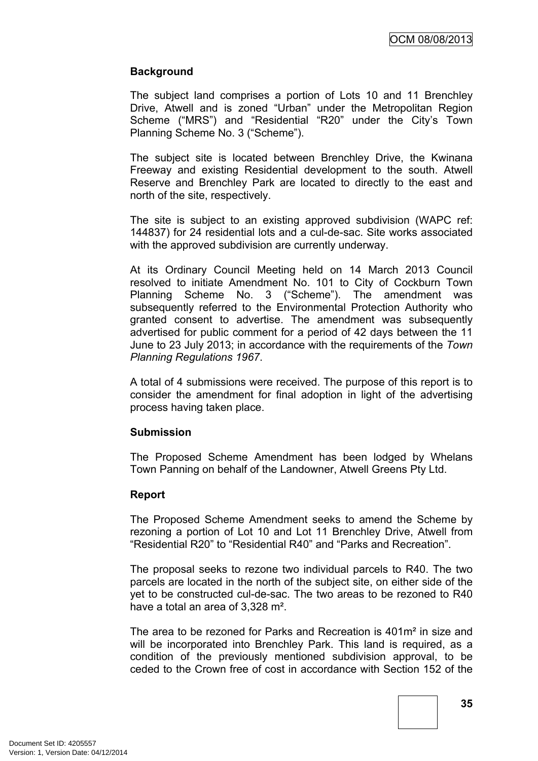**Background**

The subject land comprises a portion of Lots 10 and 11 Brenchley Drive, Atwell and is zoned "Urban" under the Metropolitan Region Scheme ("MRS") and "Residential "R20" under the City's Town Planning Scheme No. 3 ("Scheme").

The subject site is located between Brenchley Drive, the Kwinana Freeway and existing Residential development to the south. Atwell Reserve and Brenchley Park are located to directly to the east and north of the site, respectively.

The site is subject to an existing approved subdivision (WAPC ref: 144837) for 24 residential lots and a cul-de-sac. Site works associated with the approved subdivision are currently underway.

At its Ordinary Council Meeting held on 14 March 2013 Council resolved to initiate Amendment No. 101 to City of Cockburn Town Planning Scheme No. 3 ("Scheme"). The amendment was subsequently referred to the Environmental Protection Authority who granted consent to advertise. The amendment was subsequently advertised for public comment for a period of 42 days between the 11 June to 23 July 2013; in accordance with the requirements of the *Town Planning Regulations 1967*.

A total of 4 submissions were received. The purpose of this report is to consider the amendment for final adoption in light of the advertising process having taken place.

**Submission**

The Proposed Scheme Amendment has been lodged by Whelans Town Panning on behalf of the Landowner, Atwell Greens Pty Ltd.

**Report**

The Proposed Scheme Amendment seeks to amend the Scheme by rezoning a portion of Lot 10 and Lot 11 Brenchley Drive, Atwell from "Residential R20" to "Residential R40" and "Parks and Recreation".

The proposal seeks to rezone two individual parcels to R40. The two parcels are located in the north of the subject site, on either side of the yet to be constructed cul-de-sac. The two areas to be rezoned to R40 have a total an area of 3,328 m².

The area to be rezoned for Parks and Recreation is 401m² in size and will be incorporated into Brenchley Park. This land is required, as a condition of the previously mentioned subdivision approval, to be ceded to the Crown free of cost in accordance with Section 152 of the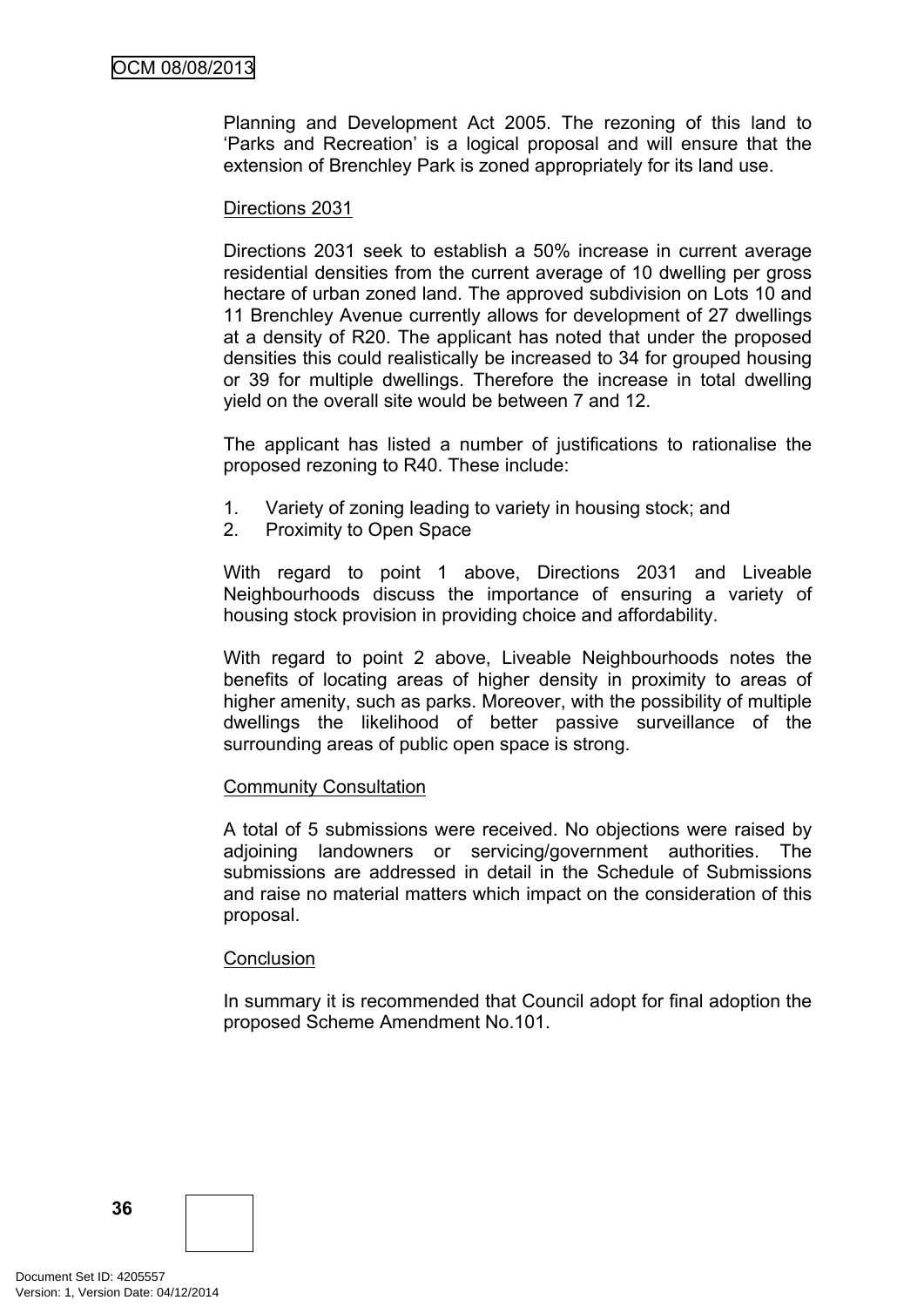Planning and Development Act 2005. The rezoning of this land to 'Parks and Recreation' is a logical proposal and will ensure that the extension of Brenchley Park is zoned appropriately for its land use.

Directions 2031

Directions 2031 seek to establish a 50% increase in current average residential densities from the current average of 10 dwelling per gross hectare of urban zoned land. The approved subdivision on Lots 10 and 11 Brenchley Avenue currently allows for development of 27 dwellings at a density of R20. The applicant has noted that under the proposed densities this could realistically be increased to 34 for grouped housing or 39 for multiple dwellings. Therefore the increase in total dwelling yield on the overall site would be between 7 and 12.

The applicant has listed a number of justifications to rationalise the proposed rezoning to R40. These include:

1. Variety of zoning leading to variety in housing stock; and
2. Proximity to Open Space

With regard to point 1 above, Directions 2031 and Liveable Neighbourhoods discuss the importance of ensuring a variety of housing stock provision in providing choice and affordability.

With regard to point 2 above, Liveable Neighbourhoods notes the benefits of locating areas of higher density in proximity to areas of higher amenity, such as parks. Moreover, with the possibility of multiple dwellings the likelihood of better passive surveillance of the surrounding areas of public open space is strong.

Community Consultation

A total of 5 submissions were received. No objections were raised by adjoining landowners or servicing/government authorities. The submissions are addressed in detail in the Schedule of Submissions and raise no material matters which impact on the consideration of this proposal.

Conclusion

In summary it is recommended that Council adopt for final adoption the proposed Scheme Amendment No.101.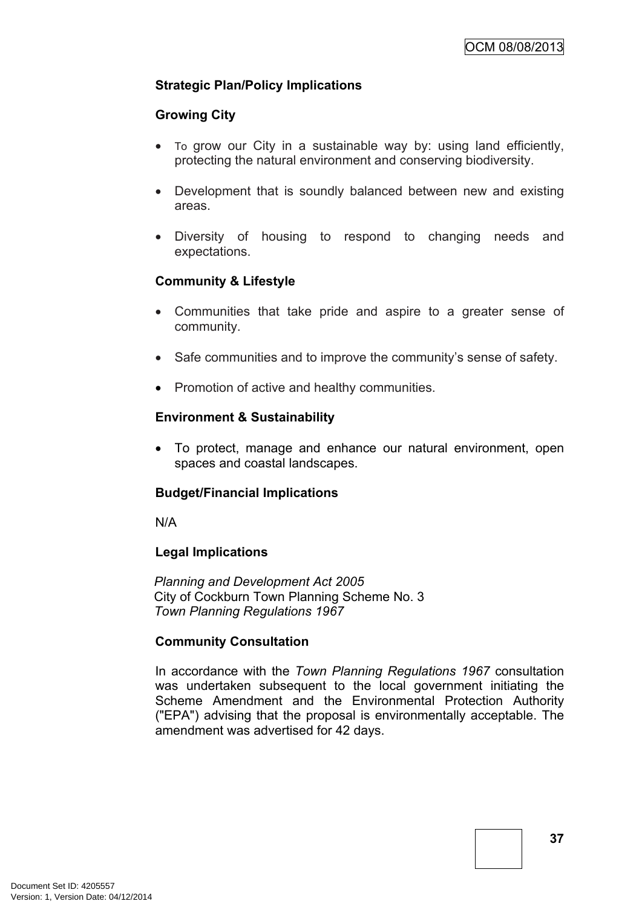**Strategic Plan/Policy Implications**

**Growing City**

- To grow our City in a sustainable way by: using land efficiently, protecting the natural environment and conserving biodiversity.

- Development that is soundly balanced between new and existing areas.

- Diversity of housing to respond to changing needs and expectations.

**Community & Lifestyle**

- Communities that take pride and aspire to a greater sense of community.

- Safe communities and to improve the community's sense of safety.

- Promotion of active and healthy communities.

**Environment & Sustainability**

- To protect, manage and enhance our natural environment, open spaces and coastal landscapes.

**Budget/Financial Implications**

N/A

**Legal Implications**

*Planning and Development Act 2005*
City of Cockburn Town Planning Scheme No. 3
*Town Planning Regulations 1967*

**Community Consultation**

In accordance with the *Town Planning Regulations 1967* consultation was undertaken subsequent to the local government initiating the Scheme Amendment and the Environmental Protection Authority ("EPA") advising that the proposal is environmentally acceptable. The amendment was advertised for 42 days.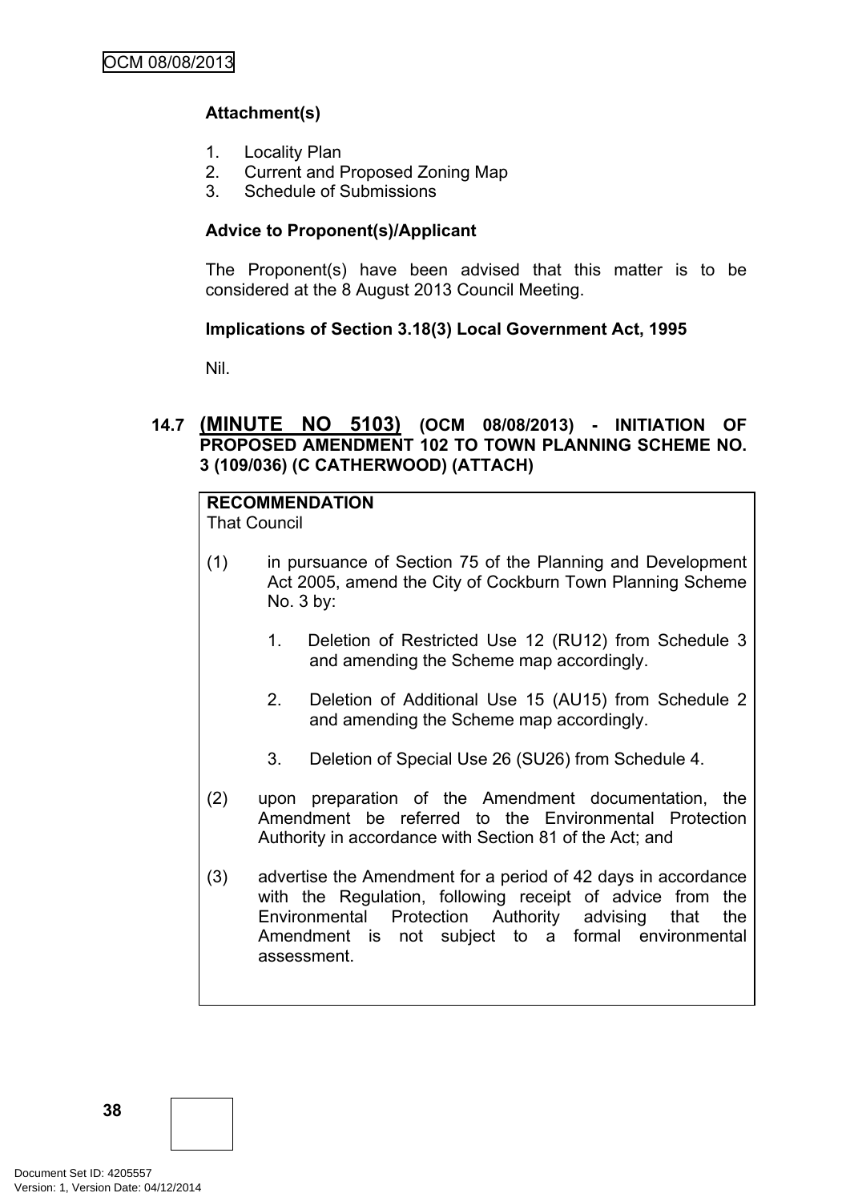**Attachment(s)**

1. Locality Plan
2. Current and Proposed Zoning Map
3. Schedule of Submissions

**Advice to Proponent(s)/Applicant**

The Proponent(s) have been advised that this matter is to be considered at the 8 August 2013 Council Meeting.

**Implications of Section 3.18(3) Local Government Act, 1995**

Nil.

### 14.7 (MINUTE NO 5103) (OCM 08/08/2013) - INITIATION OF PROPOSED AMENDMENT 102 TO TOWN PLANNING SCHEME NO. 3 (109/036) (C CATHERWOOD) (ATTACH)

**RECOMMENDATION**
That Council

(1) in pursuance of Section 75 of the Planning and Development Act 2005, amend the City of Cockburn Town Planning Scheme No. 3 by:

   1. Deletion of Restricted Use 12 (RU12) from Schedule 3 and amending the Scheme map accordingly.

   2. Deletion of Additional Use 15 (AU15) from Schedule 2 and amending the Scheme map accordingly.

   3. Deletion of Special Use 26 (SU26) from Schedule 4.

(2) upon preparation of the Amendment documentation, the Amendment be referred to the Environmental Protection Authority in accordance with Section 81 of the Act; and

(3) advertise the Amendment for a period of 42 days in accordance with the Regulation, following receipt of advice from the Environmental Protection Authority advising that the Amendment is not subject to a formal environmental assessment.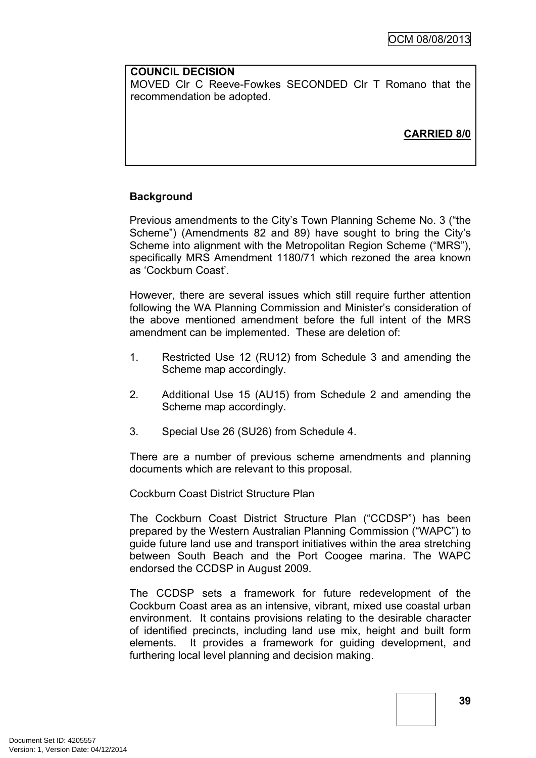**COUNCIL DECISION**
MOVED Clr C Reeve-Fowkes SECONDED Clr T Romano that the recommendation be adopted.

**CARRIED 8/0**

**Background**

Previous amendments to the City's Town Planning Scheme No. 3 ("the Scheme") (Amendments 82 and 89) have sought to bring the City's Scheme into alignment with the Metropolitan Region Scheme ("MRS"), specifically MRS Amendment 1180/71 which rezoned the area known as 'Cockburn Coast'.

However, there are several issues which still require further attention following the WA Planning Commission and Minister's consideration of the above mentioned amendment before the full intent of the MRS amendment can be implemented. These are deletion of:

1. Restricted Use 12 (RU12) from Schedule 3 and amending the Scheme map accordingly.

2. Additional Use 15 (AU15) from Schedule 2 and amending the Scheme map accordingly.

3. Special Use 26 (SU26) from Schedule 4.

There are a number of previous scheme amendments and planning documents which are relevant to this proposal.

<u>Cockburn Coast District Structure Plan</u>

The Cockburn Coast District Structure Plan ("CCDSP") has been prepared by the Western Australian Planning Commission ("WAPC") to guide future land use and transport initiatives within the area stretching between South Beach and the Port Coogee marina. The WAPC endorsed the CCDSP in August 2009.

The CCDSP sets a framework for future redevelopment of the Cockburn Coast area as an intensive, vibrant, mixed use coastal urban environment. It contains provisions relating to the desirable character of identified precincts, including land use mix, height and built form elements. It provides a framework for guiding development, and furthering local level planning and decision making.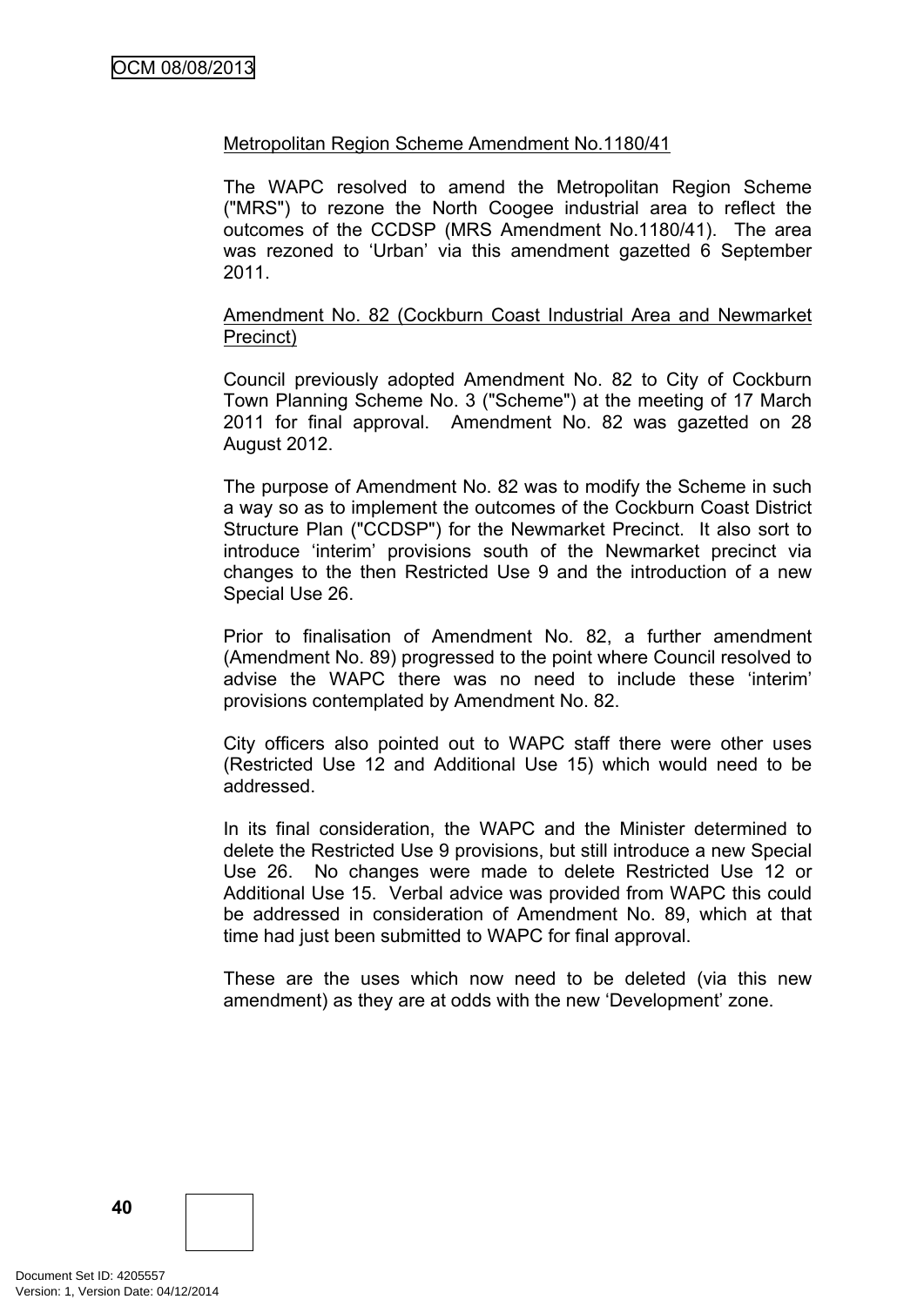Metropolitan Region Scheme Amendment No.1180/41

The WAPC resolved to amend the Metropolitan Region Scheme ("MRS") to rezone the North Coogee industrial area to reflect the outcomes of the CCDSP (MRS Amendment No.1180/41). The area was rezoned to 'Urban' via this amendment gazetted 6 September 2011.

Amendment No. 82 (Cockburn Coast Industrial Area and Newmarket Precinct)

Council previously adopted Amendment No. 82 to City of Cockburn Town Planning Scheme No. 3 ("Scheme") at the meeting of 17 March 2011 for final approval. Amendment No. 82 was gazetted on 28 August 2012.

The purpose of Amendment No. 82 was to modify the Scheme in such a way so as to implement the outcomes of the Cockburn Coast District Structure Plan ("CCDSP") for the Newmarket Precinct. It also sort to introduce 'interim' provisions south of the Newmarket precinct via changes to the then Restricted Use 9 and the introduction of a new Special Use 26.

Prior to finalisation of Amendment No. 82, a further amendment (Amendment No. 89) progressed to the point where Council resolved to advise the WAPC there was no need to include these 'interim' provisions contemplated by Amendment No. 82.

City officers also pointed out to WAPC staff there were other uses (Restricted Use 12 and Additional Use 15) which would need to be addressed.

In its final consideration, the WAPC and the Minister determined to delete the Restricted Use 9 provisions, but still introduce a new Special Use 26. No changes were made to delete Restricted Use 12 or Additional Use 15. Verbal advice was provided from WAPC this could be addressed in consideration of Amendment No. 89, which at that time had just been submitted to WAPC for final approval.

These are the uses which now need to be deleted (via this new amendment) as they are at odds with the new 'Development' zone.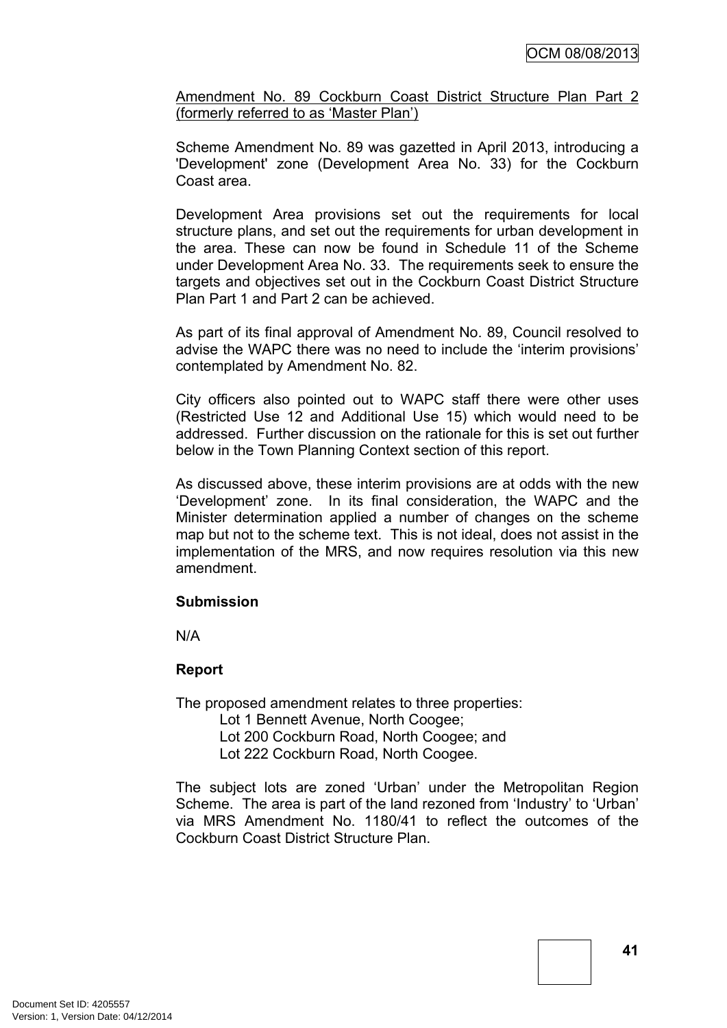Amendment No. 89 Cockburn Coast District Structure Plan Part 2 (formerly referred to as 'Master Plan')

Scheme Amendment No. 89 was gazetted in April 2013, introducing a 'Development' zone (Development Area No. 33) for the Cockburn Coast area.

Development Area provisions set out the requirements for local structure plans, and set out the requirements for urban development in the area. These can now be found in Schedule 11 of the Scheme under Development Area No. 33. The requirements seek to ensure the targets and objectives set out in the Cockburn Coast District Structure Plan Part 1 and Part 2 can be achieved.

As part of its final approval of Amendment No. 89, Council resolved to advise the WAPC there was no need to include the 'interim provisions' contemplated by Amendment No. 82.

City officers also pointed out to WAPC staff there were other uses (Restricted Use 12 and Additional Use 15) which would need to be addressed. Further discussion on the rationale for this is set out further below in the Town Planning Context section of this report.

As discussed above, these interim provisions are at odds with the new 'Development' zone. In its final consideration, the WAPC and the Minister determination applied a number of changes on the scheme map but not to the scheme text. This is not ideal, does not assist in the implementation of the MRS, and now requires resolution via this new amendment.

**Submission**

N/A

**Report**

The proposed amendment relates to three properties:

- Lot 1 Bennett Avenue, North Coogee;
- Lot 200 Cockburn Road, North Coogee; and
- Lot 222 Cockburn Road, North Coogee.

The subject lots are zoned 'Urban' under the Metropolitan Region Scheme. The area is part of the land rezoned from 'Industry' to 'Urban' via MRS Amendment No. 1180/41 to reflect the outcomes of the Cockburn Coast District Structure Plan.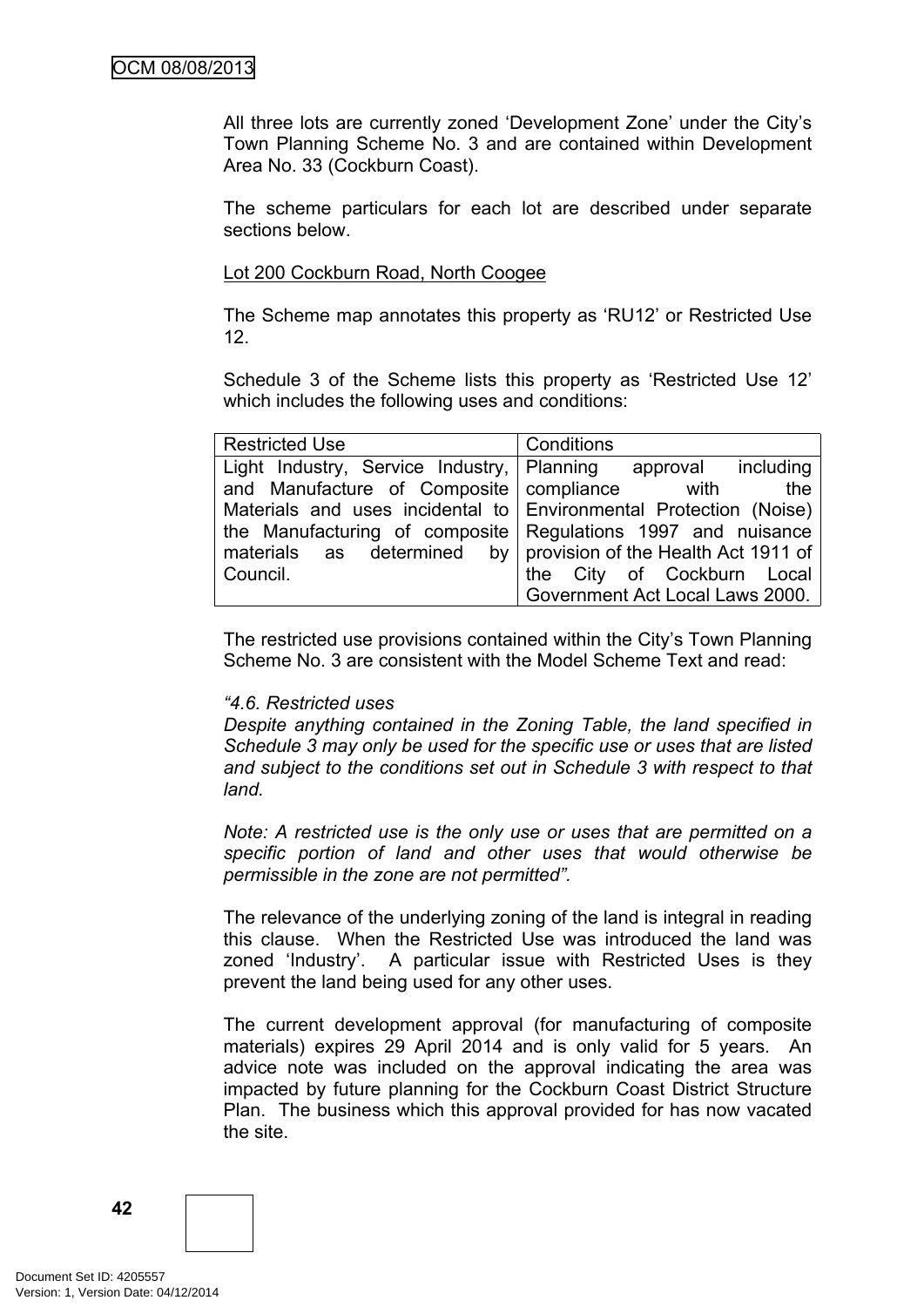All three lots are currently zoned 'Development Zone' under the City's Town Planning Scheme No. 3 and are contained within Development Area No. 33 (Cockburn Coast).

The scheme particulars for each lot are described under separate sections below.

Lot 200 Cockburn Road, North Coogee

The Scheme map annotates this property as 'RU12' or Restricted Use 12.

Schedule 3 of the Scheme lists this property as 'Restricted Use 12' which includes the following uses and conditions:

| Restricted Use | Conditions |
|---|---|
| Light Industry, Service Industry, and Manufacture of Composite Materials and uses incidental to the Manufacturing of composite materials as determined by Council. | Planning approval including compliance with the Environmental Protection (Noise) Regulations 1997 and nuisance provision of the Health Act 1911 of the City of Cockburn Local Government Act Local Laws 2000. |

The restricted use provisions contained within the City's Town Planning Scheme No. 3 are consistent with the Model Scheme Text and read:

*"4.6. Restricted uses*
*Despite anything contained in the Zoning Table, the land specified in Schedule 3 may only be used for the specific use or uses that are listed and subject to the conditions set out in Schedule 3 with respect to that land.*

*Note: A restricted use is the only use or uses that are permitted on a specific portion of land and other uses that would otherwise be permissible in the zone are not permitted".*

The relevance of the underlying zoning of the land is integral in reading this clause. When the Restricted Use was introduced the land was zoned 'Industry'. A particular issue with Restricted Uses is they prevent the land being used for any other uses.

The current development approval (for manufacturing of composite materials) expires 29 April 2014 and is only valid for 5 years. An advice note was included on the approval indicating the area was impacted by future planning for the Cockburn Coast District Structure Plan. The business which this approval provided for has now vacated the site.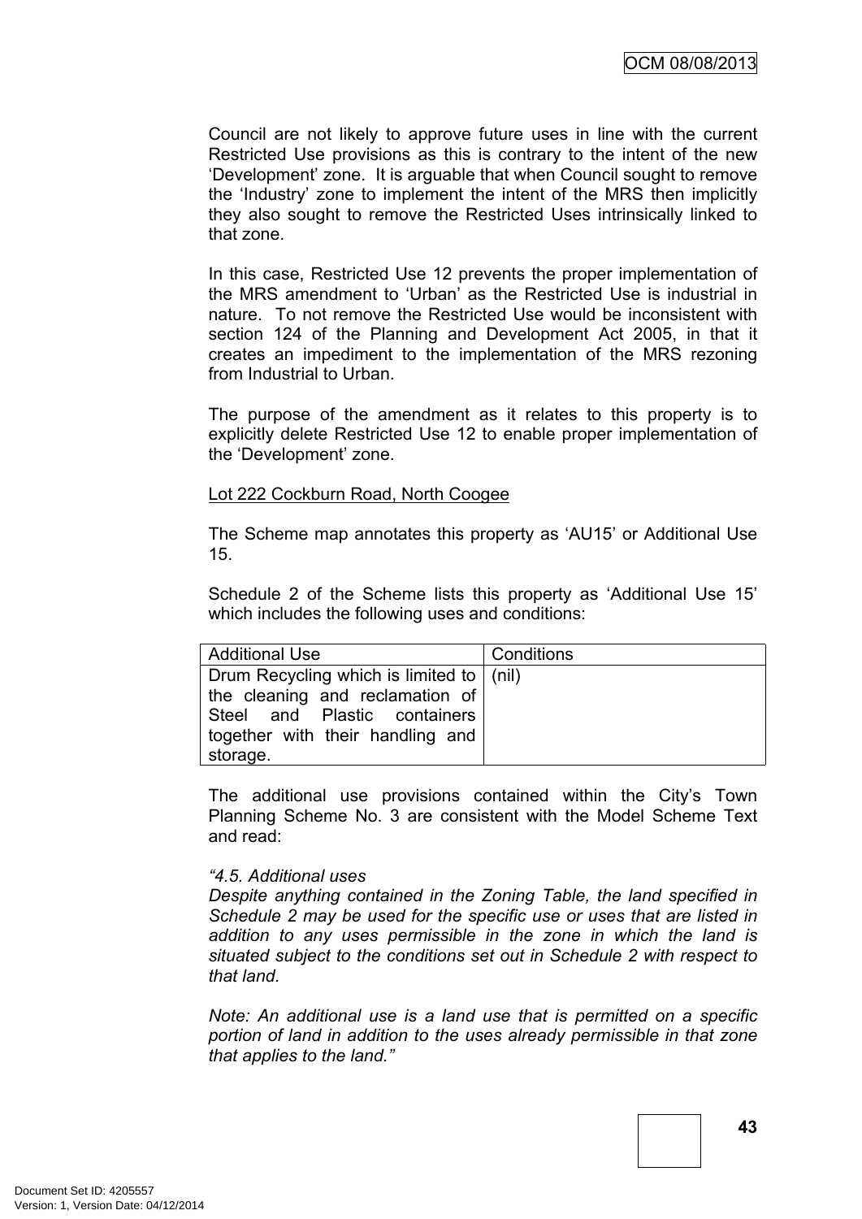Council are not likely to approve future uses in line with the current Restricted Use provisions as this is contrary to the intent of the new 'Development' zone. It is arguable that when Council sought to remove the 'Industry' zone to implement the intent of the MRS then implicitly they also sought to remove the Restricted Uses intrinsically linked to that zone.

In this case, Restricted Use 12 prevents the proper implementation of the MRS amendment to 'Urban' as the Restricted Use is industrial in nature. To not remove the Restricted Use would be inconsistent with section 124 of the Planning and Development Act 2005, in that it creates an impediment to the implementation of the MRS rezoning from Industrial to Urban.

The purpose of the amendment as it relates to this property is to explicitly delete Restricted Use 12 to enable proper implementation of the 'Development' zone.

Lot 222 Cockburn Road, North Coogee

The Scheme map annotates this property as 'AU15' or Additional Use 15.

Schedule 2 of the Scheme lists this property as 'Additional Use 15' which includes the following uses and conditions:

| Additional Use | Conditions |
|---|---|
| Drum Recycling which is limited to the cleaning and reclamation of Steel and Plastic containers together with their handling and storage. | (nil) |

The additional use provisions contained within the City's Town Planning Scheme No. 3 are consistent with the Model Scheme Text and read:

*"4.5. Additional uses*
*Despite anything contained in the Zoning Table, the land specified in Schedule 2 may be used for the specific use or uses that are listed in addition to any uses permissible in the zone in which the land is situated subject to the conditions set out in Schedule 2 with respect to that land.*

*Note: An additional use is a land use that is permitted on a specific portion of land in addition to the uses already permissible in that zone that applies to the land."*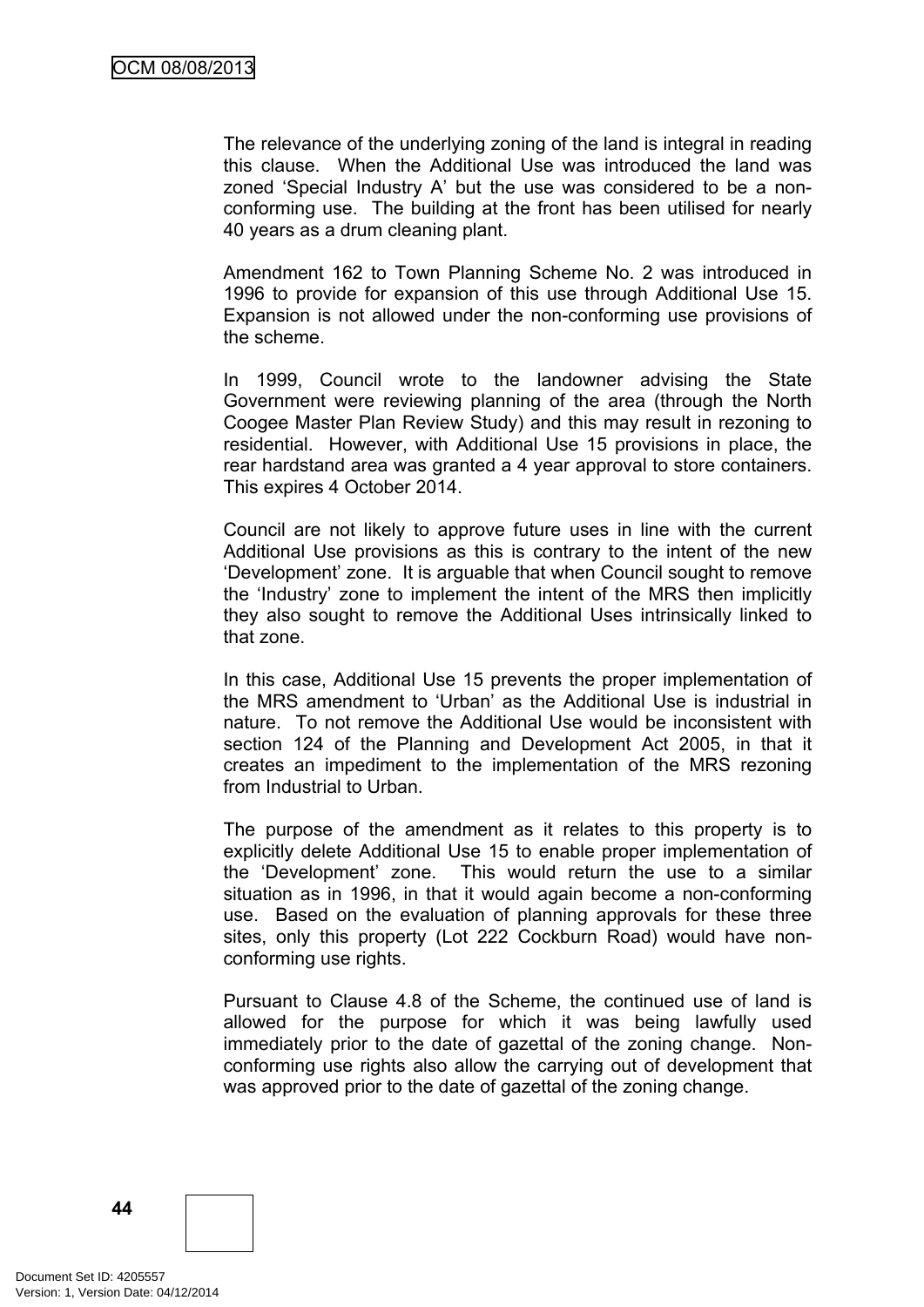The relevance of the underlying zoning of the land is integral in reading this clause. When the Additional Use was introduced the land was zoned 'Special Industry A' but the use was considered to be a non-conforming use. The building at the front has been utilised for nearly 40 years as a drum cleaning plant.

Amendment 162 to Town Planning Scheme No. 2 was introduced in 1996 to provide for expansion of this use through Additional Use 15. Expansion is not allowed under the non-conforming use provisions of the scheme.

In 1999, Council wrote to the landowner advising the State Government were reviewing planning of the area (through the North Coogee Master Plan Review Study) and this may result in rezoning to residential. However, with Additional Use 15 provisions in place, the rear hardstand area was granted a 4 year approval to store containers. This expires 4 October 2014.

Council are not likely to approve future uses in line with the current Additional Use provisions as this is contrary to the intent of the new 'Development' zone. It is arguable that when Council sought to remove the 'Industry' zone to implement the intent of the MRS then implicitly they also sought to remove the Additional Uses intrinsically linked to that zone.

In this case, Additional Use 15 prevents the proper implementation of the MRS amendment to 'Urban' as the Additional Use is industrial in nature. To not remove the Additional Use would be inconsistent with section 124 of the Planning and Development Act 2005, in that it creates an impediment to the implementation of the MRS rezoning from Industrial to Urban.

The purpose of the amendment as it relates to this property is to explicitly delete Additional Use 15 to enable proper implementation of the 'Development' zone. This would return the use to a similar situation as in 1996, in that it would again become a non-conforming use. Based on the evaluation of planning approvals for these three sites, only this property (Lot 222 Cockburn Road) would have non-conforming use rights.

Pursuant to Clause 4.8 of the Scheme, the continued use of land is allowed for the purpose for which it was being lawfully used immediately prior to the date of gazettal of the zoning change. Non-conforming use rights also allow the carrying out of development that was approved prior to the date of gazettal of the zoning change.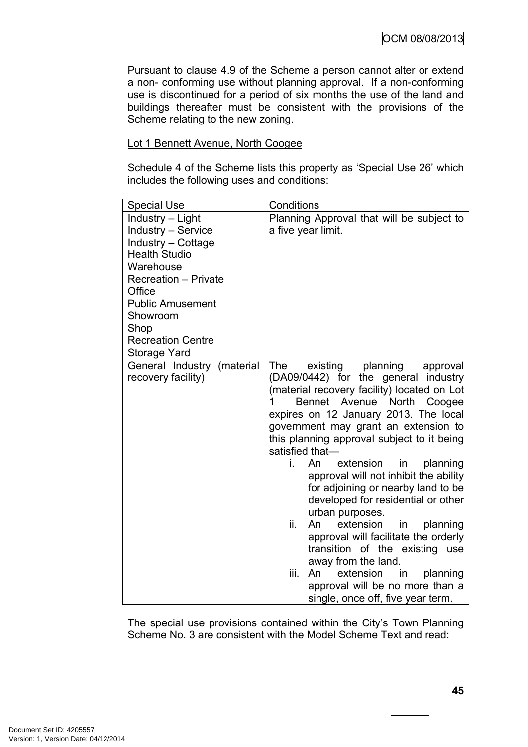Pursuant to clause 4.9 of the Scheme a person cannot alter or extend a non- conforming use without planning approval. If a non-conforming use is discontinued for a period of six months the use of the land and buildings thereafter must be consistent with the provisions of the Scheme relating to the new zoning.

Lot 1 Bennett Avenue, North Coogee

Schedule 4 of the Scheme lists this property as 'Special Use 26' which includes the following uses and conditions:

| Special Use | Conditions |
|---|---|
| Industry – Light<br>Industry – Service<br>Industry – Cottage<br>Health Studio<br>Warehouse<br>Recreation – Private<br>Office<br>Public Amusement<br>Showroom<br>Shop<br>Recreation Centre<br>Storage Yard | Planning Approval that will be subject to a five year limit. |
| General Industry (material recovery facility) | The existing planning approval (DA09/0442) for the general industry (material recovery facility) located on Lot 1 Bennet Avenue North Coogee expires on 12 January 2013. The local government may grant an extension to this planning approval subject to it being satisfied that—<br>i. An extension in planning approval will not inhibit the ability for adjoining or nearby land to be developed for residential or other urban purposes.<br>ii. An extension in planning approval will facilitate the orderly transition of the existing use away from the land.<br>iii. An extension in planning approval will be no more than a single, once off, five year term. |

The special use provisions contained within the City's Town Planning Scheme No. 3 are consistent with the Model Scheme Text and read: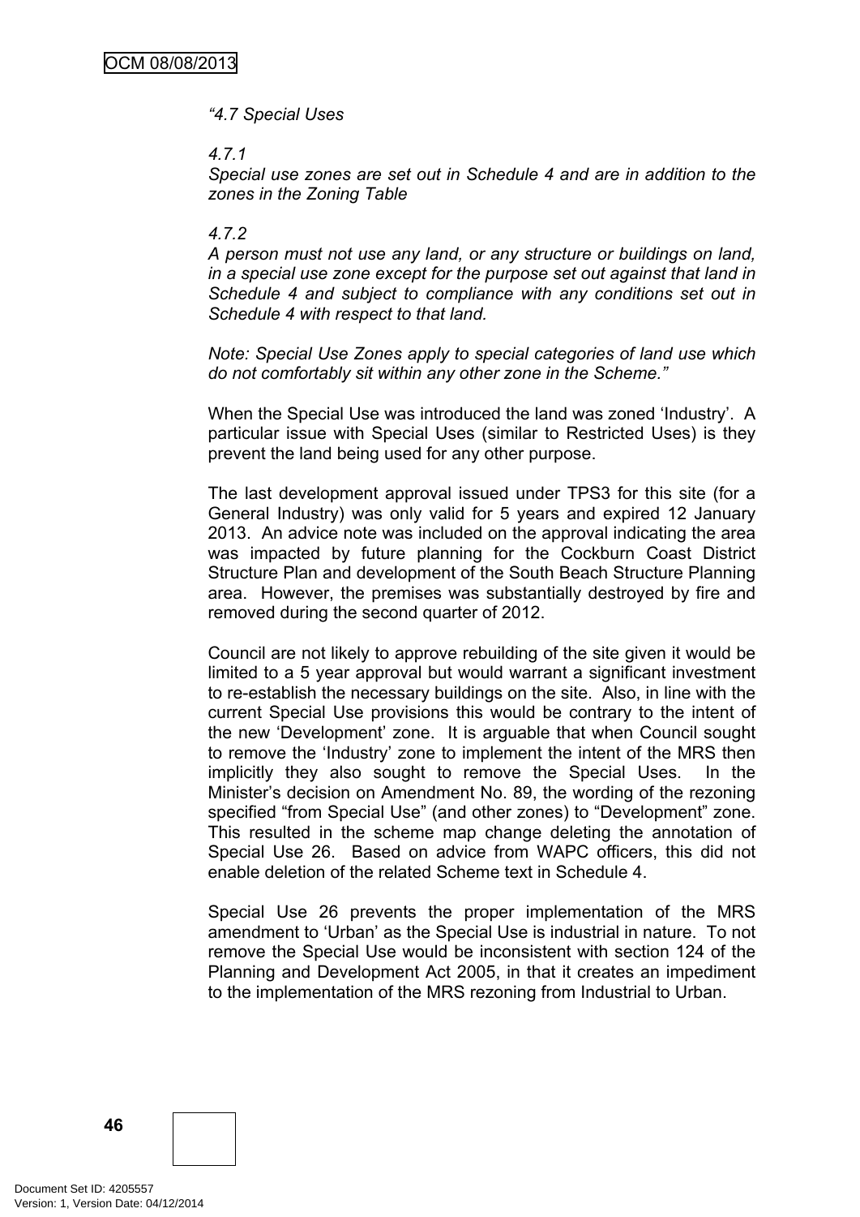*"4.7 Special Uses*

*4.7.1*
*Special use zones are set out in Schedule 4 and are in addition to the zones in the Zoning Table*

*4.7.2*
*A person must not use any land, or any structure or buildings on land, in a special use zone except for the purpose set out against that land in Schedule 4 and subject to compliance with any conditions set out in Schedule 4 with respect to that land.*

*Note: Special Use Zones apply to special categories of land use which do not comfortably sit within any other zone in the Scheme."*

When the Special Use was introduced the land was zoned 'Industry'. A particular issue with Special Uses (similar to Restricted Uses) is they prevent the land being used for any other purpose.

The last development approval issued under TPS3 for this site (for a General Industry) was only valid for 5 years and expired 12 January 2013. An advice note was included on the approval indicating the area was impacted by future planning for the Cockburn Coast District Structure Plan and development of the South Beach Structure Planning area. However, the premises was substantially destroyed by fire and removed during the second quarter of 2012.

Council are not likely to approve rebuilding of the site given it would be limited to a 5 year approval but would warrant a significant investment to re-establish the necessary buildings on the site. Also, in line with the current Special Use provisions this would be contrary to the intent of the new 'Development' zone. It is arguable that when Council sought to remove the 'Industry' zone to implement the intent of the MRS then implicitly they also sought to remove the Special Uses. In the Minister's decision on Amendment No. 89, the wording of the rezoning specified "from Special Use" (and other zones) to "Development" zone. This resulted in the scheme map change deleting the annotation of Special Use 26. Based on advice from WAPC officers, this did not enable deletion of the related Scheme text in Schedule 4.

Special Use 26 prevents the proper implementation of the MRS amendment to 'Urban' as the Special Use is industrial in nature. To not remove the Special Use would be inconsistent with section 124 of the Planning and Development Act 2005, in that it creates an impediment to the implementation of the MRS rezoning from Industrial to Urban.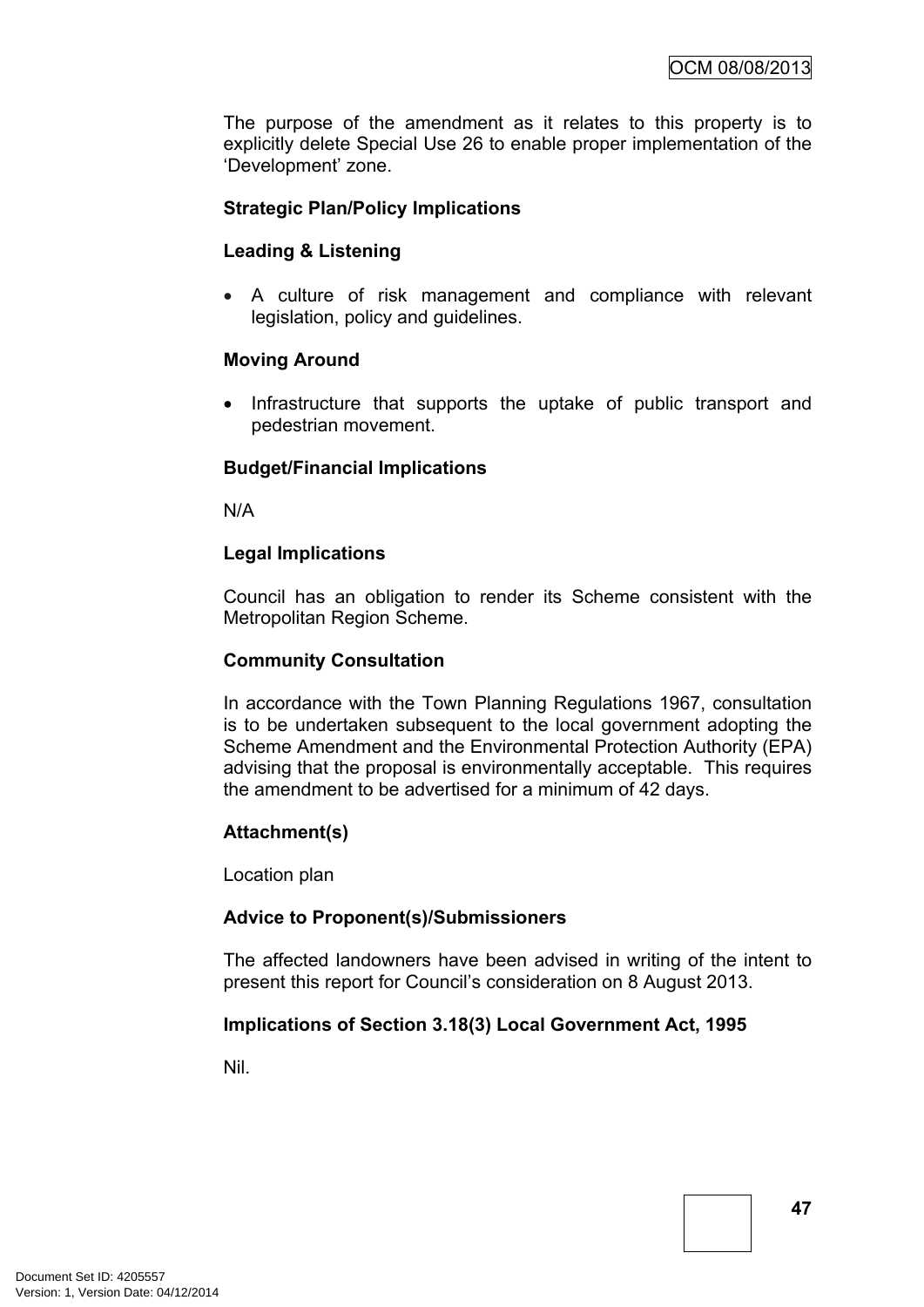The purpose of the amendment as it relates to this property is to explicitly delete Special Use 26 to enable proper implementation of the 'Development' zone.

**Strategic Plan/Policy Implications**

**Leading & Listening**

- A culture of risk management and compliance with relevant legislation, policy and guidelines.

**Moving Around**

- Infrastructure that supports the uptake of public transport and pedestrian movement.

**Budget/Financial Implications**

N/A

**Legal Implications**

Council has an obligation to render its Scheme consistent with the Metropolitan Region Scheme.

**Community Consultation**

In accordance with the Town Planning Regulations 1967, consultation is to be undertaken subsequent to the local government adopting the Scheme Amendment and the Environmental Protection Authority (EPA) advising that the proposal is environmentally acceptable. This requires the amendment to be advertised for a minimum of 42 days.

**Attachment(s)**

Location plan

**Advice to Proponent(s)/Submissioners**

The affected landowners have been advised in writing of the intent to present this report for Council's consideration on 8 August 2013.

**Implications of Section 3.18(3) Local Government Act, 1995**

Nil.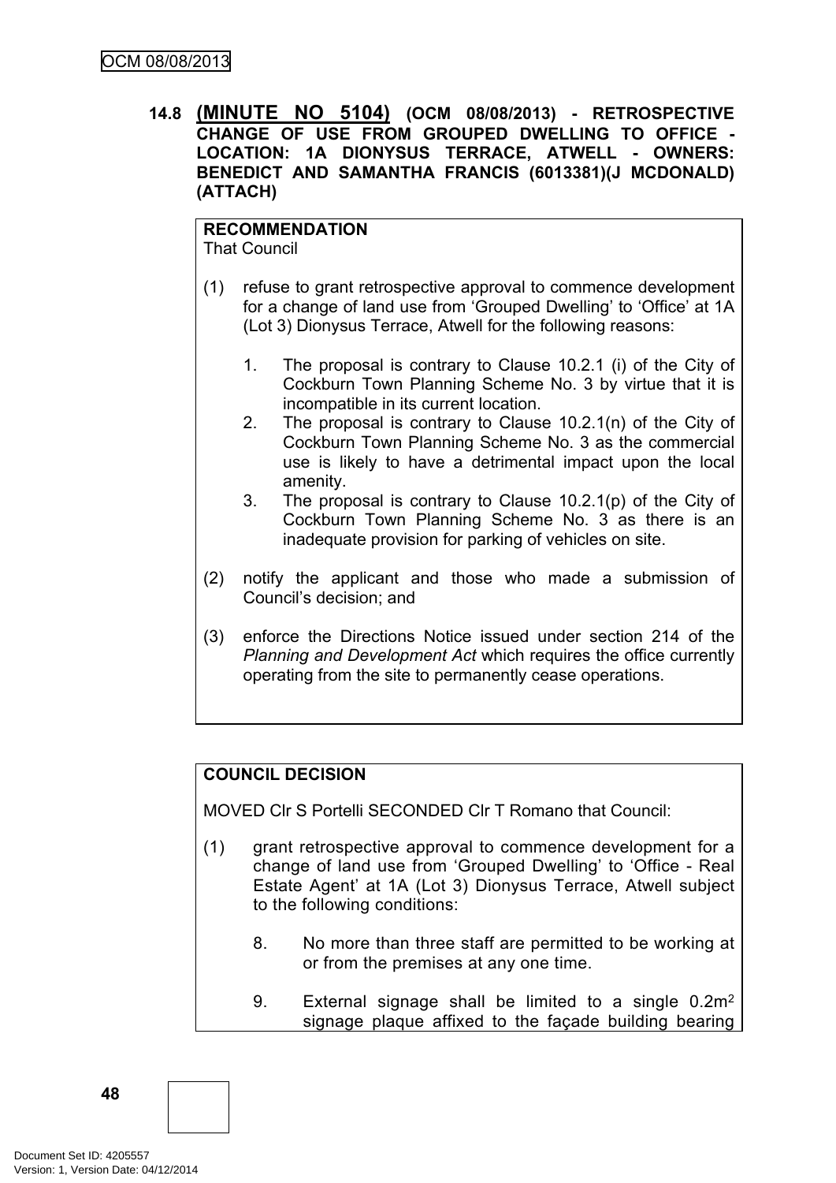### 14.8 (MINUTE NO 5104) (OCM 08/08/2013) - RETROSPECTIVE CHANGE OF USE FROM GROUPED DWELLING TO OFFICE - LOCATION: 1A DIONYSUS TERRACE, ATWELL - OWNERS: BENEDICT AND SAMANTHA FRANCIS (6013381)(J MCDONALD) (ATTACH)

**RECOMMENDATION**
That Council

(1) refuse to grant retrospective approval to commence development for a change of land use from 'Grouped Dwelling' to 'Office' at 1A (Lot 3) Dionysus Terrace, Atwell for the following reasons:

1. The proposal is contrary to Clause 10.2.1 (i) of the City of Cockburn Town Planning Scheme No. 3 by virtue that it is incompatible in its current location.
2. The proposal is contrary to Clause 10.2.1(n) of the City of Cockburn Town Planning Scheme No. 3 as the commercial use is likely to have a detrimental impact upon the local amenity.
3. The proposal is contrary to Clause 10.2.1(p) of the City of Cockburn Town Planning Scheme No. 3 as there is an inadequate provision for parking of vehicles on site.

(2) notify the applicant and those who made a submission of Council's decision; and

(3) enforce the Directions Notice issued under section 214 of the *Planning and Development Act* which requires the office currently operating from the site to permanently cease operations.

**COUNCIL DECISION**

MOVED Clr S Portelli SECONDED Clr T Romano that Council:

(1) grant retrospective approval to commence development for a change of land use from 'Grouped Dwelling' to 'Office - Real Estate Agent' at 1A (Lot 3) Dionysus Terrace, Atwell subject to the following conditions:

8. No more than three staff are permitted to be working at or from the premises at any one time.

9. External signage shall be limited to a single 0.2m$^2$ signage plaque affixed to the façade building bearing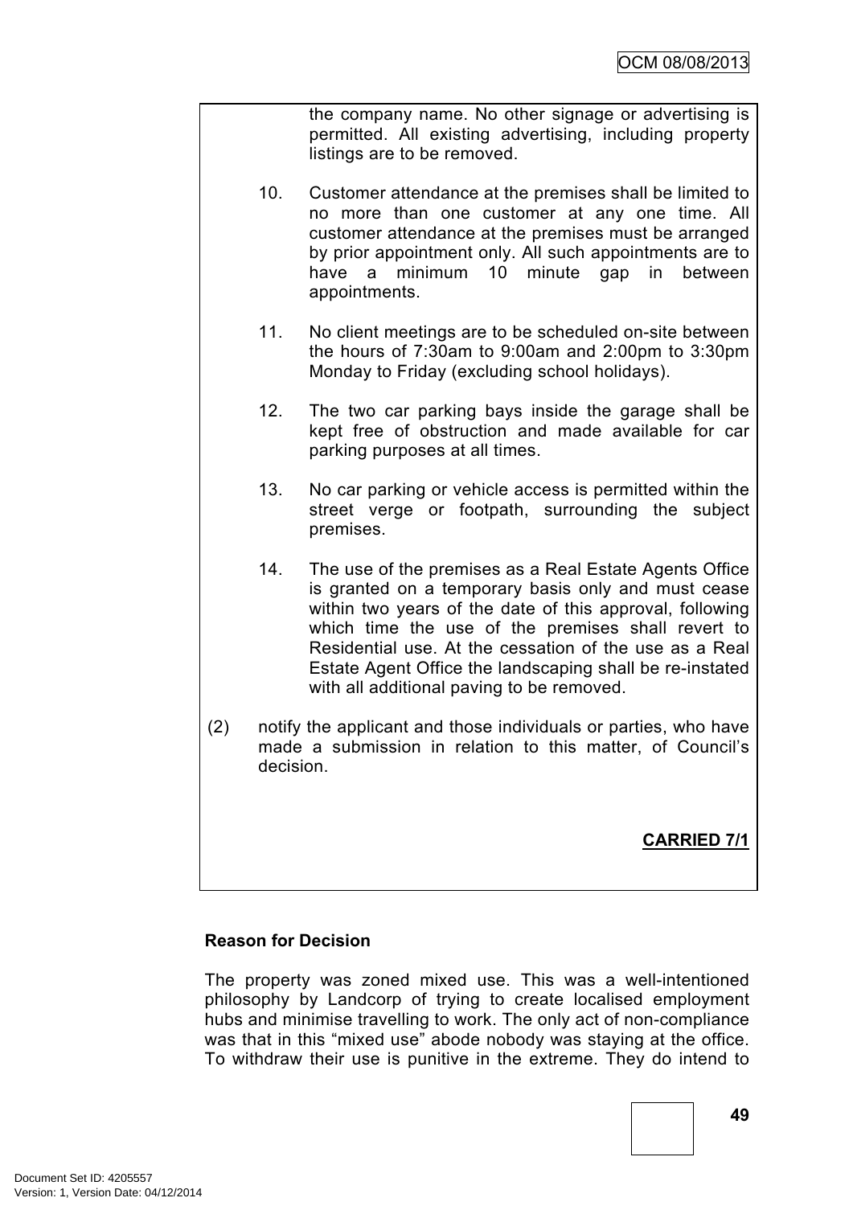the company name. No other signage or advertising is permitted. All existing advertising, including property listings are to be removed.

10. Customer attendance at the premises shall be limited to no more than one customer at any one time. All customer attendance at the premises must be arranged by prior appointment only. All such appointments are to have a minimum 10 minute gap in between appointments.

11. No client meetings are to be scheduled on-site between the hours of 7:30am to 9:00am and 2:00pm to 3:30pm Monday to Friday (excluding school holidays).

12. The two car parking bays inside the garage shall be kept free of obstruction and made available for car parking purposes at all times.

13. No car parking or vehicle access is permitted within the street verge or footpath, surrounding the subject premises.

14. The use of the premises as a Real Estate Agents Office is granted on a temporary basis only and must cease within two years of the date of this approval, following which time the use of the premises shall revert to Residential use. At the cessation of the use as a Real Estate Agent Office the landscaping shall be re-instated with all additional paving to be removed.

(2) notify the applicant and those individuals or parties, who have made a submission in relation to this matter, of Council's decision.

**CARRIED 7/1**

**Reason for Decision**

The property was zoned mixed use. This was a well-intentioned philosophy by Landcorp of trying to create localised employment hubs and minimise travelling to work. The only act of non-compliance was that in this "mixed use" abode nobody was staying at the office. To withdraw their use is punitive in the extreme. They do intend to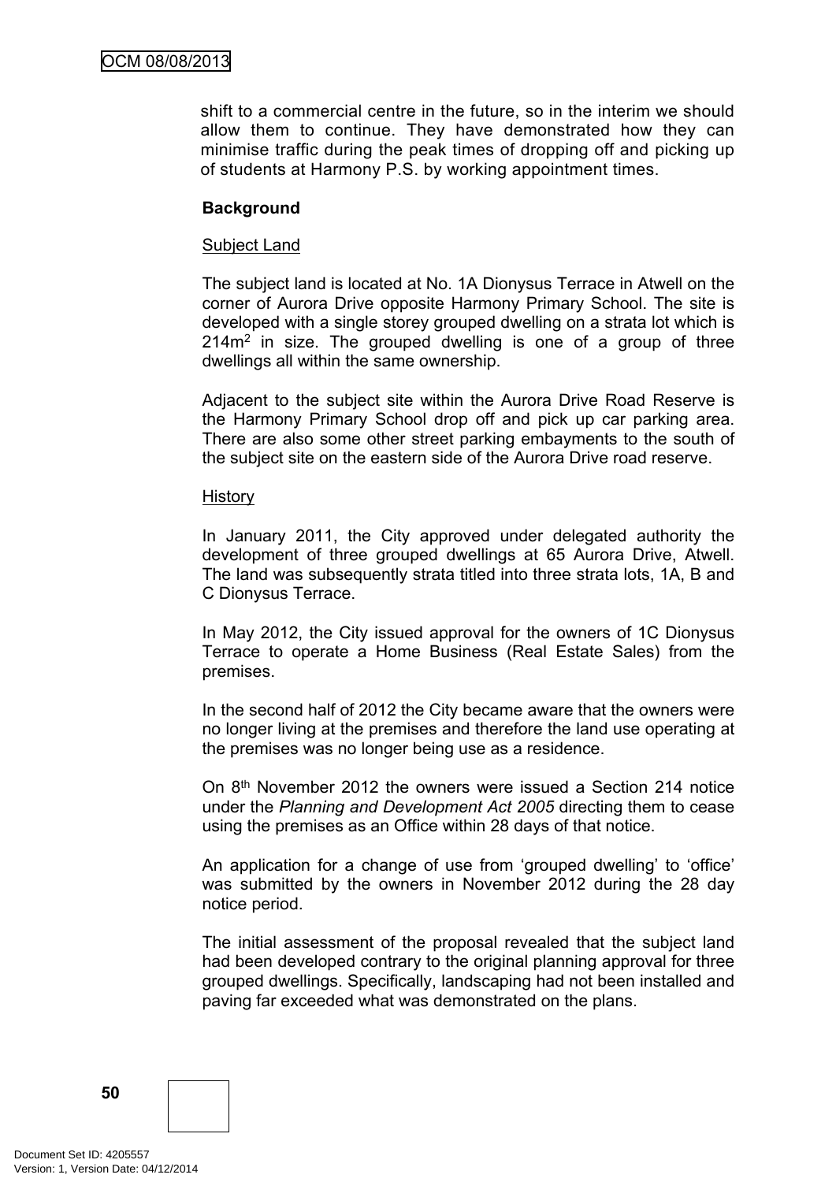shift to a commercial centre in the future, so in the interim we should allow them to continue. They have demonstrated how they can minimise traffic during the peak times of dropping off and picking up of students at Harmony P.S. by working appointment times.

**Background**

Subject Land

The subject land is located at No. 1A Dionysus Terrace in Atwell on the corner of Aurora Drive opposite Harmony Primary School. The site is developed with a single storey grouped dwelling on a strata lot which is 214m$^2$ in size. The grouped dwelling is one of a group of three dwellings all within the same ownership.

Adjacent to the subject site within the Aurora Drive Road Reserve is the Harmony Primary School drop off and pick up car parking area. There are also some other street parking embayments to the south of the subject site on the eastern side of the Aurora Drive road reserve.

History

In January 2011, the City approved under delegated authority the development of three grouped dwellings at 65 Aurora Drive, Atwell. The land was subsequently strata titled into three strata lots, 1A, B and C Dionysus Terrace.

In May 2012, the City issued approval for the owners of 1C Dionysus Terrace to operate a Home Business (Real Estate Sales) from the premises.

In the second half of 2012 the City became aware that the owners were no longer living at the premises and therefore the land use operating at the premises was no longer being use as a residence.

On 8th November 2012 the owners were issued a Section 214 notice under the *Planning and Development Act 2005* directing them to cease using the premises as an Office within 28 days of that notice.

An application for a change of use from 'grouped dwelling' to 'office' was submitted by the owners in November 2012 during the 28 day notice period.

The initial assessment of the proposal revealed that the subject land had been developed contrary to the original planning approval for three grouped dwellings. Specifically, landscaping had not been installed and paving far exceeded what was demonstrated on the plans.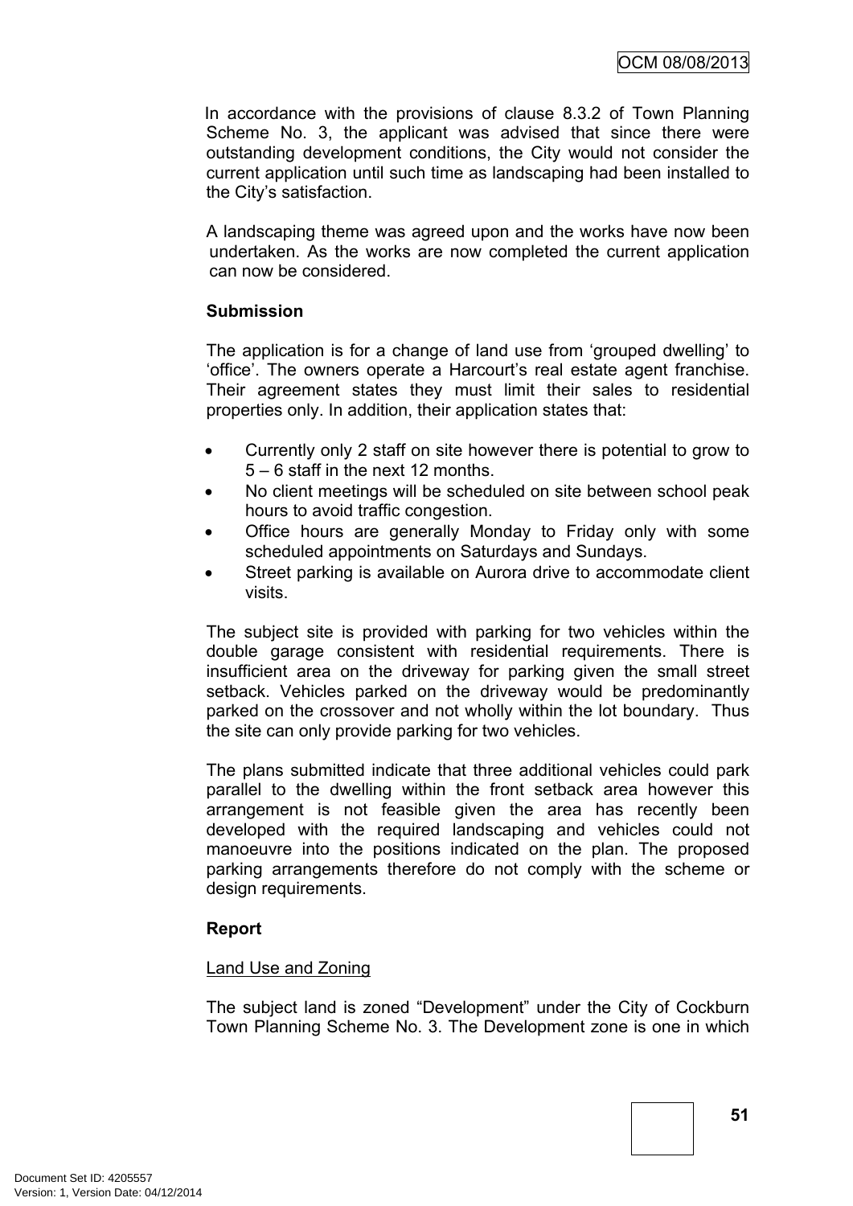In accordance with the provisions of clause 8.3.2 of Town Planning Scheme No. 3, the applicant was advised that since there were outstanding development conditions, the City would not consider the current application until such time as landscaping had been installed to the City's satisfaction.

A landscaping theme was agreed upon and the works have now been undertaken. As the works are now completed the current application can now be considered.

**Submission**

The application is for a change of land use from 'grouped dwelling' to 'office'. The owners operate a Harcourt's real estate agent franchise. Their agreement states they must limit their sales to residential properties only. In addition, their application states that:

- Currently only 2 staff on site however there is potential to grow to 5 – 6 staff in the next 12 months.
- No client meetings will be scheduled on site between school peak hours to avoid traffic congestion.
- Office hours are generally Monday to Friday only with some scheduled appointments on Saturdays and Sundays.
- Street parking is available on Aurora drive to accommodate client visits.

The subject site is provided with parking for two vehicles within the double garage consistent with residential requirements. There is insufficient area on the driveway for parking given the small street setback. Vehicles parked on the driveway would be predominantly parked on the crossover and not wholly within the lot boundary. Thus the site can only provide parking for two vehicles.

The plans submitted indicate that three additional vehicles could park parallel to the dwelling within the front setback area however this arrangement is not feasible given the area has recently been developed with the required landscaping and vehicles could not manoeuvre into the positions indicated on the plan. The proposed parking arrangements therefore do not comply with the scheme or design requirements.

**Report**

Land Use and Zoning

The subject land is zoned "Development" under the City of Cockburn Town Planning Scheme No. 3. The Development zone is one in which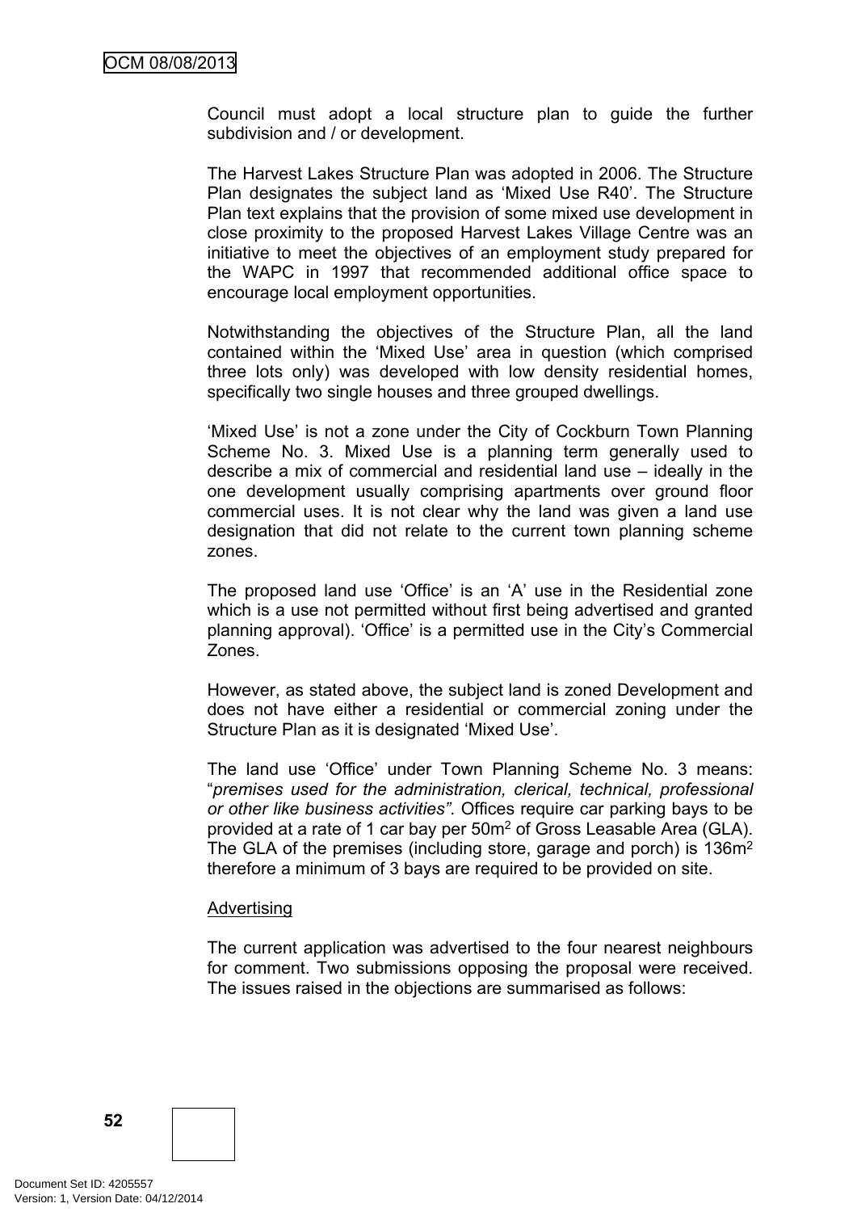Council must adopt a local structure plan to guide the further subdivision and / or development.

The Harvest Lakes Structure Plan was adopted in 2006. The Structure Plan designates the subject land as 'Mixed Use R40'. The Structure Plan text explains that the provision of some mixed use development in close proximity to the proposed Harvest Lakes Village Centre was an initiative to meet the objectives of an employment study prepared for the WAPC in 1997 that recommended additional office space to encourage local employment opportunities.

Notwithstanding the objectives of the Structure Plan, all the land contained within the 'Mixed Use' area in question (which comprised three lots only) was developed with low density residential homes, specifically two single houses and three grouped dwellings.

'Mixed Use' is not a zone under the City of Cockburn Town Planning Scheme No. 3. Mixed Use is a planning term generally used to describe a mix of commercial and residential land use – ideally in the one development usually comprising apartments over ground floor commercial uses. It is not clear why the land was given a land use designation that did not relate to the current town planning scheme zones.

The proposed land use 'Office' is an 'A' use in the Residential zone which is a use not permitted without first being advertised and granted planning approval). 'Office' is a permitted use in the City's Commercial Zones.

However, as stated above, the subject land is zoned Development and does not have either a residential or commercial zoning under the Structure Plan as it is designated 'Mixed Use'.

The land use 'Office' under Town Planning Scheme No. 3 means: "*premises used for the administration, clerical, technical, professional or other like business activities".* Offices require car parking bays to be provided at a rate of 1 car bay per 50m$^2$ of Gross Leasable Area (GLA). The GLA of the premises (including store, garage and porch) is 136m$^2$ therefore a minimum of 3 bays are required to be provided on site.

<u>Advertising</u>

The current application was advertised to the four nearest neighbours for comment. Two submissions opposing the proposal were received. The issues raised in the objections are summarised as follows: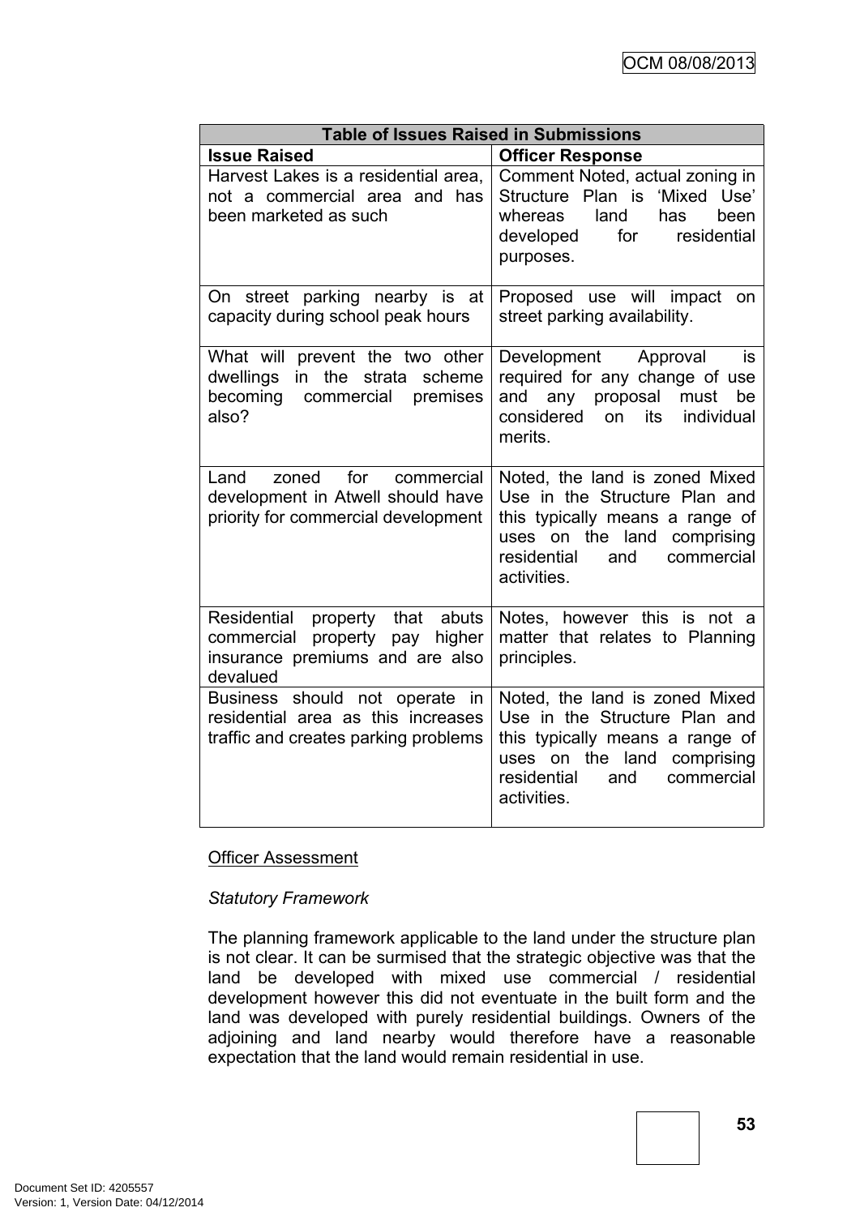| Table of Issues Raised in Submissions | |
|---|---|
| **Issue Raised** | **Officer Response** |
| Harvest Lakes is a residential area, not a commercial area and has been marketed as such | Comment Noted, actual zoning in Structure Plan is 'Mixed Use' whereas land has been developed for residential purposes. |
| On street parking nearby is at capacity during school peak hours | Proposed use will impact on street parking availability. |
| What will prevent the two other dwellings in the strata scheme becoming commercial premises also? | Development Approval is required for any change of use and any proposal must be considered on its individual merits. |
| Land zoned for commercial development in Atwell should have priority for commercial development | Noted, the land is zoned Mixed Use in the Structure Plan and this typically means a range of uses on the land comprising residential and commercial activities. |
| Residential property that abuts commercial property pay higher insurance premiums and are also devalued | Notes, however this is not a matter that relates to Planning principles. |
| Business should not operate in residential area as this increases traffic and creates parking problems | Noted, the land is zoned Mixed Use in the Structure Plan and this typically means a range of uses on the land comprising residential and commercial activities. |

<u>Officer Assessment</u>

*Statutory Framework*

The planning framework applicable to the land under the structure plan is not clear. It can be surmised that the strategic objective was that the land be developed with mixed use commercial / residential development however this did not eventuate in the built form and the land was developed with purely residential buildings. Owners of the adjoining and land nearby would therefore have a reasonable expectation that the land would remain residential in use.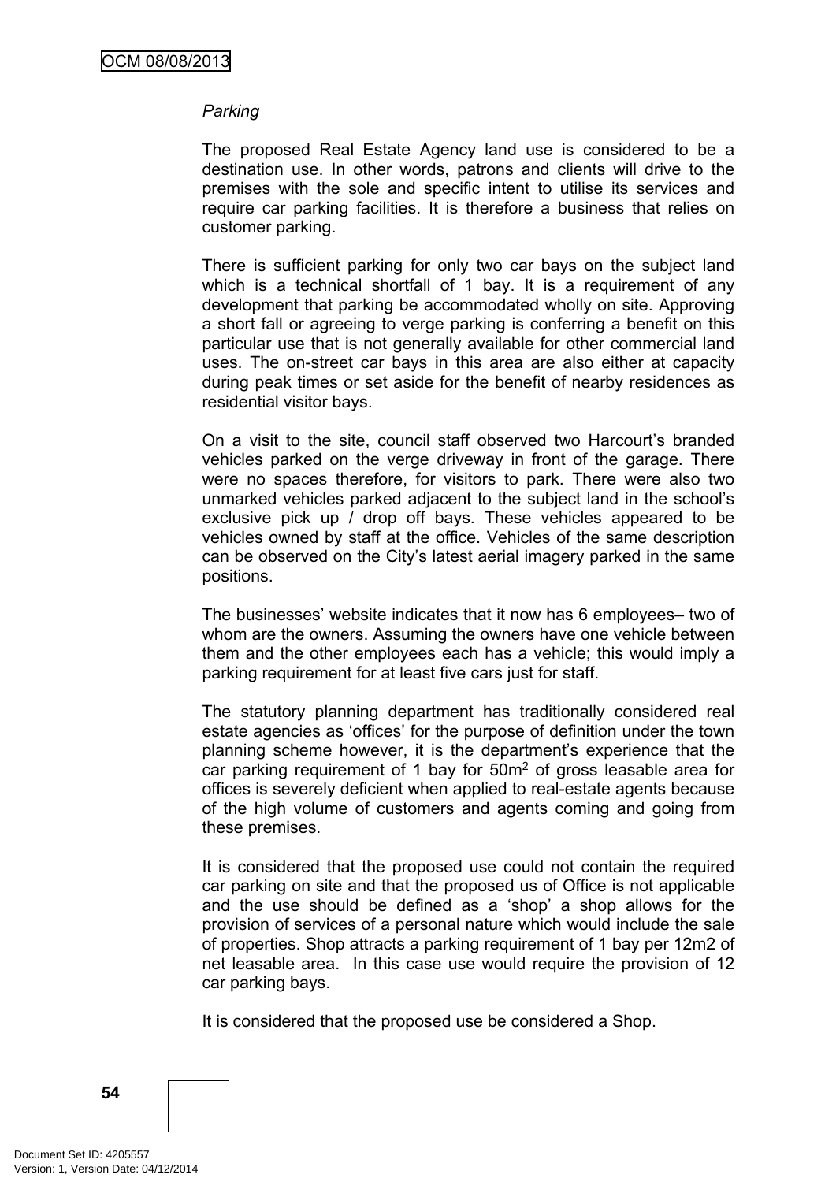*Parking*

The proposed Real Estate Agency land use is considered to be a destination use. In other words, patrons and clients will drive to the premises with the sole and specific intent to utilise its services and require car parking facilities. It is therefore a business that relies on customer parking.

There is sufficient parking for only two car bays on the subject land which is a technical shortfall of 1 bay. It is a requirement of any development that parking be accommodated wholly on site. Approving a short fall or agreeing to verge parking is conferring a benefit on this particular use that is not generally available for other commercial land uses. The on-street car bays in this area are also either at capacity during peak times or set aside for the benefit of nearby residences as residential visitor bays.

On a visit to the site, council staff observed two Harcourt's branded vehicles parked on the verge driveway in front of the garage. There were no spaces therefore, for visitors to park. There were also two unmarked vehicles parked adjacent to the subject land in the school's exclusive pick up / drop off bays. These vehicles appeared to be vehicles owned by staff at the office. Vehicles of the same description can be observed on the City's latest aerial imagery parked in the same positions.

The businesses' website indicates that it now has 6 employees– two of whom are the owners. Assuming the owners have one vehicle between them and the other employees each has a vehicle; this would imply a parking requirement for at least five cars just for staff.

The statutory planning department has traditionally considered real estate agencies as 'offices' for the purpose of definition under the town planning scheme however, it is the department's experience that the car parking requirement of 1 bay for 50m$^2$ of gross leasable area for offices is severely deficient when applied to real-estate agents because of the high volume of customers and agents coming and going from these premises.

It is considered that the proposed use could not contain the required car parking on site and that the proposed us of Office is not applicable and the use should be defined as a 'shop' a shop allows for the provision of services of a personal nature which would include the sale of properties. Shop attracts a parking requirement of 1 bay per 12m2 of net leasable area. In this case use would require the provision of 12 car parking bays.

It is considered that the proposed use be considered a Shop.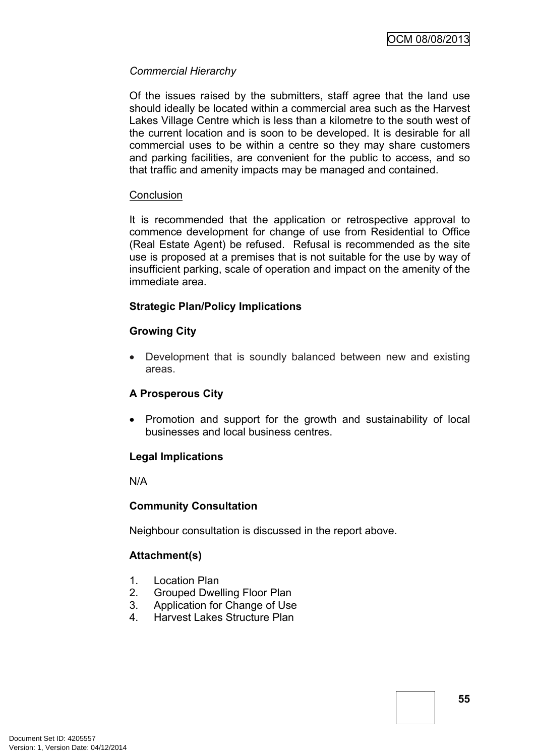*Commercial Hierarchy*

Of the issues raised by the submitters, staff agree that the land use should ideally be located within a commercial area such as the Harvest Lakes Village Centre which is less than a kilometre to the south west of the current location and is soon to be developed. It is desirable for all commercial uses to be within a centre so they may share customers and parking facilities, are convenient for the public to access, and so that traffic and amenity impacts may be managed and contained.

Conclusion

It is recommended that the application or retrospective approval to commence development for change of use from Residential to Office (Real Estate Agent) be refused. Refusal is recommended as the site use is proposed at a premises that is not suitable for the use by way of insufficient parking, scale of operation and impact on the amenity of the immediate area.

**Strategic Plan/Policy Implications**

**Growing City**

- Development that is soundly balanced between new and existing areas.

**A Prosperous City**

- Promotion and support for the growth and sustainability of local businesses and local business centres.

**Legal Implications**

N/A

**Community Consultation**

Neighbour consultation is discussed in the report above.

**Attachment(s)**

1. Location Plan
2. Grouped Dwelling Floor Plan
3. Application for Change of Use
4. Harvest Lakes Structure Plan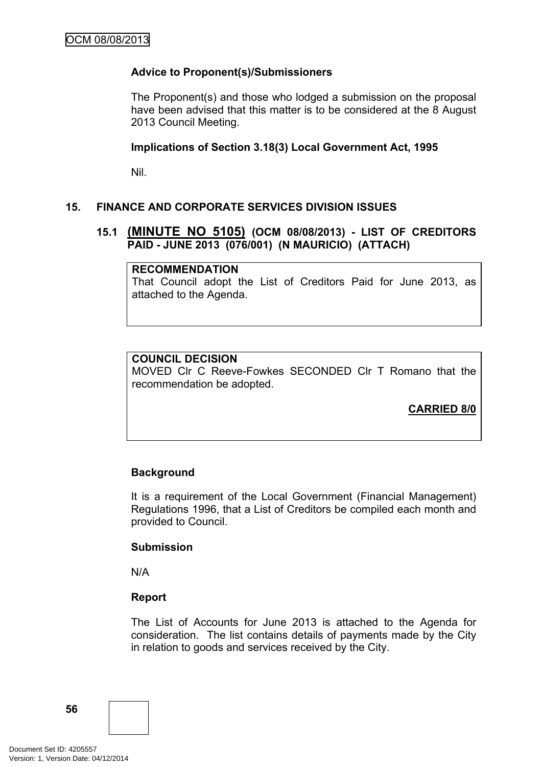**Advice to Proponent(s)/Submissioners**

The Proponent(s) and those who lodged a submission on the proposal have been advised that this matter is to be considered at the 8 August 2013 Council Meeting.

**Implications of Section 3.18(3) Local Government Act, 1995**

Nil.

## 15. FINANCE AND CORPORATE SERVICES DIVISION ISSUES

### 15.1 (MINUTE NO 5105) (OCM 08/08/2013) - LIST OF CREDITORS PAID - JUNE 2013 (076/001) (N MAURICIO) (ATTACH)

**RECOMMENDATION**
That Council adopt the List of Creditors Paid for June 2013, as attached to the Agenda.

**COUNCIL DECISION**
MOVED Clr C Reeve-Fowkes SECONDED Clr T Romano that the recommendation be adopted.

**CARRIED 8/0**

**Background**

It is a requirement of the Local Government (Financial Management) Regulations 1996, that a List of Creditors be compiled each month and provided to Council.

**Submission**

N/A

**Report**

The List of Accounts for June 2013 is attached to the Agenda for consideration. The list contains details of payments made by the City in relation to goods and services received by the City.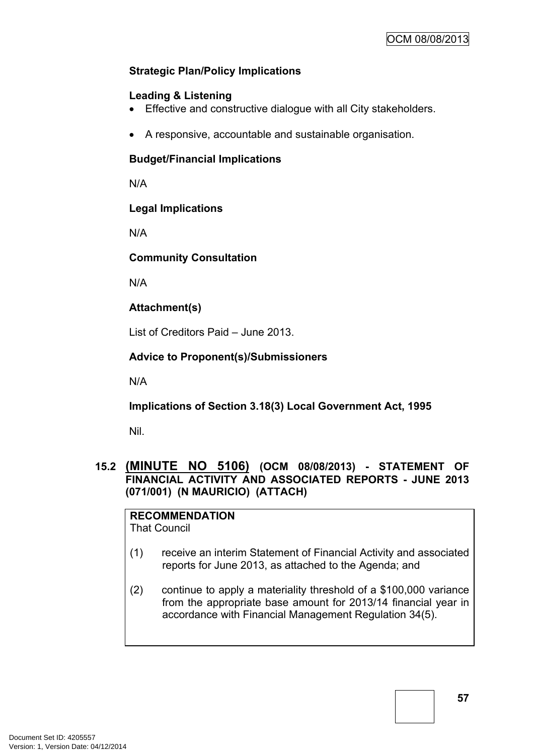**Strategic Plan/Policy Implications**

**Leading & Listening**

- Effective and constructive dialogue with all City stakeholders.
- A responsive, accountable and sustainable organisation.

**Budget/Financial Implications**

N/A

**Legal Implications**

N/A

**Community Consultation**

N/A

**Attachment(s)**

List of Creditors Paid – June 2013.

**Advice to Proponent(s)/Submissioners**

N/A

**Implications of Section 3.18(3) Local Government Act, 1995**

Nil.

## 15.2 (MINUTE NO 5106) (OCM 08/08/2013) - STATEMENT OF FINANCIAL ACTIVITY AND ASSOCIATED REPORTS - JUNE 2013 (071/001) (N MAURICIO) (ATTACH)

**RECOMMENDATION**

That Council

(1) receive an interim Statement of Financial Activity and associated reports for June 2013, as attached to the Agenda; and

(2) continue to apply a materiality threshold of a $100,000 variance from the appropriate base amount for 2013/14 financial year in accordance with Financial Management Regulation 34(5).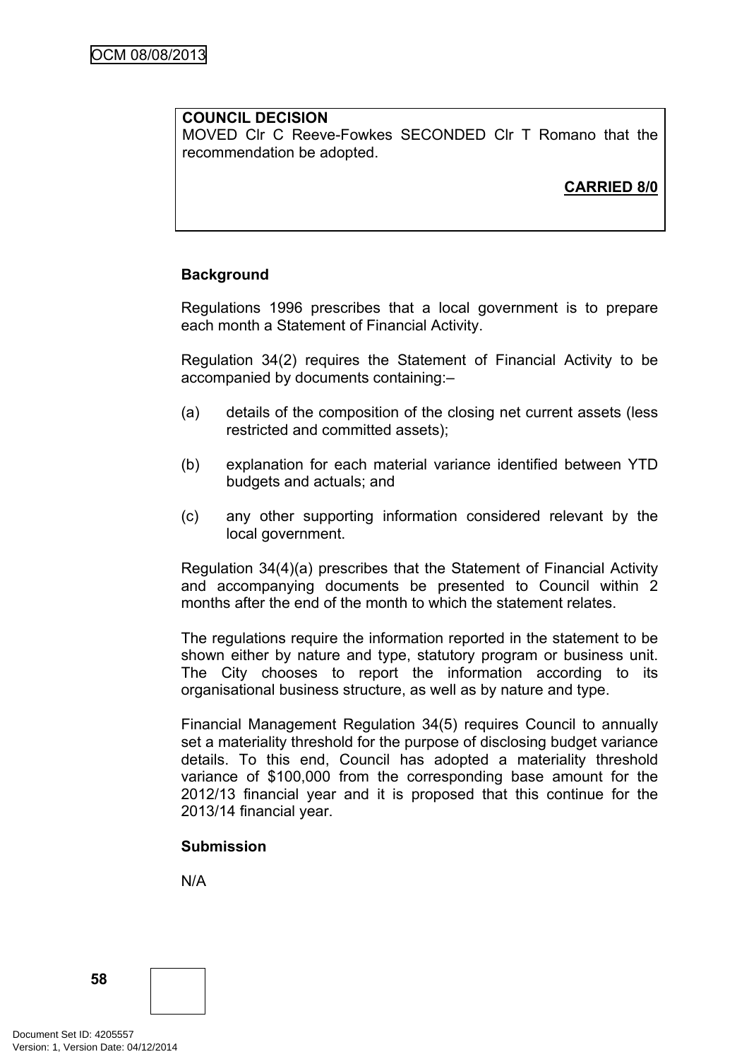**COUNCIL DECISION**
MOVED Clr C Reeve-Fowkes SECONDED Clr T Romano that the recommendation be adopted.

**CARRIED 8/0**

**Background**

Regulations 1996 prescribes that a local government is to prepare each month a Statement of Financial Activity.

Regulation 34(2) requires the Statement of Financial Activity to be accompanied by documents containing:–

(a) details of the composition of the closing net current assets (less restricted and committed assets);

(b) explanation for each material variance identified between YTD budgets and actuals; and

(c) any other supporting information considered relevant by the local government.

Regulation 34(4)(a) prescribes that the Statement of Financial Activity and accompanying documents be presented to Council within 2 months after the end of the month to which the statement relates.

The regulations require the information reported in the statement to be shown either by nature and type, statutory program or business unit. The City chooses to report the information according to its organisational business structure, as well as by nature and type.

Financial Management Regulation 34(5) requires Council to annually set a materiality threshold for the purpose of disclosing budget variance details. To this end, Council has adopted a materiality threshold variance of $100,000 from the corresponding base amount for the 2012/13 financial year and it is proposed that this continue for the 2013/14 financial year.

**Submission**

N/A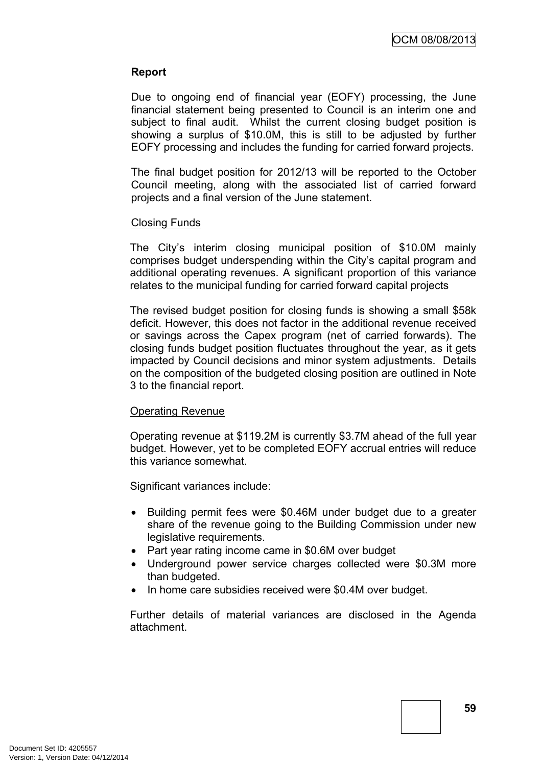**Report**

Due to ongoing end of financial year (EOFY) processing, the June financial statement being presented to Council is an interim one and subject to final audit. Whilst the current closing budget position is showing a surplus of $10.0M, this is still to be adjusted by further EOFY processing and includes the funding for carried forward projects.

The final budget position for 2012/13 will be reported to the October Council meeting, along with the associated list of carried forward projects and a final version of the June statement.

Closing Funds

The City's interim closing municipal position of $10.0M mainly comprises budget underspending within the City's capital program and additional operating revenues. A significant proportion of this variance relates to the municipal funding for carried forward capital projects

The revised budget position for closing funds is showing a small $58k deficit. However, this does not factor in the additional revenue received or savings across the Capex program (net of carried forwards). The closing funds budget position fluctuates throughout the year, as it gets impacted by Council decisions and minor system adjustments. Details on the composition of the budgeted closing position are outlined in Note 3 to the financial report.

Operating Revenue

Operating revenue at $119.2M is currently $3.7M ahead of the full year budget. However, yet to be completed EOFY accrual entries will reduce this variance somewhat.

Significant variances include:

- Building permit fees were $0.46M under budget due to a greater share of the revenue going to the Building Commission under new legislative requirements.
- Part year rating income came in $0.6M over budget
- Underground power service charges collected were $0.3M more than budgeted.
- In home care subsidies received were $0.4M over budget.

Further details of material variances are disclosed in the Agenda attachment.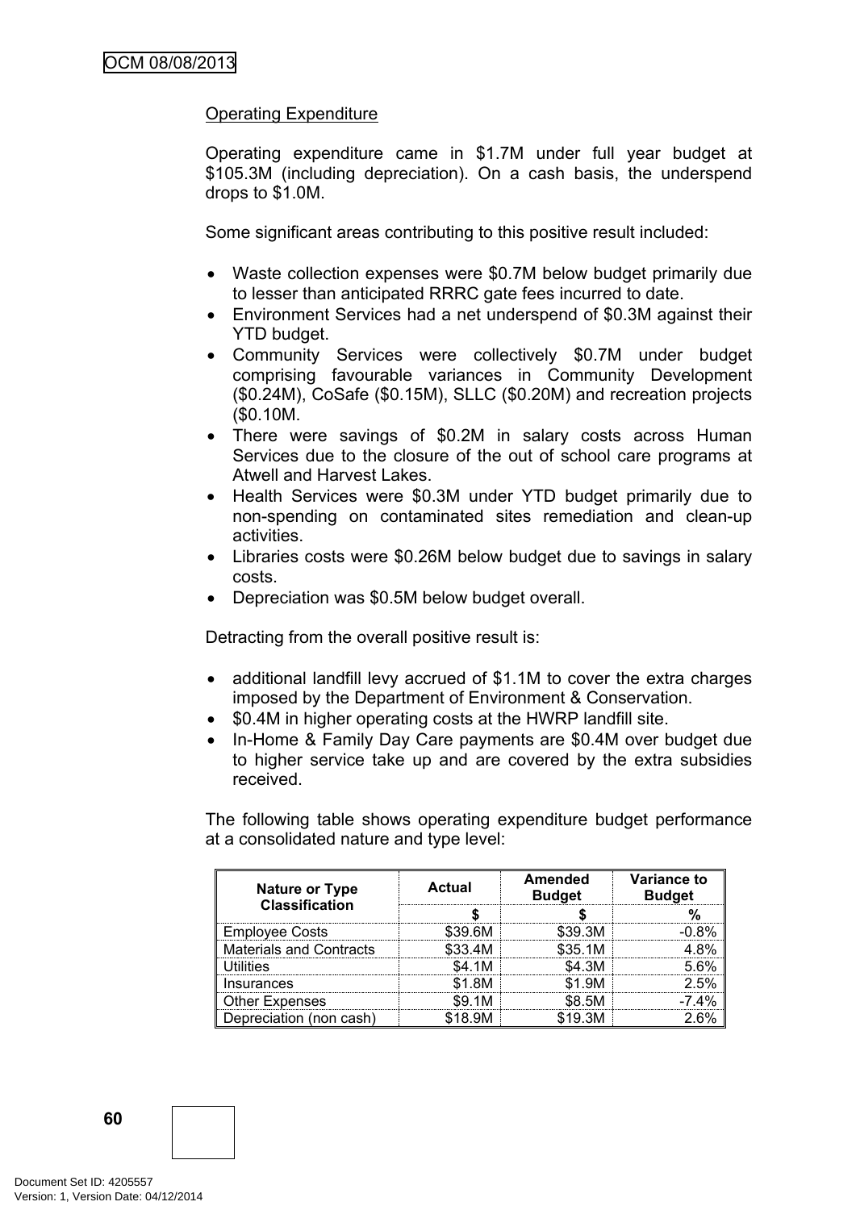Operating Expenditure

Operating expenditure came in $1.7M under full year budget at $105.3M (including depreciation). On a cash basis, the underspend drops to $1.0M.

Some significant areas contributing to this positive result included:

- Waste collection expenses were $0.7M below budget primarily due to lesser than anticipated RRRC gate fees incurred to date.
- Environment Services had a net underspend of $0.3M against their YTD budget.
- Community Services were collectively $0.7M under budget comprising favourable variances in Community Development ($0.24M), CoSafe ($0.15M), SLLC ($0.20M) and recreation projects ($0.10M.
- There were savings of $0.2M in salary costs across Human Services due to the closure of the out of school care programs at Atwell and Harvest Lakes.
- Health Services were $0.3M under YTD budget primarily due to non-spending on contaminated sites remediation and clean-up activities.
- Libraries costs were $0.26M below budget due to savings in salary costs.
- Depreciation was $0.5M below budget overall.

Detracting from the overall positive result is:

- additional landfill levy accrued of $1.1M to cover the extra charges imposed by the Department of Environment & Conservation.
- $0.4M in higher operating costs at the HWRP landfill site.
- In-Home & Family Day Care payments are $0.4M over budget due to higher service take up and are covered by the extra subsidies received.

The following table shows operating expenditure budget performance at a consolidated nature and type level:

| Nature or Type Classification | Actual | Amended Budget | Variance to Budget |
|---|---|---|---|
| | $ | $ | % |
| Employee Costs | $39.6M | $39.3M | -0.8% |
| Materials and Contracts | $33.4M | $35.1M | 4.8% |
| Utilities | $4.1M | $4.3M | 5.6% |
| Insurances | $1.8M | $1.9M | 2.5% |
| Other Expenses | $9.1M | $8.5M | -7.4% |
| Depreciation (non cash) | $18.9M | $19.3M | 2.6% |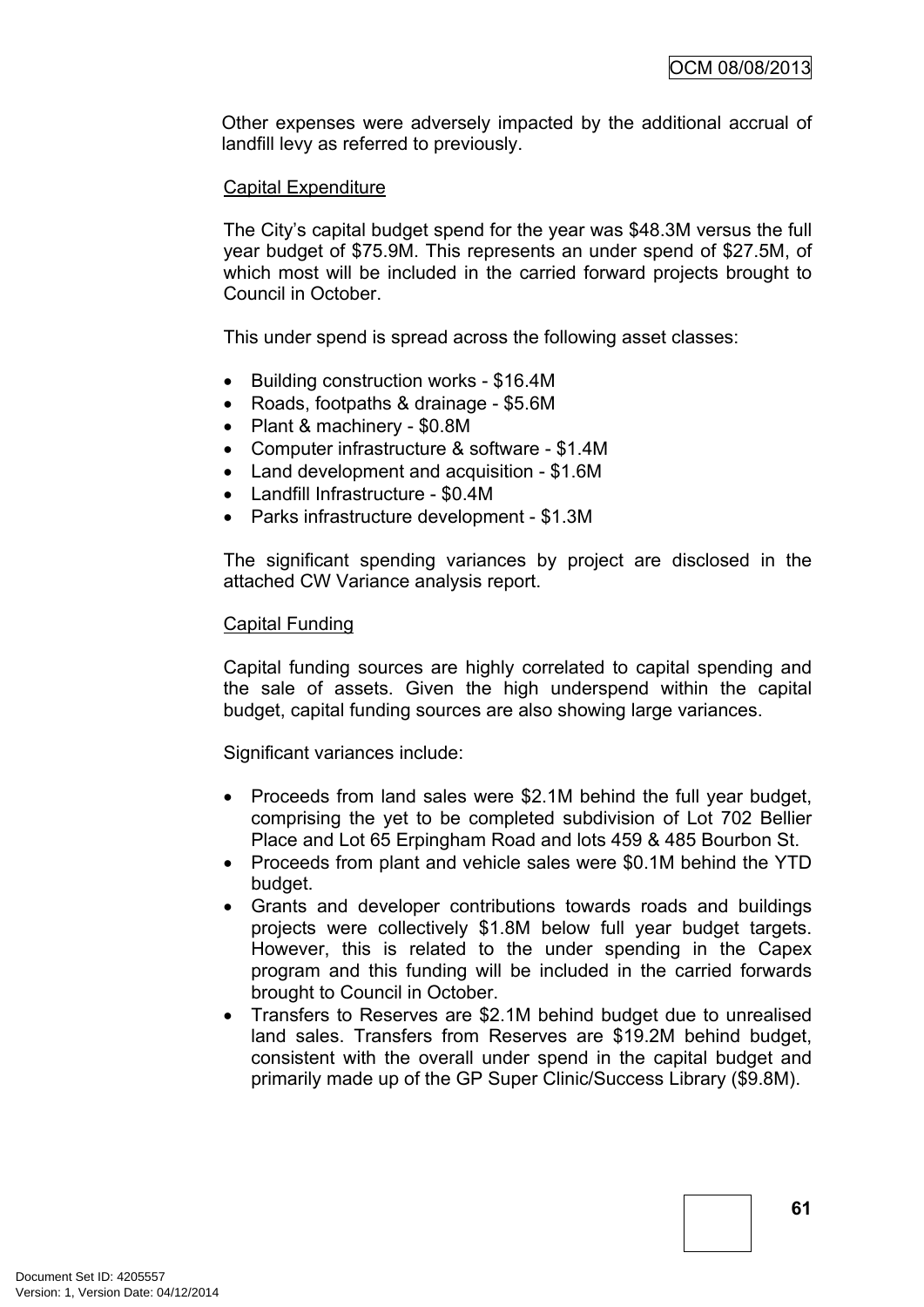Other expenses were adversely impacted by the additional accrual of landfill levy as referred to previously.

Capital Expenditure

The City's capital budget spend for the year was $48.3M versus the full year budget of $75.9M. This represents an under spend of $27.5M, of which most will be included in the carried forward projects brought to Council in October.

This under spend is spread across the following asset classes:

- Building construction works - $16.4M
- Roads, footpaths & drainage - $5.6M
- Plant & machinery - $0.8M
- Computer infrastructure & software - $1.4M
- Land development and acquisition - $1.6M
- Landfill Infrastructure - $0.4M
- Parks infrastructure development - $1.3M

The significant spending variances by project are disclosed in the attached CW Variance analysis report.

Capital Funding

Capital funding sources are highly correlated to capital spending and the sale of assets. Given the high underspend within the capital budget, capital funding sources are also showing large variances.

Significant variances include:

- Proceeds from land sales were $2.1M behind the full year budget, comprising the yet to be completed subdivision of Lot 702 Bellier Place and Lot 65 Erpingham Road and lots 459 & 485 Bourbon St.
- Proceeds from plant and vehicle sales were $0.1M behind the YTD budget.
- Grants and developer contributions towards roads and buildings projects were collectively $1.8M below full year budget targets. However, this is related to the under spending in the Capex program and this funding will be included in the carried forwards brought to Council in October.
- Transfers to Reserves are $2.1M behind budget due to unrealised land sales. Transfers from Reserves are $19.2M behind budget, consistent with the overall under spend in the capital budget and primarily made up of the GP Super Clinic/Success Library ($9.8M).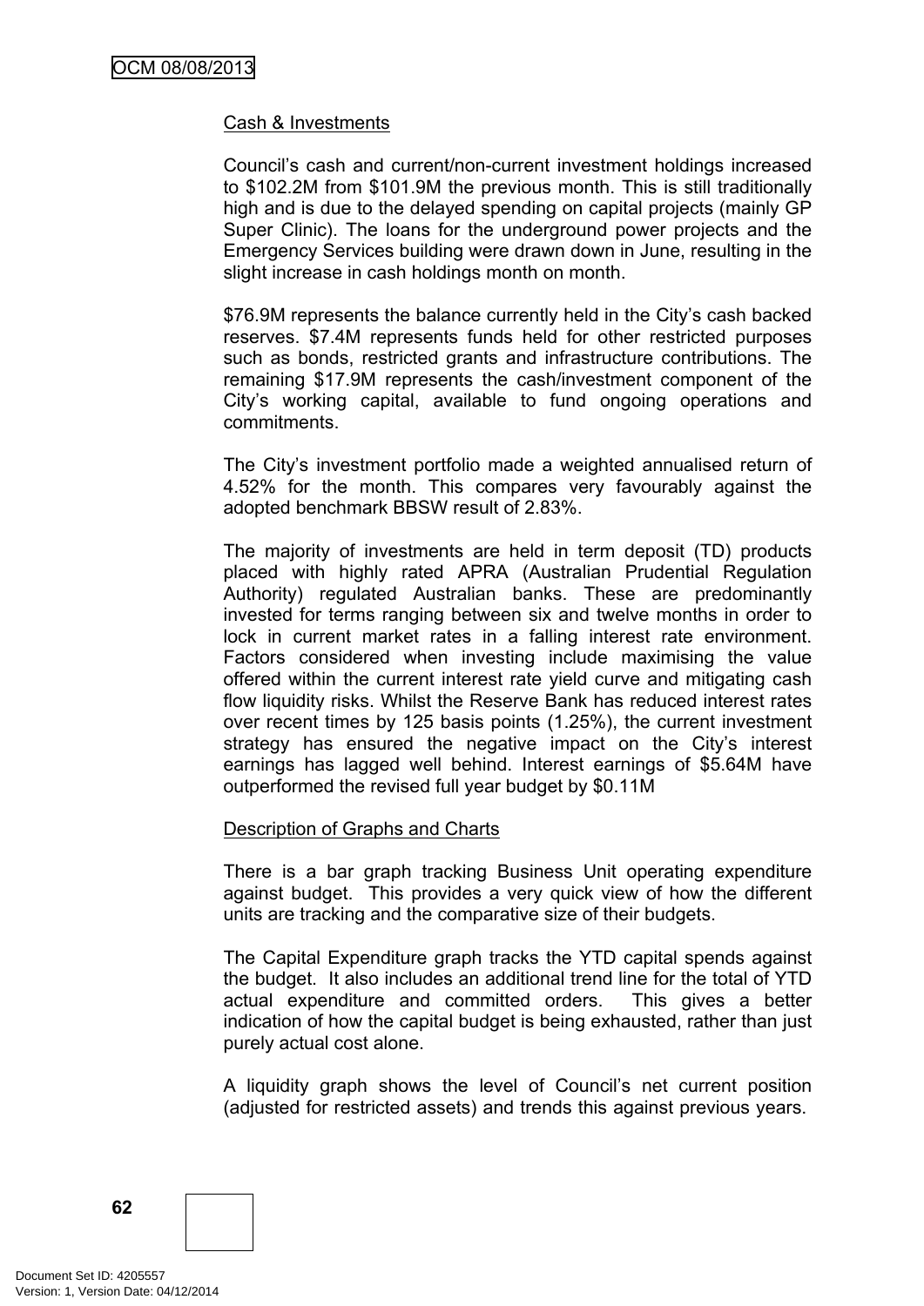Cash & Investments

Council's cash and current/non-current investment holdings increased to \$102.2M from \$101.9M the previous month. This is still traditionally high and is due to the delayed spending on capital projects (mainly GP Super Clinic). The loans for the underground power projects and the Emergency Services building were drawn down in June, resulting in the slight increase in cash holdings month on month.

\$76.9M represents the balance currently held in the City's cash backed reserves. \$7.4M represents funds held for other restricted purposes such as bonds, restricted grants and infrastructure contributions. The remaining \$17.9M represents the cash/investment component of the City's working capital, available to fund ongoing operations and commitments.

The City's investment portfolio made a weighted annualised return of 4.52% for the month. This compares very favourably against the adopted benchmark BBSW result of 2.83%.

The majority of investments are held in term deposit (TD) products placed with highly rated APRA (Australian Prudential Regulation Authority) regulated Australian banks. These are predominantly invested for terms ranging between six and twelve months in order to lock in current market rates in a falling interest rate environment. Factors considered when investing include maximising the value offered within the current interest rate yield curve and mitigating cash flow liquidity risks. Whilst the Reserve Bank has reduced interest rates over recent times by 125 basis points (1.25%), the current investment strategy has ensured the negative impact on the City's interest earnings has lagged well behind. Interest earnings of \$5.64M have outperformed the revised full year budget by \$0.11M

Description of Graphs and Charts

There is a bar graph tracking Business Unit operating expenditure against budget. This provides a very quick view of how the different units are tracking and the comparative size of their budgets.

The Capital Expenditure graph tracks the YTD capital spends against the budget. It also includes an additional trend line for the total of YTD actual expenditure and committed orders. This gives a better indication of how the capital budget is being exhausted, rather than just purely actual cost alone.

A liquidity graph shows the level of Council's net current position (adjusted for restricted assets) and trends this against previous years.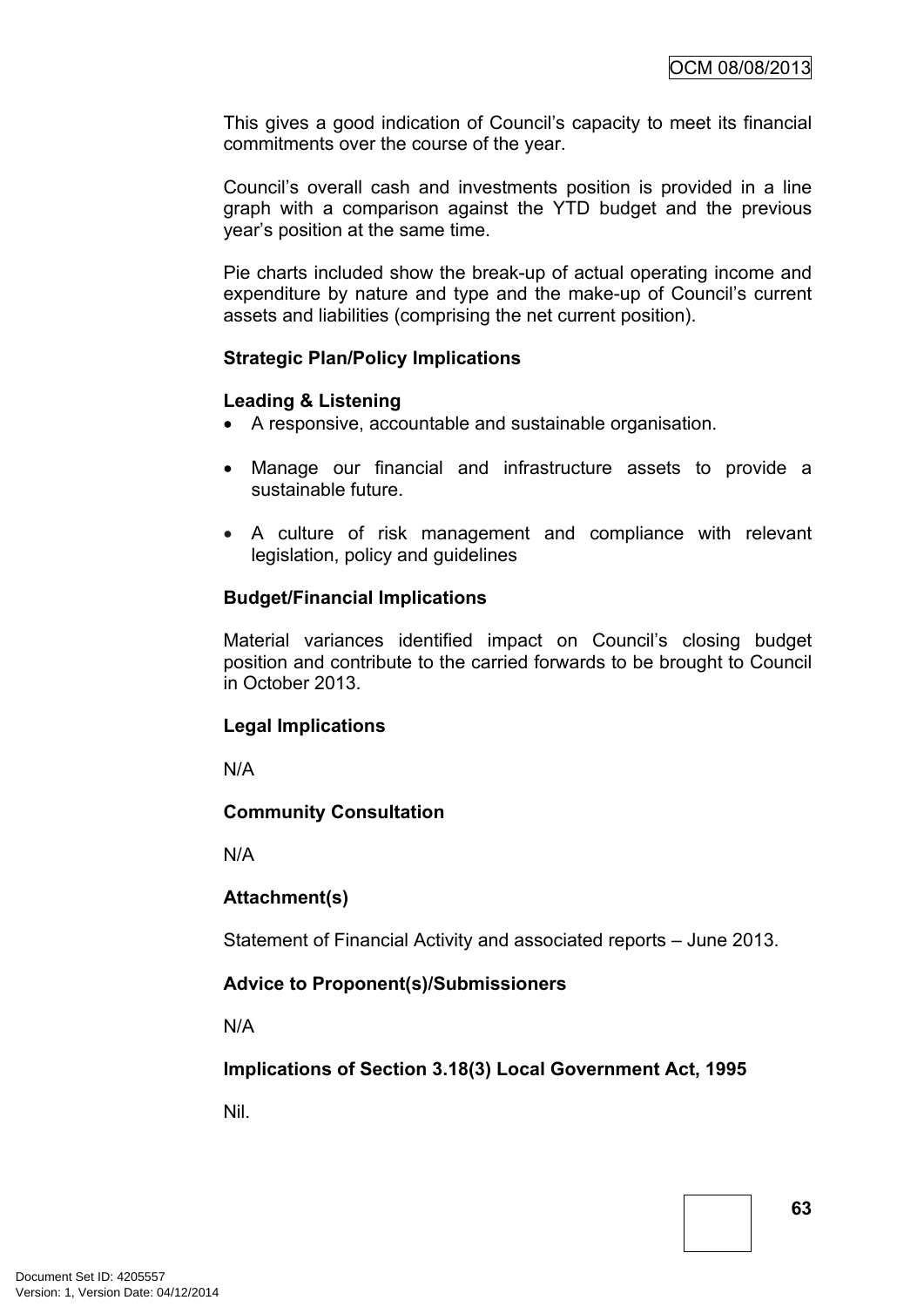This gives a good indication of Council's capacity to meet its financial commitments over the course of the year.

Council's overall cash and investments position is provided in a line graph with a comparison against the YTD budget and the previous year's position at the same time.

Pie charts included show the break-up of actual operating income and expenditure by nature and type and the make-up of Council's current assets and liabilities (comprising the net current position).

**Strategic Plan/Policy Implications**

**Leading & Listening**

- A responsive, accountable and sustainable organisation.
- Manage our financial and infrastructure assets to provide a sustainable future.
- A culture of risk management and compliance with relevant legislation, policy and guidelines

**Budget/Financial Implications**

Material variances identified impact on Council's closing budget position and contribute to the carried forwards to be brought to Council in October 2013.

**Legal Implications**

N/A

**Community Consultation**

N/A

**Attachment(s)**

Statement of Financial Activity and associated reports – June 2013.

**Advice to Proponent(s)/Submissioners**

N/A

**Implications of Section 3.18(3) Local Government Act, 1995**

Nil.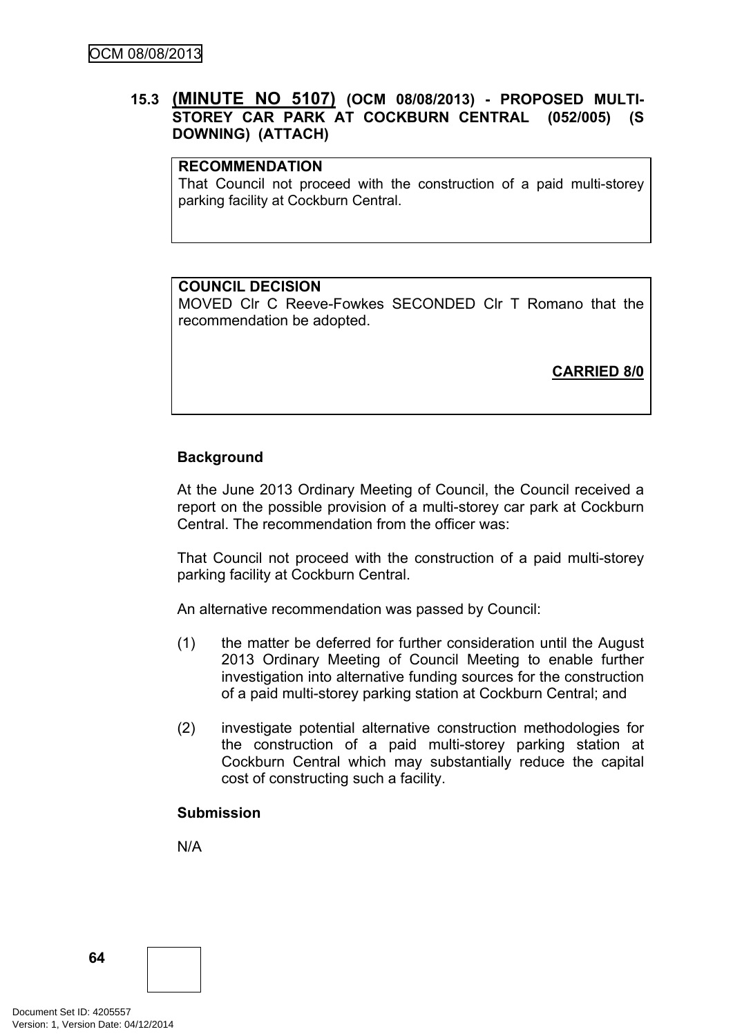### 15.3 (MINUTE NO 5107) (OCM 08/08/2013) - PROPOSED MULTI-STOREY CAR PARK AT COCKBURN CENTRAL (052/005) (S DOWNING) (ATTACH)

**RECOMMENDATION**
That Council not proceed with the construction of a paid multi-storey parking facility at Cockburn Central.

**COUNCIL DECISION**
MOVED Clr C Reeve-Fowkes SECONDED Clr T Romano that the recommendation be adopted.

**CARRIED 8/0**

**Background**

At the June 2013 Ordinary Meeting of Council, the Council received a report on the possible provision of a multi-storey car park at Cockburn Central. The recommendation from the officer was:

That Council not proceed with the construction of a paid multi-storey parking facility at Cockburn Central.

An alternative recommendation was passed by Council:

(1) the matter be deferred for further consideration until the August 2013 Ordinary Meeting of Council Meeting to enable further investigation into alternative funding sources for the construction of a paid multi-storey parking station at Cockburn Central; and

(2) investigate potential alternative construction methodologies for the construction of a paid multi-storey parking station at Cockburn Central which may substantially reduce the capital cost of constructing such a facility.

**Submission**

N/A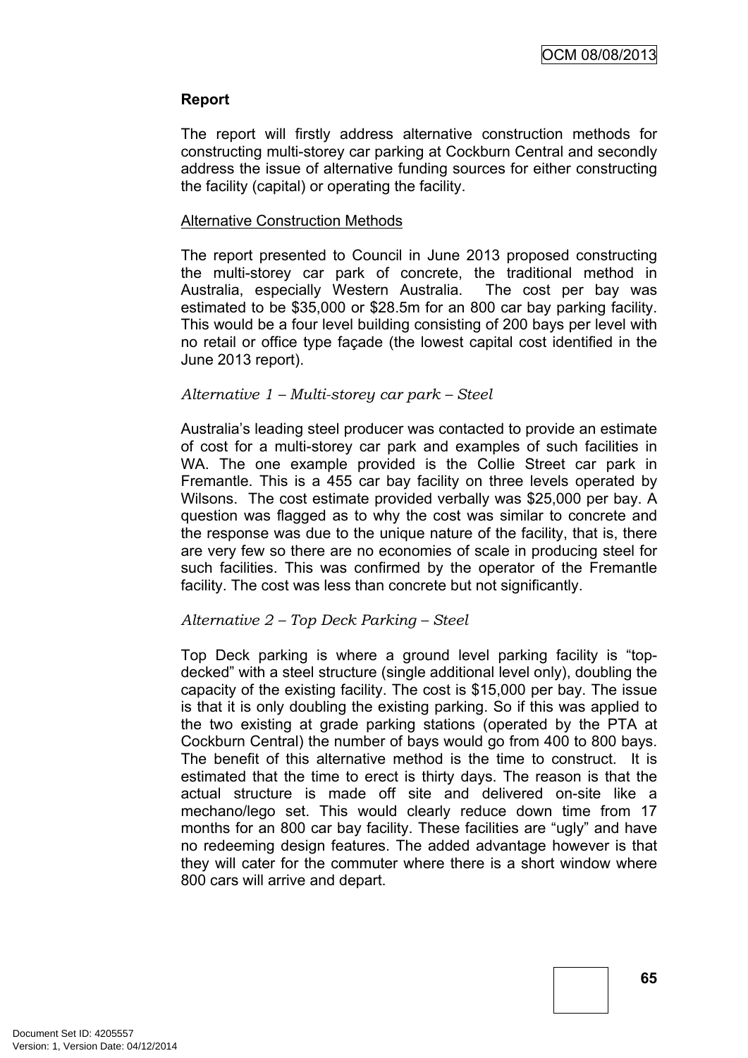**Report**

The report will firstly address alternative construction methods for constructing multi-storey car parking at Cockburn Central and secondly address the issue of alternative funding sources for either constructing the facility (capital) or operating the facility.

Alternative Construction Methods

The report presented to Council in June 2013 proposed constructing the multi-storey car park of concrete, the traditional method in Australia, especially Western Australia. The cost per bay was estimated to be $35,000 or $28.5m for an 800 car bay parking facility. This would be a four level building consisting of 200 bays per level with no retail or office type façade (the lowest capital cost identified in the June 2013 report).

*Alternative 1 – Multi-storey car park – Steel*

Australia's leading steel producer was contacted to provide an estimate of cost for a multi-storey car park and examples of such facilities in WA. The one example provided is the Collie Street car park in Fremantle. This is a 455 car bay facility on three levels operated by Wilsons. The cost estimate provided verbally was $25,000 per bay. A question was flagged as to why the cost was similar to concrete and the response was due to the unique nature of the facility, that is, there are very few so there are no economies of scale in producing steel for such facilities. This was confirmed by the operator of the Fremantle facility. The cost was less than concrete but not significantly.

*Alternative 2 – Top Deck Parking – Steel*

Top Deck parking is where a ground level parking facility is "top-decked" with a steel structure (single additional level only), doubling the capacity of the existing facility. The cost is $15,000 per bay. The issue is that it is only doubling the existing parking. So if this was applied to the two existing at grade parking stations (operated by the PTA at Cockburn Central) the number of bays would go from 400 to 800 bays. The benefit of this alternative method is the time to construct. It is estimated that the time to erect is thirty days. The reason is that the actual structure is made off site and delivered on-site like a mechano/lego set. This would clearly reduce down time from 17 months for an 800 car bay facility. These facilities are "ugly" and have no redeeming design features. The added advantage however is that they will cater for the commuter where there is a short window where 800 cars will arrive and depart.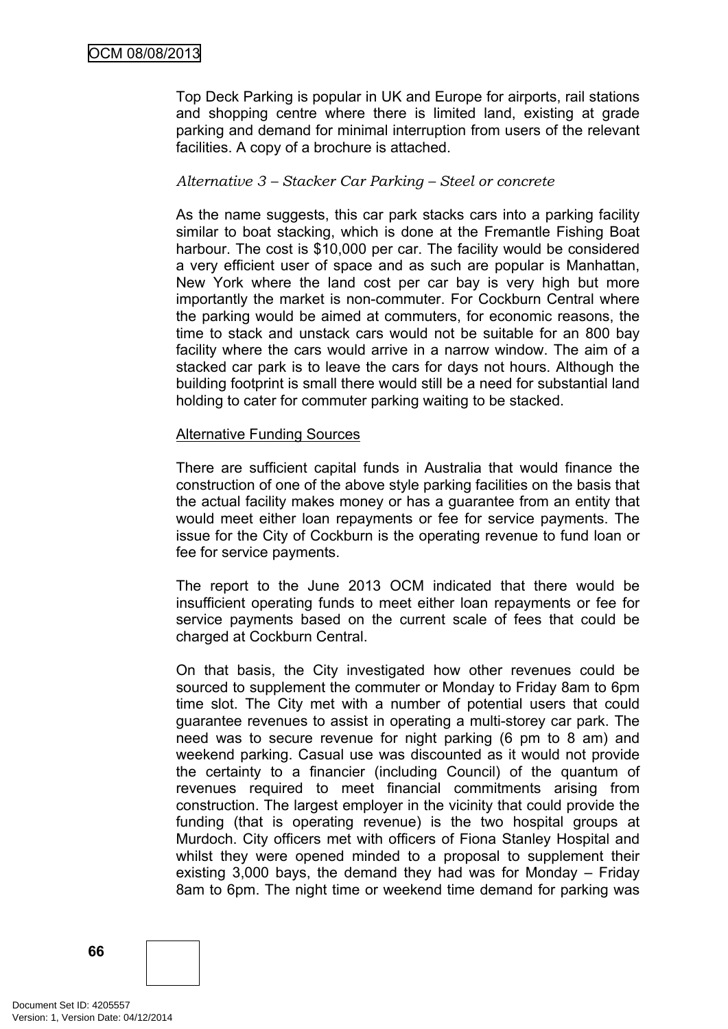Top Deck Parking is popular in UK and Europe for airports, rail stations and shopping centre where there is limited land, existing at grade parking and demand for minimal interruption from users of the relevant facilities. A copy of a brochure is attached.

*Alternative 3 – Stacker Car Parking – Steel or concrete*

As the name suggests, this car park stacks cars into a parking facility similar to boat stacking, which is done at the Fremantle Fishing Boat harbour. The cost is $10,000 per car. The facility would be considered a very efficient user of space and as such are popular is Manhattan, New York where the land cost per car bay is very high but more importantly the market is non-commuter. For Cockburn Central where the parking would be aimed at commuters, for economic reasons, the time to stack and unstack cars would not be suitable for an 800 bay facility where the cars would arrive in a narrow window. The aim of a stacked car park is to leave the cars for days not hours. Although the building footprint is small there would still be a need for substantial land holding to cater for commuter parking waiting to be stacked.

<u>Alternative Funding Sources</u>

There are sufficient capital funds in Australia that would finance the construction of one of the above style parking facilities on the basis that the actual facility makes money or has a guarantee from an entity that would meet either loan repayments or fee for service payments. The issue for the City of Cockburn is the operating revenue to fund loan or fee for service payments.

The report to the June 2013 OCM indicated that there would be insufficient operating funds to meet either loan repayments or fee for service payments based on the current scale of fees that could be charged at Cockburn Central.

On that basis, the City investigated how other revenues could be sourced to supplement the commuter or Monday to Friday 8am to 6pm time slot. The City met with a number of potential users that could guarantee revenues to assist in operating a multi-storey car park. The need was to secure revenue for night parking (6 pm to 8 am) and weekend parking. Casual use was discounted as it would not provide the certainty to a financier (including Council) of the quantum of revenues required to meet financial commitments arising from construction. The largest employer in the vicinity that could provide the funding (that is operating revenue) is the two hospital groups at Murdoch. City officers met with officers of Fiona Stanley Hospital and whilst they were opened minded to a proposal to supplement their existing 3,000 bays, the demand they had was for Monday – Friday 8am to 6pm. The night time or weekend time demand for parking was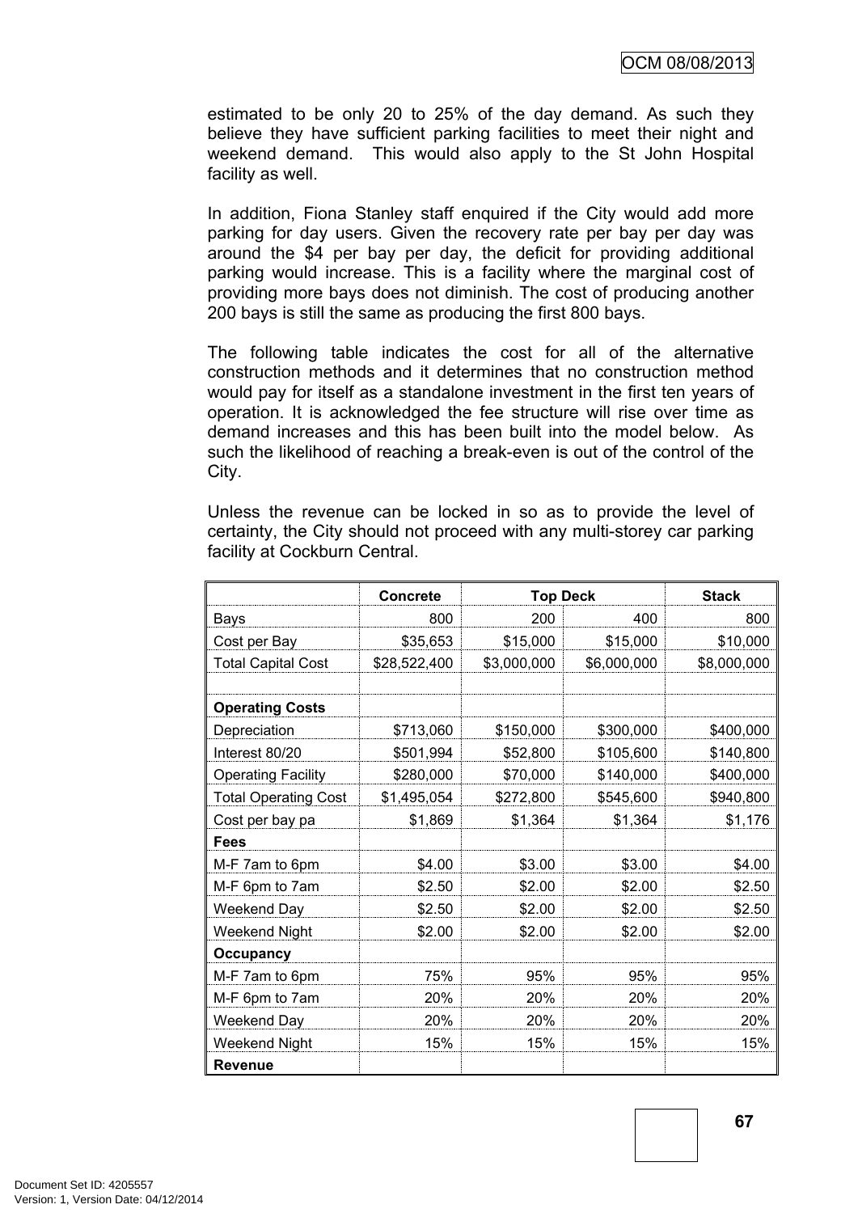estimated to be only 20 to 25% of the day demand. As such they believe they have sufficient parking facilities to meet their night and weekend demand. This would also apply to the St John Hospital facility as well.

In addition, Fiona Stanley staff enquired if the City would add more parking for day users. Given the recovery rate per bay per day was around the $4 per bay per day, the deficit for providing additional parking would increase. This is a facility where the marginal cost of providing more bays does not diminish. The cost of producing another 200 bays is still the same as producing the first 800 bays.

The following table indicates the cost for all of the alternative construction methods and it determines that no construction method would pay for itself as a standalone investment in the first ten years of operation. It is acknowledged the fee structure will rise over time as demand increases and this has been built into the model below. As such the likelihood of reaching a break-even is out of the control of the City.

Unless the revenue can be locked in so as to provide the level of certainty, the City should not proceed with any multi-storey car parking facility at Cockburn Central.

| | Concrete | Top Deck | | Stack |
|---|---|---|---|---|
| Bays | 800 | 200 | 400 | 800 |
| Cost per Bay | $35,653 | $15,000 | $15,000 | $10,000 |
| Total Capital Cost | $28,522,400 | $3,000,000 | $6,000,000 | $8,000,000 |
| | | | | |
| **Operating Costs** | | | | |
| Depreciation | $713,060 | $150,000 | $300,000 | $400,000 |
| Interest 80/20 | $501,994 | $52,800 | $105,600 | $140,800 |
| Operating Facility | $280,000 | $70,000 | $140,000 | $400,000 |
| Total Operating Cost | $1,495,054 | $272,800 | $545,600 | $940,800 |
| Cost per bay pa | $1,869 | $1,364 | $1,364 | $1,176 |
| **Fees** | | | | |
| M-F 7am to 6pm | $4.00 | $3.00 | $3.00 | $4.00 |
| M-F 6pm to 7am | $2.50 | $2.00 | $2.00 | $2.50 |
| Weekend Day | $2.50 | $2.00 | $2.00 | $2.50 |
| Weekend Night | $2.00 | $2.00 | $2.00 | $2.00 |
| **Occupancy** | | | | |
| M-F 7am to 6pm | 75% | 95% | 95% | 95% |
| M-F 6pm to 7am | 20% | 20% | 20% | 20% |
| Weekend Day | 20% | 20% | 20% | 20% |
| Weekend Night | 15% | 15% | 15% | 15% |
| **Revenue** | | | | |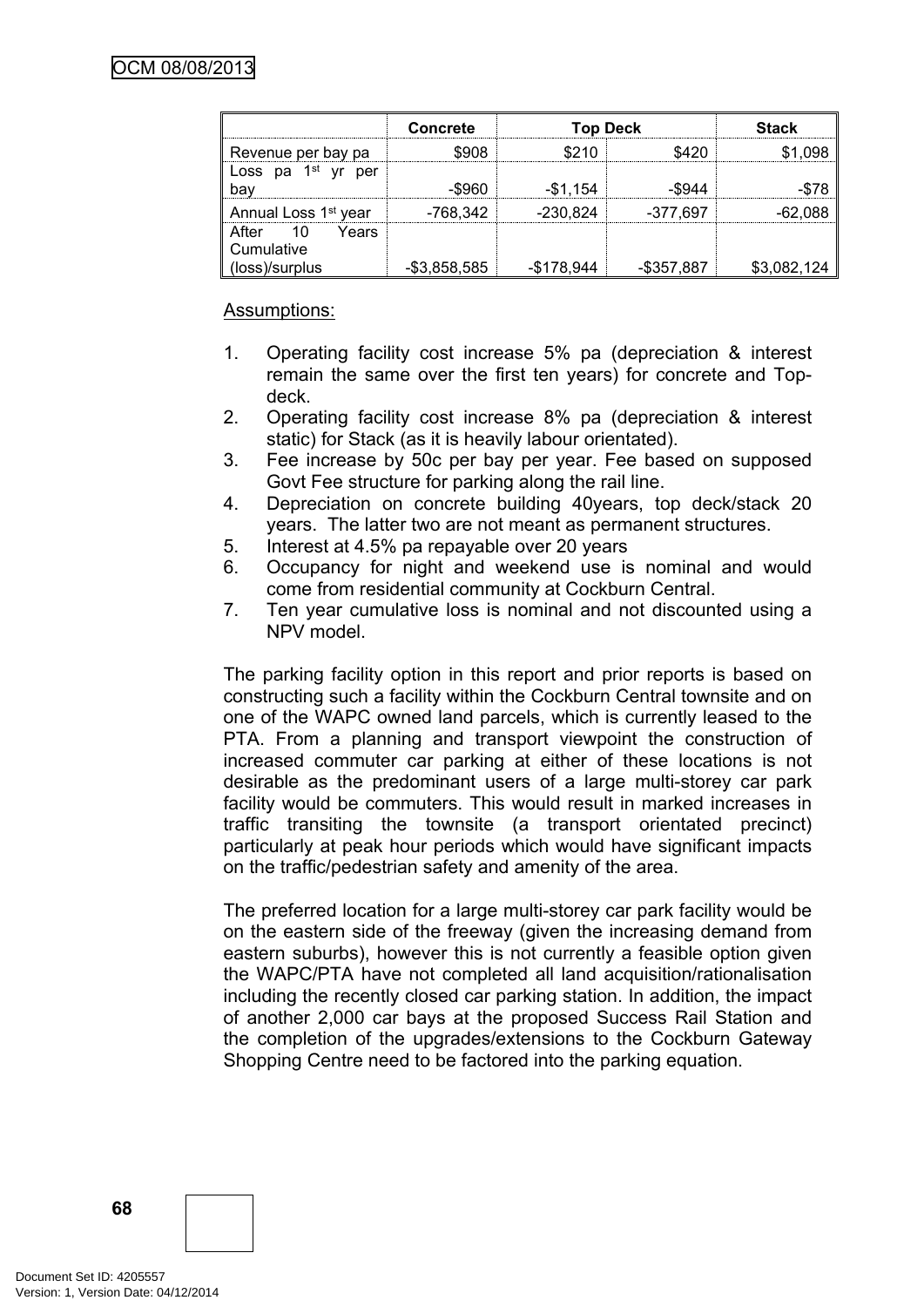| | Concrete | Top Deck | | Stack |
|---|---|---|---|---|
| Revenue per bay pa | $908 | $210 | $420 | $1,098 |
| Loss pa 1st yr per bay | -$960 | -$1,154 | -$944 | -$78 |
| Annual Loss 1st year | -768,342 | -230,824 | -377,697 | -62,088 |
| After 10 Years Cumulative (loss)/surplus | -$3,858,585 | -$178,944 | -$357,887 | $3,082,124 |

Assumptions:

1. Operating facility cost increase 5% pa (depreciation & interest remain the same over the first ten years) for concrete and Top-deck.
2. Operating facility cost increase 8% pa (depreciation & interest static) for Stack (as it is heavily labour orientated).
3. Fee increase by 50c per bay per year. Fee based on supposed Govt Fee structure for parking along the rail line.
4. Depreciation on concrete building 40years, top deck/stack 20 years. The latter two are not meant as permanent structures.
5. Interest at 4.5% pa repayable over 20 years
6. Occupancy for night and weekend use is nominal and would come from residential community at Cockburn Central.
7. Ten year cumulative loss is nominal and not discounted using a NPV model.

The parking facility option in this report and prior reports is based on constructing such a facility within the Cockburn Central townsite and on one of the WAPC owned land parcels, which is currently leased to the PTA. From a planning and transport viewpoint the construction of increased commuter car parking at either of these locations is not desirable as the predominant users of a large multi-storey car park facility would be commuters. This would result in marked increases in traffic transiting the townsite (a transport orientated precinct) particularly at peak hour periods which would have significant impacts on the traffic/pedestrian safety and amenity of the area.

The preferred location for a large multi-storey car park facility would be on the eastern side of the freeway (given the increasing demand from eastern suburbs), however this is not currently a feasible option given the WAPC/PTA have not completed all land acquisition/rationalisation including the recently closed car parking station. In addition, the impact of another 2,000 car bays at the proposed Success Rail Station and the completion of the upgrades/extensions to the Cockburn Gateway Shopping Centre need to be factored into the parking equation.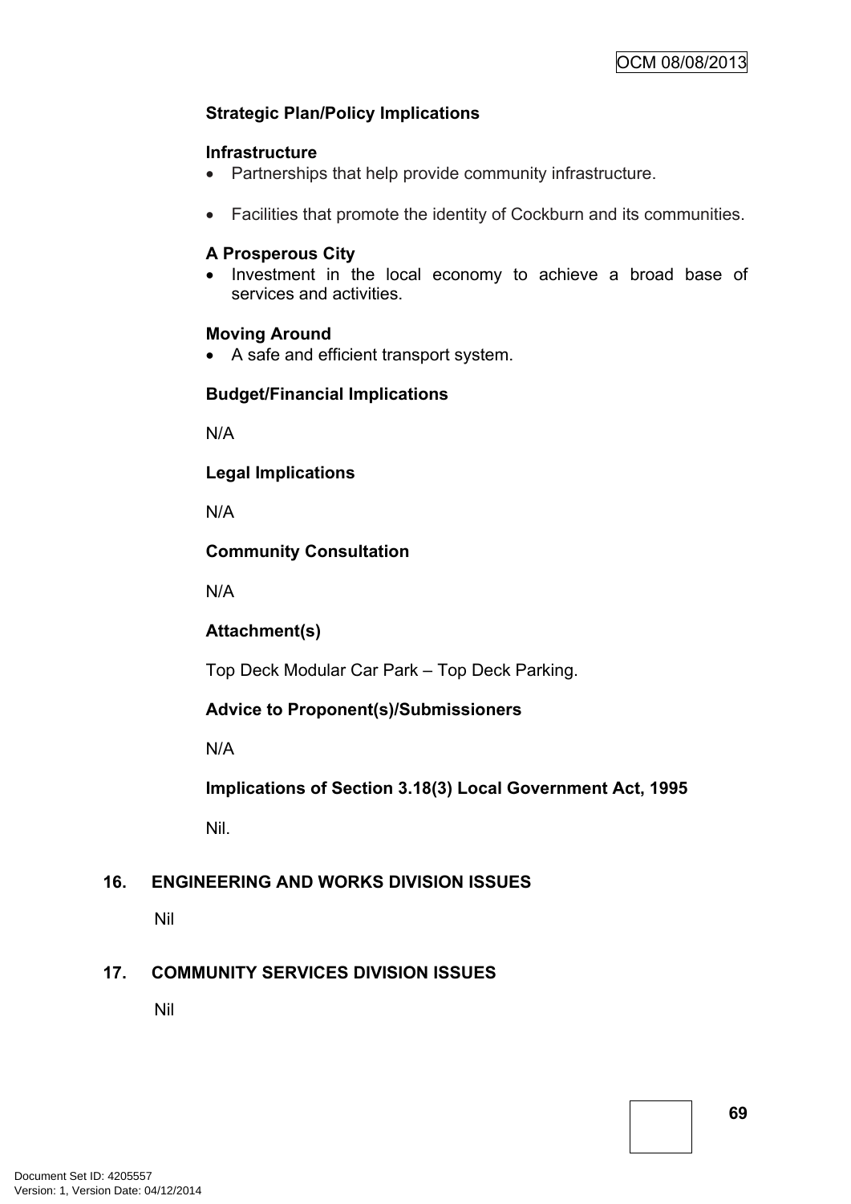**Strategic Plan/Policy Implications**

**Infrastructure**

- Partnerships that help provide community infrastructure.
- Facilities that promote the identity of Cockburn and its communities.

**A Prosperous City**

- Investment in the local economy to achieve a broad base of services and activities.

**Moving Around**

- A safe and efficient transport system.

**Budget/Financial Implications**

N/A

**Legal Implications**

N/A

**Community Consultation**

N/A

**Attachment(s)**

Top Deck Modular Car Park – Top Deck Parking.

**Advice to Proponent(s)/Submissioners**

N/A

**Implications of Section 3.18(3) Local Government Act, 1995**

Nil.

## 16. ENGINEERING AND WORKS DIVISION ISSUES

Nil

## 17. COMMUNITY SERVICES DIVISION ISSUES

Nil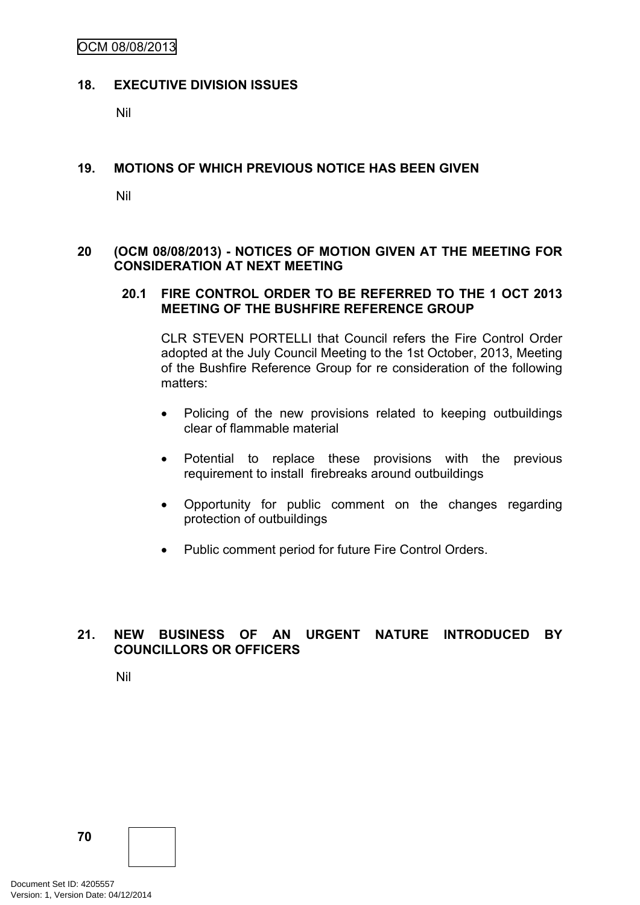## 18. EXECUTIVE DIVISION ISSUES

Nil

## 19. MOTIONS OF WHICH PREVIOUS NOTICE HAS BEEN GIVEN

Nil

## 20 (OCM 08/08/2013) - NOTICES OF MOTION GIVEN AT THE MEETING FOR CONSIDERATION AT NEXT MEETING

### 20.1 FIRE CONTROL ORDER TO BE REFERRED TO THE 1 OCT 2013 MEETING OF THE BUSHFIRE REFERENCE GROUP

CLR STEVEN PORTELLI that Council refers the Fire Control Order adopted at the July Council Meeting to the 1st October, 2013, Meeting of the Bushfire Reference Group for re consideration of the following matters:

- Policing of the new provisions related to keeping outbuildings clear of flammable material
- Potential to replace these provisions with the previous requirement to install firebreaks around outbuildings
- Opportunity for public comment on the changes regarding protection of outbuildings
- Public comment period for future Fire Control Orders.

## 21. NEW BUSINESS OF AN URGENT NATURE INTRODUCED BY COUNCILLORS OR OFFICERS

Nil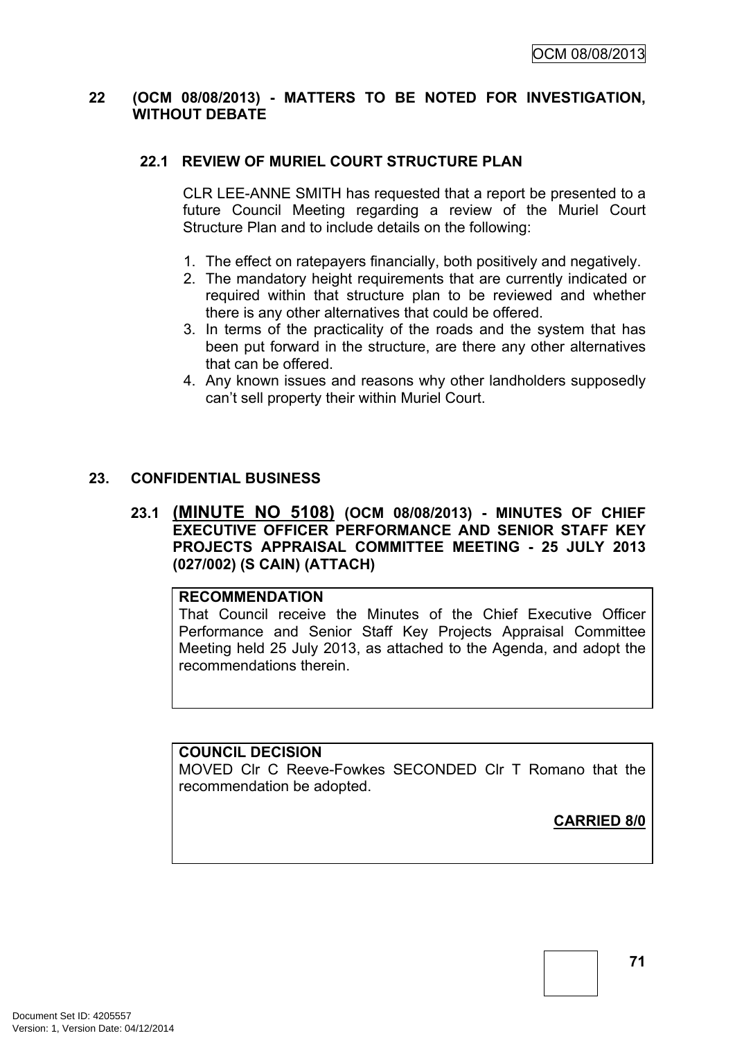## 22 (OCM 08/08/2013) - MATTERS TO BE NOTED FOR INVESTIGATION, WITHOUT DEBATE

### 22.1 REVIEW OF MURIEL COURT STRUCTURE PLAN

CLR LEE-ANNE SMITH has requested that a report be presented to a future Council Meeting regarding a review of the Muriel Court Structure Plan and to include details on the following:

1. The effect on ratepayers financially, both positively and negatively.
2. The mandatory height requirements that are currently indicated or required within that structure plan to be reviewed and whether there is any other alternatives that could be offered.
3. In terms of the practicality of the roads and the system that has been put forward in the structure, are there any other alternatives that can be offered.
4. Any known issues and reasons why other landholders supposedly can't sell property their within Muriel Court.

## 23. CONFIDENTIAL BUSINESS

### 23.1 (MINUTE NO 5108) (OCM 08/08/2013) - MINUTES OF CHIEF EXECUTIVE OFFICER PERFORMANCE AND SENIOR STAFF KEY PROJECTS APPRAISAL COMMITTEE MEETING - 25 JULY 2013 (027/002) (S CAIN) (ATTACH)

**RECOMMENDATION**

That Council receive the Minutes of the Chief Executive Officer Performance and Senior Staff Key Projects Appraisal Committee Meeting held 25 July 2013, as attached to the Agenda, and adopt the recommendations therein.

**COUNCIL DECISION**

MOVED Clr C Reeve-Fowkes SECONDED Clr T Romano that the recommendation be adopted.

**CARRIED 8/0**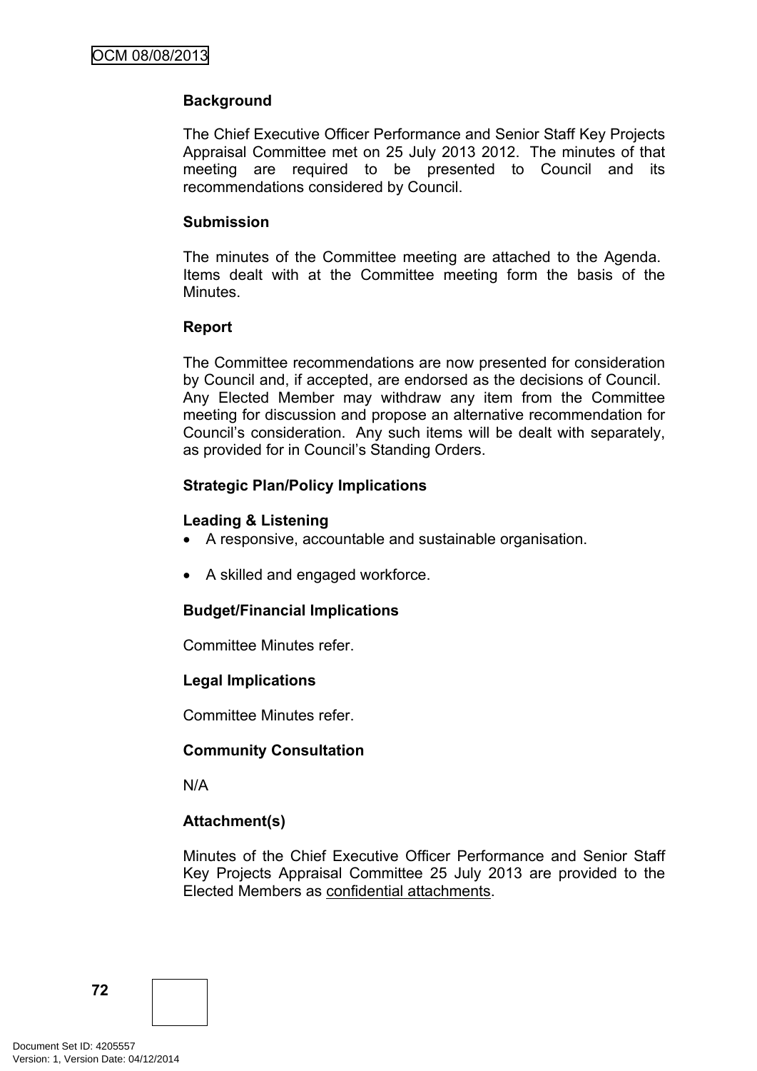**Background**

The Chief Executive Officer Performance and Senior Staff Key Projects Appraisal Committee met on 25 July 2013 2012. The minutes of that meeting are required to be presented to Council and its recommendations considered by Council.

**Submission**

The minutes of the Committee meeting are attached to the Agenda. Items dealt with at the Committee meeting form the basis of the Minutes.

**Report**

The Committee recommendations are now presented for consideration by Council and, if accepted, are endorsed as the decisions of Council. Any Elected Member may withdraw any item from the Committee meeting for discussion and propose an alternative recommendation for Council's consideration. Any such items will be dealt with separately, as provided for in Council's Standing Orders.

**Strategic Plan/Policy Implications**

**Leading & Listening**

- A responsive, accountable and sustainable organisation.
- A skilled and engaged workforce.

**Budget/Financial Implications**

Committee Minutes refer.

**Legal Implications**

Committee Minutes refer.

**Community Consultation**

N/A

**Attachment(s)**

Minutes of the Chief Executive Officer Performance and Senior Staff Key Projects Appraisal Committee 25 July 2013 are provided to the Elected Members as confidential attachments.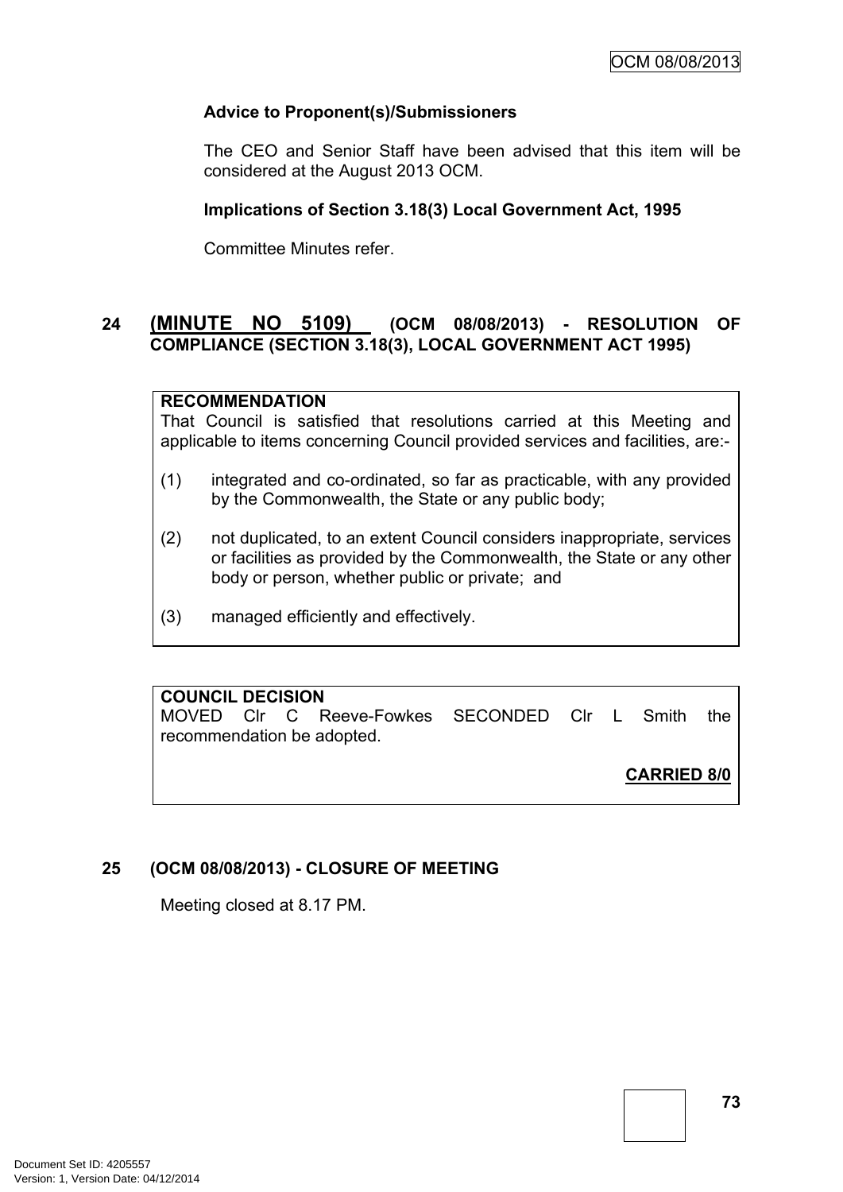**Advice to Proponent(s)/Submissioners**

The CEO and Senior Staff have been advised that this item will be considered at the August 2013 OCM.

**Implications of Section 3.18(3) Local Government Act, 1995**

Committee Minutes refer.

## 24 (MINUTE NO 5109) (OCM 08/08/2013) - RESOLUTION OF COMPLIANCE (SECTION 3.18(3), LOCAL GOVERNMENT ACT 1995)

**RECOMMENDATION**

That Council is satisfied that resolutions carried at this Meeting and applicable to items concerning Council provided services and facilities, are:-

(1) integrated and co-ordinated, so far as practicable, with any provided by the Commonwealth, the State or any public body;

(2) not duplicated, to an extent Council considers inappropriate, services or facilities as provided by the Commonwealth, the State or any other body or person, whether public or private; and

(3) managed efficiently and effectively.

**COUNCIL DECISION**

MOVED Clr C Reeve-Fowkes SECONDED Clr L Smith the recommendation be adopted.

**CARRIED 8/0**

## 25 (OCM 08/08/2013) - CLOSURE OF MEETING

Meeting closed at 8.17 PM.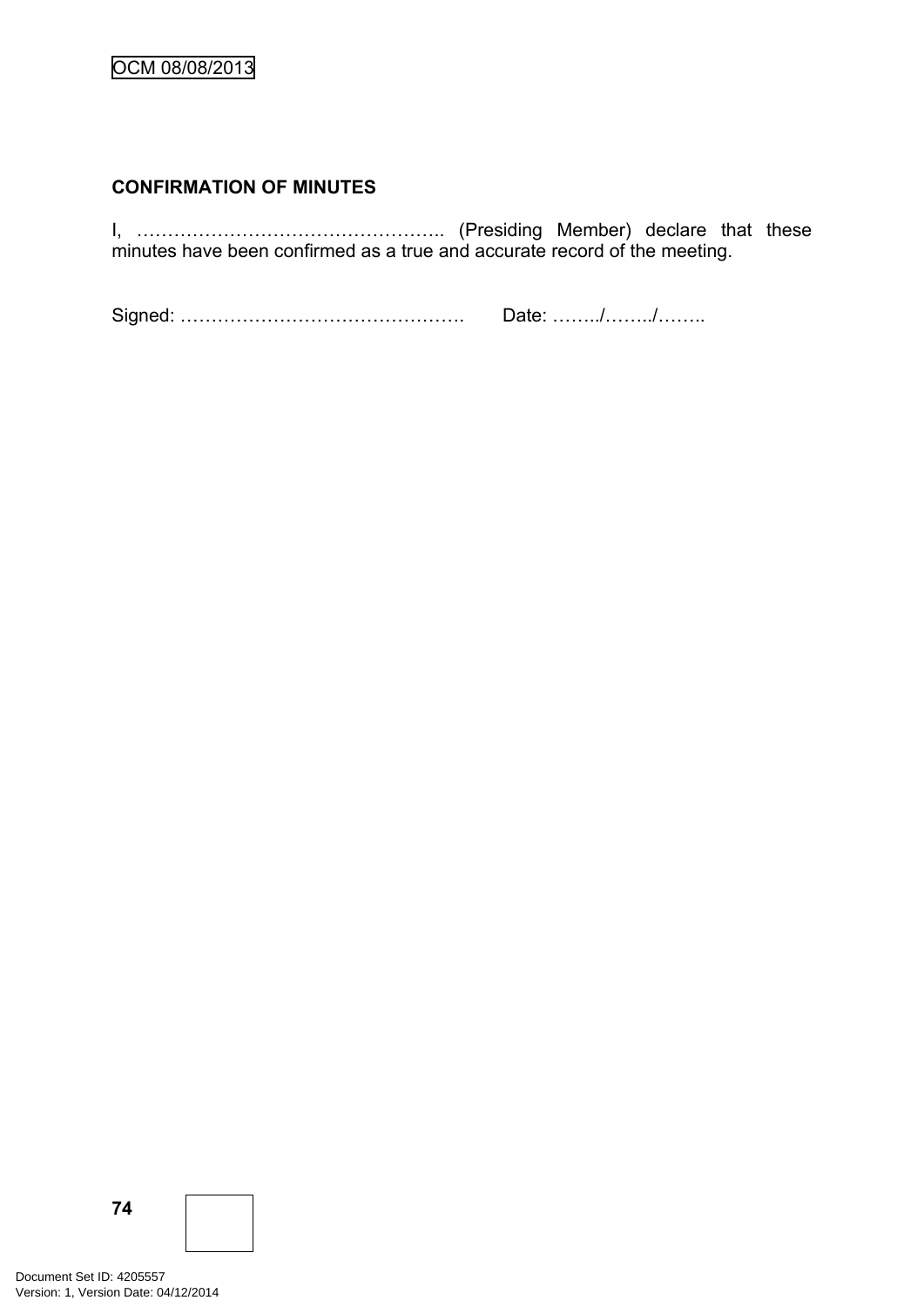## CONFIRMATION OF MINUTES

I, ………………………………………….. (Presiding Member) declare that these minutes have been confirmed as a true and accurate record of the meeting.

Signed: ………………………………………. Date: ……../……../……..